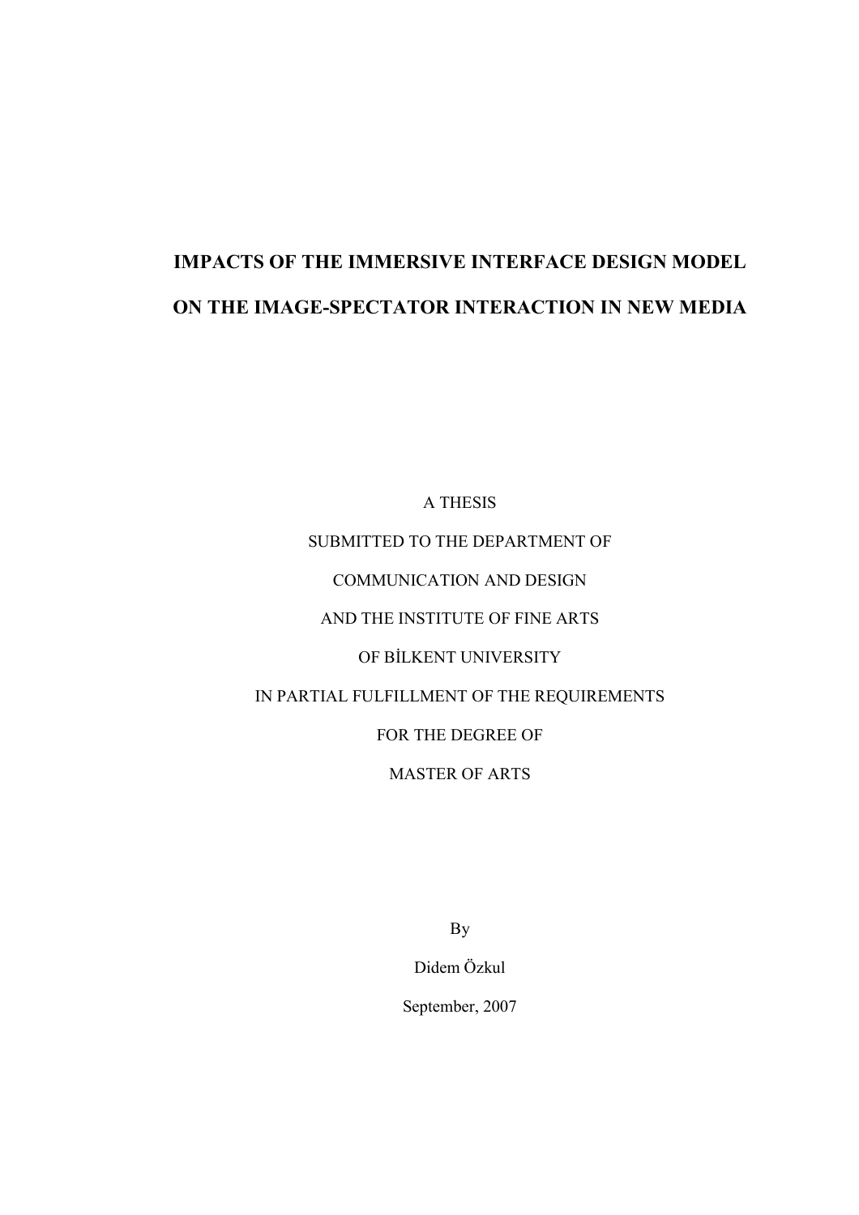# IMPACTS OF THE IMMERSIVE INTERFACE DESIGN MODEL ON THE IMAGE-SPECTATOR INTERACTION IN NEW MEDIA

A THESIS

SUBMITTED TO THE DEPARTMENT OF

COMMUNICATION AND DESIGN

AND THE INSTITUTE OF FINE ARTS

OF BİLKENT UNIVERSITY

IN PARTIAL FULFILLMENT OF THE REQUIREMENTS

FOR THE DEGREE OF

MASTER OF ARTS

By

Didem Özkul

September, 2007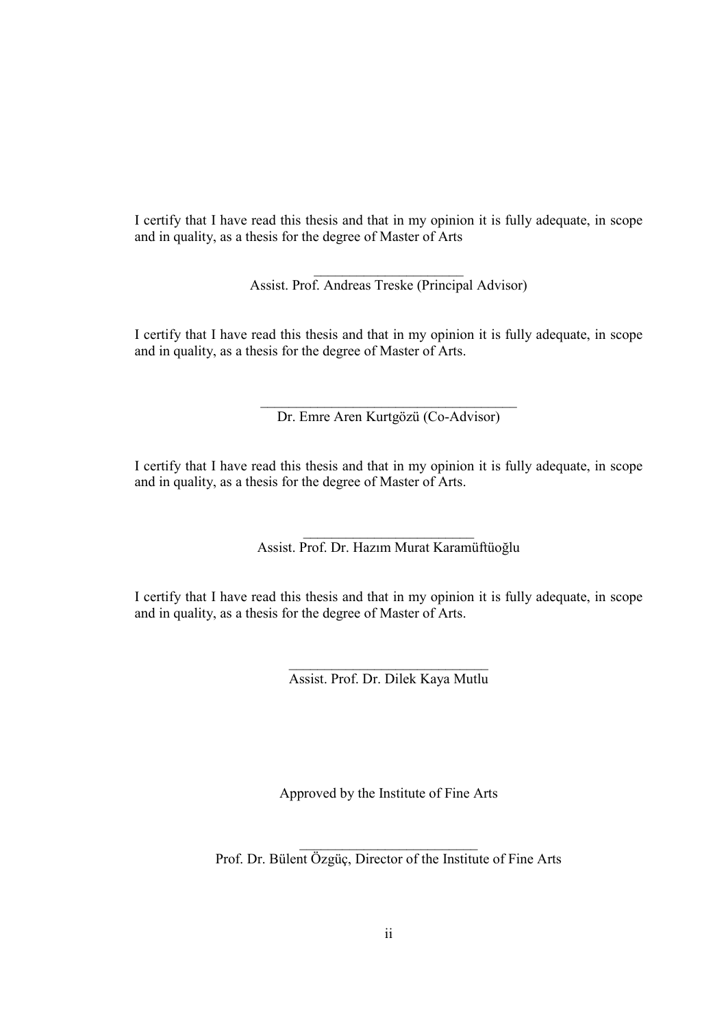I certify that I have read this thesis and that in my opinion it is fully adequate, in scope and in quality, as a thesis for the degree of Master of Arts

\_\_\_\_\_\_\_\_\_\_\_\_\_\_\_\_\_\_\_\_\_\_

Assist. Prof. Andreas Treske (Principal Advisor)

I certify that I have read this thesis and that in my opinion it is fully adequate, in scope and in quality, as a thesis for the degree of Master of Arts.

\_\_\_\_\_\_\_\_\_\_\_\_\_\_\_\_\_\_\_\_\_\_\_\_\_\_\_\_\_\_\_\_\_\_\_\_\_\_\_

Dr. Emre Aren Kurtgözü (Co-Advisor)

I certify that I have read this thesis and that in my opinion it is fully adequate, in scope and in quality, as a thesis for the degree of Master of Arts.

\_\_\_\_\_\_\_\_\_\_\_\_\_\_\_\_\_\_\_\_\_\_\_\_\_\_

Assist. Prof. Dr. Hazım Murat Karamüftüoğlu

I certify that I have read this thesis and that in my opinion it is fully adequate, in scope and in quality, as a thesis for the degree of Master of Arts.

\_\_\_\_\_\_\_\_\_\_\_\_\_\_\_\_\_\_\_\_\_\_\_\_\_\_\_\_\_\_\_

Assist. Prof. Dr. Dilek Kaya Mutlu

Approved by the Institute of Fine Arts

\_\_\_\_\_\_\_\_\_\_\_\_\_\_\_\_\_\_\_\_\_\_\_\_\_\_\_\_

Prof. Dr. Bülent Özgüç, Director of the Institute of Fine Arts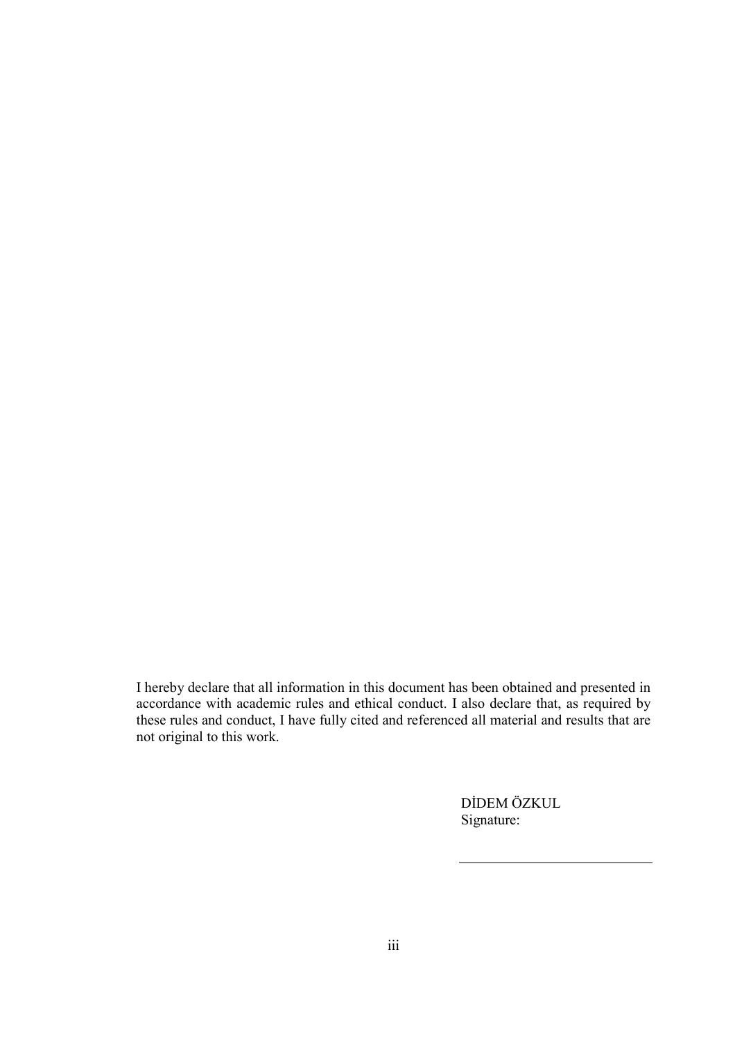I hereby declare that all information in this document has been obtained and presented in accordance with academic rules and ethical conduct. I also declare that, as required by these rules and conduct, I have fully cited and referenced all material and results that are not original to this work.

DİDEM ÖZKUL
Signature:

\_\_\_\_\_\_\_\_\_\_\_\_\_\_\_\_\_\_\_\_\_\_\_\_\_\_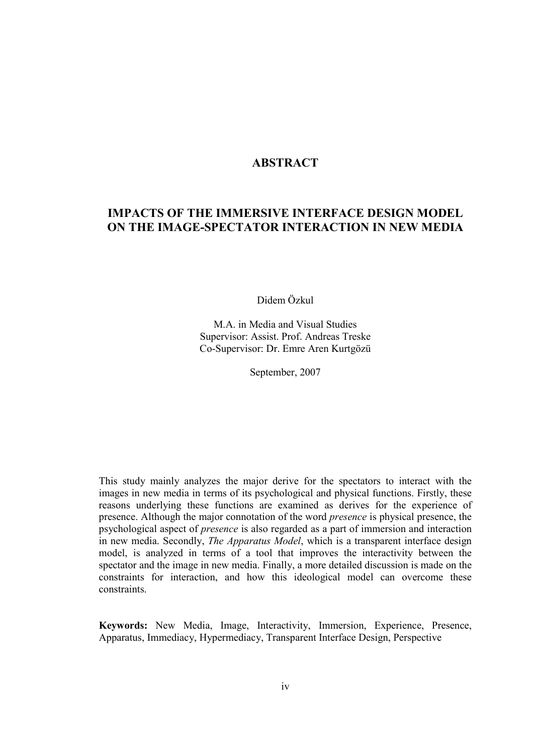# ABSTRACT

## IMPACTS OF THE IMMERSIVE INTERFACE DESIGN MODEL ON THE IMAGE-SPECTATOR INTERACTION IN NEW MEDIA

Didem Özkul

M.A. in Media and Visual Studies
Supervisor: Assist. Prof. Andreas Treske
Co-Supervisor: Dr. Emre Aren Kurtgözü

September, 2007

This study mainly analyzes the major derive for the spectators to interact with the images in new media in terms of its psychological and physical functions. Firstly, these reasons underlying these functions are examined as derives for the experience of presence. Although the major connotation of the word *presence* is physical presence, the psychological aspect of *presence* is also regarded as a part of immersion and interaction in new media. Secondly, *The Apparatus Model*, which is a transparent interface design model, is analyzed in terms of a tool that improves the interactivity between the spectator and the image in new media. Finally, a more detailed discussion is made on the constraints for interaction, and how this ideological model can overcome these constraints.

**Keywords:** New Media, Image, Interactivity, Immersion, Experience, Presence, Apparatus, Immediacy, Hypermediacy, Transparent Interface Design, Perspective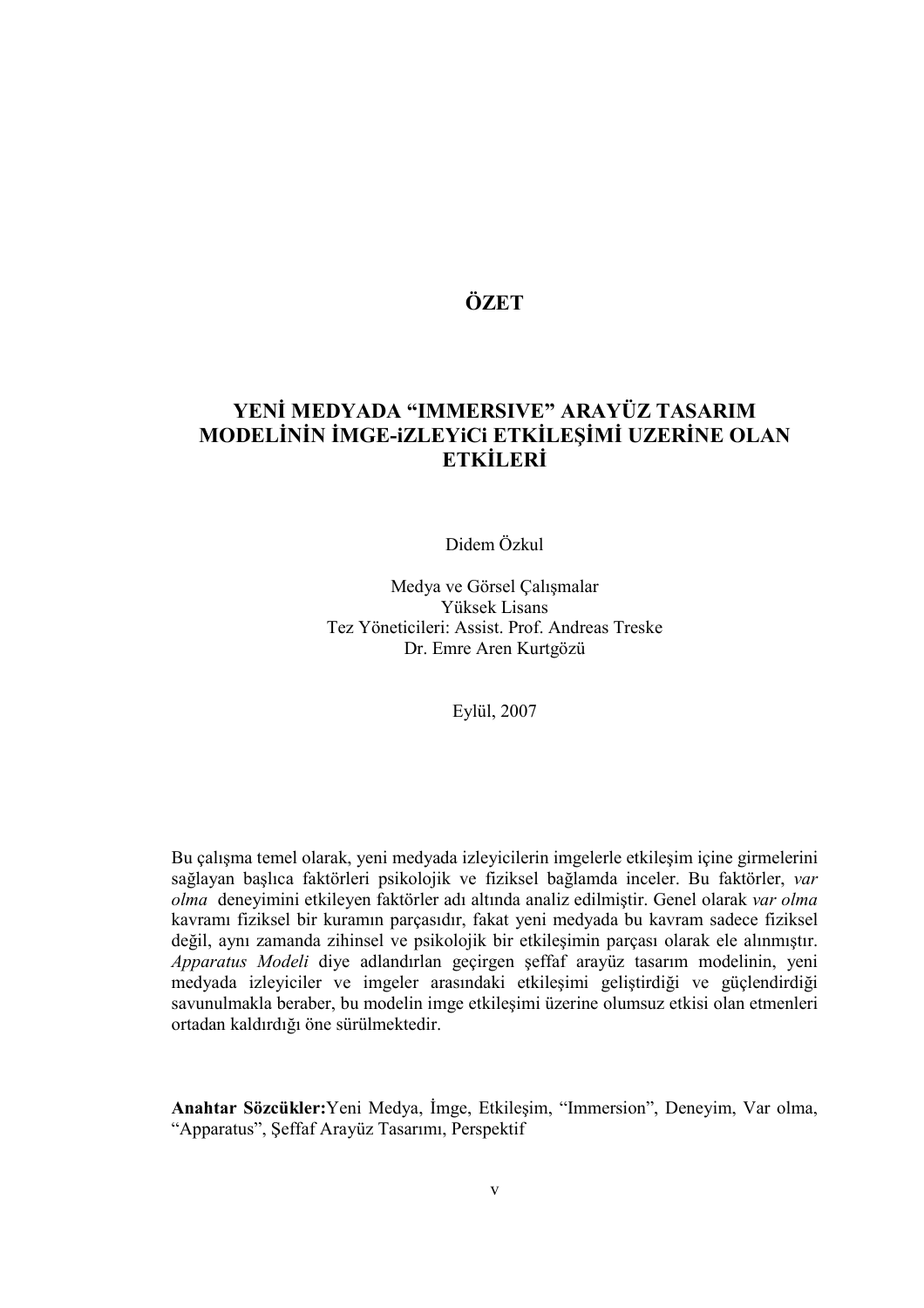# ÖZET

## YENİ MEDYADA "IMMERSIVE" ARAYÜZ TASARIM MODELİNİN İMGE-iZLEYiCi ETKİLEŞİMİ UZERİNE OLAN ETKİLERİ

Didem Özkul

Medya ve Görsel Çalışmalar
Yüksek Lisans
Tez Yöneticileri: Assist. Prof. Andreas Treske
Dr. Emre Aren Kurtgözü

Eylül, 2007

Bu çalışma temel olarak, yeni medyada izleyicilerin imgelerle etkileşim içine girmelerini sağlayan başlıca faktörleri psikolojik ve fiziksel bağlamda inceler. Bu faktörler, *var olma* deneyimini etkileyen faktörler adı altında analiz edilmiştir. Genel olarak *var olma* kavramı fiziksel bir kuramın parçasıdır, fakat yeni medyada bu kavram sadece fiziksel değil, aynı zamanda zihinsel ve psikolojik bir etkileşimin parçası olarak ele alınmıştır. *Apparatus Modeli* diye adlandırılan geçirgen şeffaf arayüz tasarım modelinin, yeni medyada izleyiciler ve imgeler arasındaki etkileşimi geliştirdiği ve güçlendirdiği savunulmakla beraber, bu modelin imge etkileşimi üzerine olumsuz etkisi olan etmenleri ortadan kaldırdığı öne sürülmektedir.

**Anahtar Sözcükler:**Yeni Medya, İmge, Etkileşim, "Immersion", Deneyim, Var olma, "Apparatus", Şeffaf Arayüz Tasarımı, Perspektif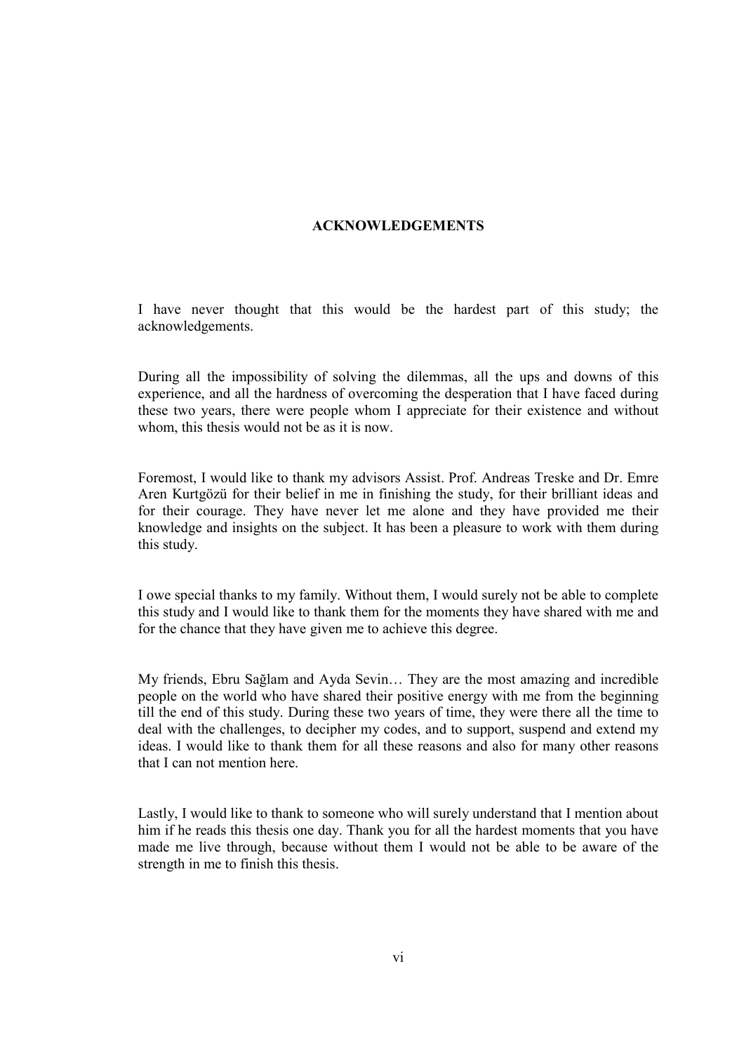# ACKNOWLEDGEMENTS

I have never thought that this would be the hardest part of this study; the acknowledgements.

During all the impossibility of solving the dilemmas, all the ups and downs of this experience, and all the hardness of overcoming the desperation that I have faced during these two years, there were people whom I appreciate for their existence and without whom, this thesis would not be as it is now.

Foremost, I would like to thank my advisors Assist. Prof. Andreas Treske and Dr. Emre Aren Kurtgözü for their belief in me in finishing the study, for their brilliant ideas and for their courage. They have never let me alone and they have provided me their knowledge and insights on the subject. It has been a pleasure to work with them during this study.

I owe special thanks to my family. Without them, I would surely not be able to complete this study and I would like to thank them for the moments they have shared with me and for the chance that they have given me to achieve this degree.

My friends, Ebru Sağlam and Ayda Sevin… They are the most amazing and incredible people on the world who have shared their positive energy with me from the beginning till the end of this study. During these two years of time, they were there all the time to deal with the challenges, to decipher my codes, and to support, suspend and extend my ideas. I would like to thank them for all these reasons and also for many other reasons that I can not mention here.

Lastly, I would like to thank to someone who will surely understand that I mention about him if he reads this thesis one day. Thank you for all the hardest moments that you have made me live through, because without them I would not be able to be aware of the strength in me to finish this thesis.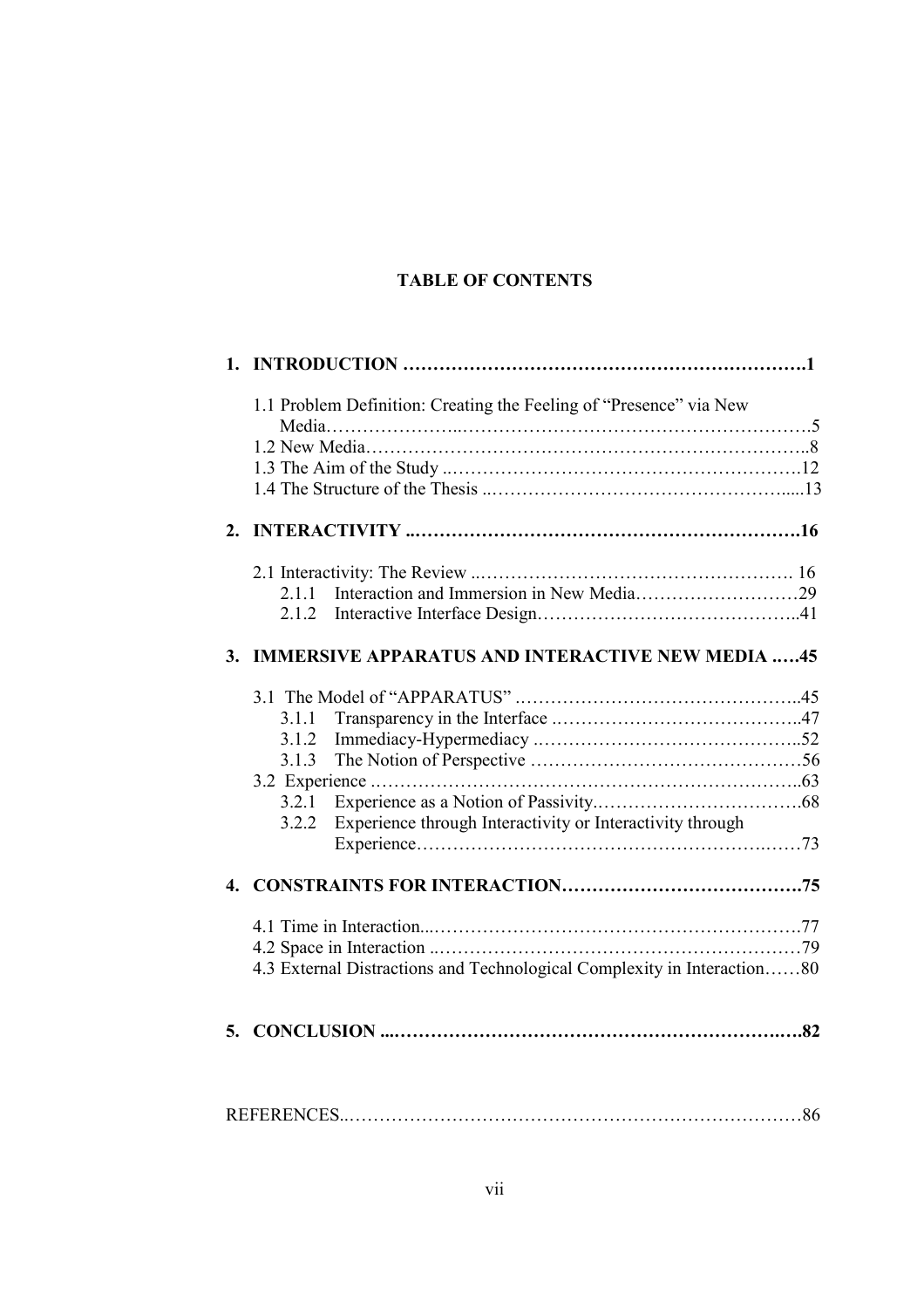**TABLE OF CONTENTS**

**1. INTRODUCTION ……………………………………………………………1**

1.1 Problem Definition: Creating the Feeling of "Presence" via New Media…………………..…………………………………………………5

1.2 New Media………………………………………………………………..8

1.3 The Aim of the Study ..…………………………………………….……..12

1.4 The Structure of the Thesis ..…………………………………………......13

**2. INTERACTIVITY ..………………………………………………………16**

2.1 Interactivity: The Review ..……………………………………………. 16

2.1.1 Interaction and Immersion in New Media………………………29

2.1.2 Interactive Interface Design……………………………………..41

**3. IMMERSIVE APPARATUS AND INTERACTIVE NEW MEDIA .….45**

3.1 The Model of "APPARATUS" ………………………………………..45

3.1.1 Transparency in the Interface .…………………………………..47

3.1.2 Immediacy-Hypermediacy .……………………………………..52

3.1.3 The Notion of Perspective ………………………………….……56

3.2 Experience .…………………………………………………………..63

3.2.1 Experience as a Notion of Passivity.……………………………68

3.2.2 Experience through Interactivity or Interactivity through Experience…………………………………………………….……73

**4. CONSTRAINTS FOR INTERACTION…………………………………75**

4.1 Time in Interaction...…………………………………………………….77

4.2 Space in Interaction ..……………………………………………………79

4.3 External Distractions and Technological Complexity in Interaction……80

**5. CONCLUSION ...…………………………………………………….…82**

REFERENCES..…………………………………………………………………86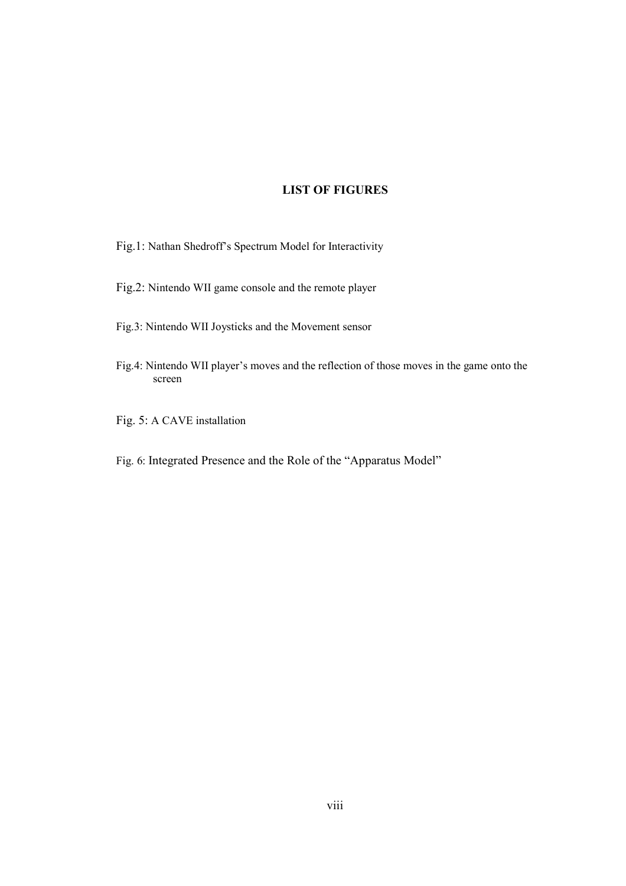## LIST OF FIGURES

Fig.1: Nathan Shedroff's Spectrum Model for Interactivity

Fig.2: Nintendo WII game console and the remote player

Fig.3: Nintendo WII Joysticks and the Movement sensor

Fig.4: Nintendo WII player's moves and the reflection of those moves in the game onto the screen

Fig. 5: A CAVE installation

Fig. 6: Integrated Presence and the Role of the "Apparatus Model"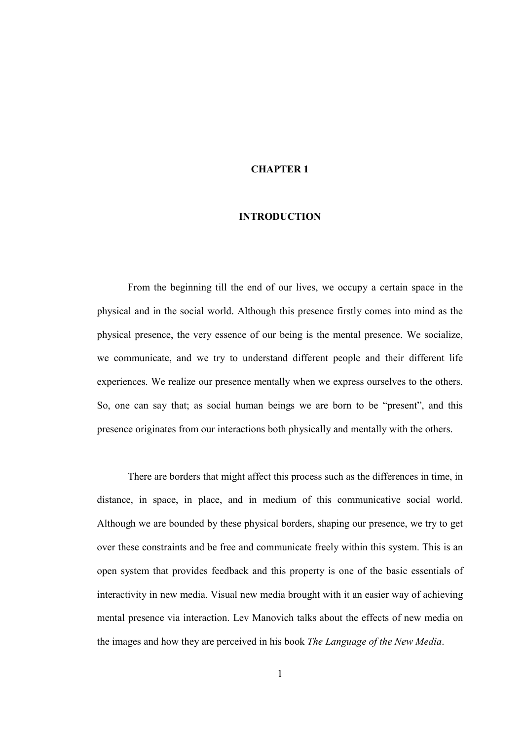# CHAPTER 1

# INTRODUCTION

From the beginning till the end of our lives, we occupy a certain space in the physical and in the social world. Although this presence firstly comes into mind as the physical presence, the very essence of our being is the mental presence. We socialize, we communicate, and we try to understand different people and their different life experiences. We realize our presence mentally when we express ourselves to the others. So, one can say that; as social human beings we are born to be "present", and this presence originates from our interactions both physically and mentally with the others.

There are borders that might affect this process such as the differences in time, in distance, in space, in place, and in medium of this communicative social world. Although we are bounded by these physical borders, shaping our presence, we try to get over these constraints and be free and communicate freely within this system. This is an open system that provides feedback and this property is one of the basic essentials of interactivity in new media. Visual new media brought with it an easier way of achieving mental presence via interaction. Lev Manovich talks about the effects of new media on the images and how they are perceived in his book *The Language of the New Media*.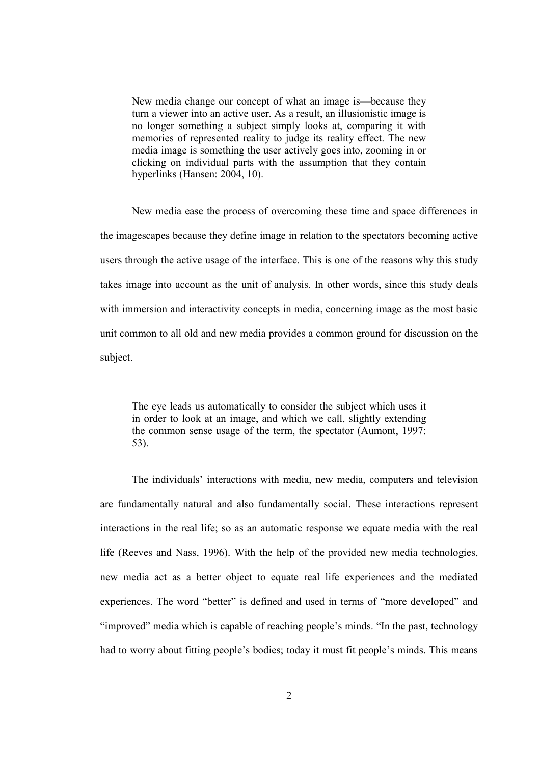> New media change our concept of what an image is—because they turn a viewer into an active user. As a result, an illusionistic image is no longer something a subject simply looks at, comparing it with memories of represented reality to judge its reality effect. The new media image is something the user actively goes into, zooming in or clicking on individual parts with the assumption that they contain hyperlinks (Hansen: 2004, 10).

New media ease the process of overcoming these time and space differences in the imagescapes because they define image in relation to the spectators becoming active users through the active usage of the interface. This is one of the reasons why this study takes image into account as the unit of analysis. In other words, since this study deals with immersion and interactivity concepts in media, concerning image as the most basic unit common to all old and new media provides a common ground for discussion on the subject.

> The eye leads us automatically to consider the subject which uses it in order to look at an image, and which we call, slightly extending the common sense usage of the term, the spectator (Aumont, 1997: 53).

The individuals' interactions with media, new media, computers and television are fundamentally natural and also fundamentally social. These interactions represent interactions in the real life; so as an automatic response we equate media with the real life (Reeves and Nass, 1996). With the help of the provided new media technologies, new media act as a better object to equate real life experiences and the mediated experiences. The word "better" is defined and used in terms of "more developed" and "improved" media which is capable of reaching people's minds. "In the past, technology had to worry about fitting people's bodies; today it must fit people's minds. This means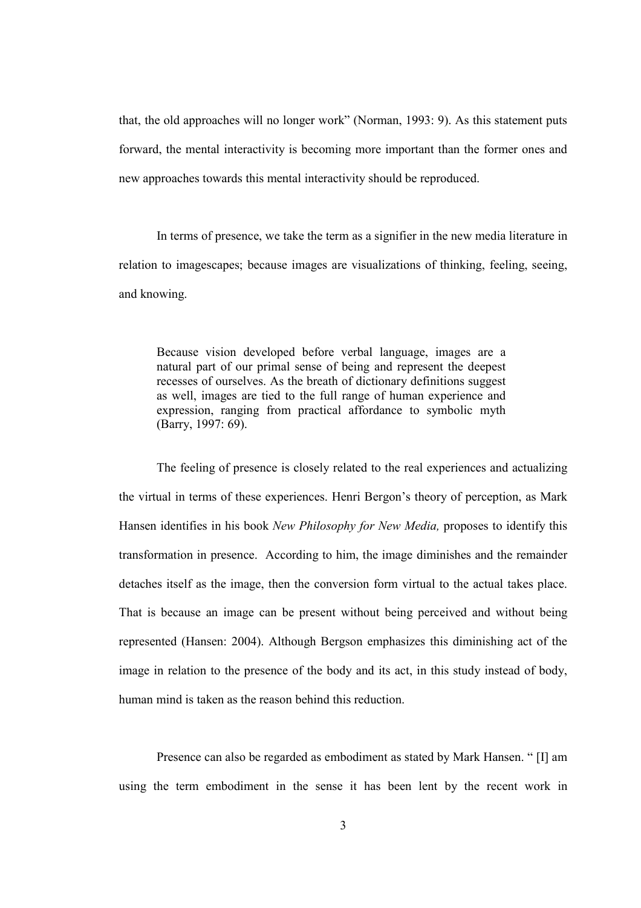that, the old approaches will no longer work" (Norman, 1993: 9). As this statement puts forward, the mental interactivity is becoming more important than the former ones and new approaches towards this mental interactivity should be reproduced.

In terms of presence, we take the term as a signifier in the new media literature in relation to imagescapes; because images are visualizations of thinking, feeling, seeing, and knowing.

> Because vision developed before verbal language, images are a natural part of our primal sense of being and represent the deepest recesses of ourselves. As the breath of dictionary definitions suggest as well, images are tied to the full range of human experience and expression, ranging from practical affordance to symbolic myth (Barry, 1997: 69).

The feeling of presence is closely related to the real experiences and actualizing the virtual in terms of these experiences. Henri Bergon's theory of perception, as Mark Hansen identifies in his book *New Philosophy for New Media,* proposes to identify this transformation in presence. According to him, the image diminishes and the remainder detaches itself as the image, then the conversion form virtual to the actual takes place. That is because an image can be present without being perceived and without being represented (Hansen: 2004). Although Bergson emphasizes this diminishing act of the image in relation to the presence of the body and its act, in this study instead of body, human mind is taken as the reason behind this reduction.

Presence can also be regarded as embodiment as stated by Mark Hansen. " [I] am using the term embodiment in the sense it has been lent by the recent work in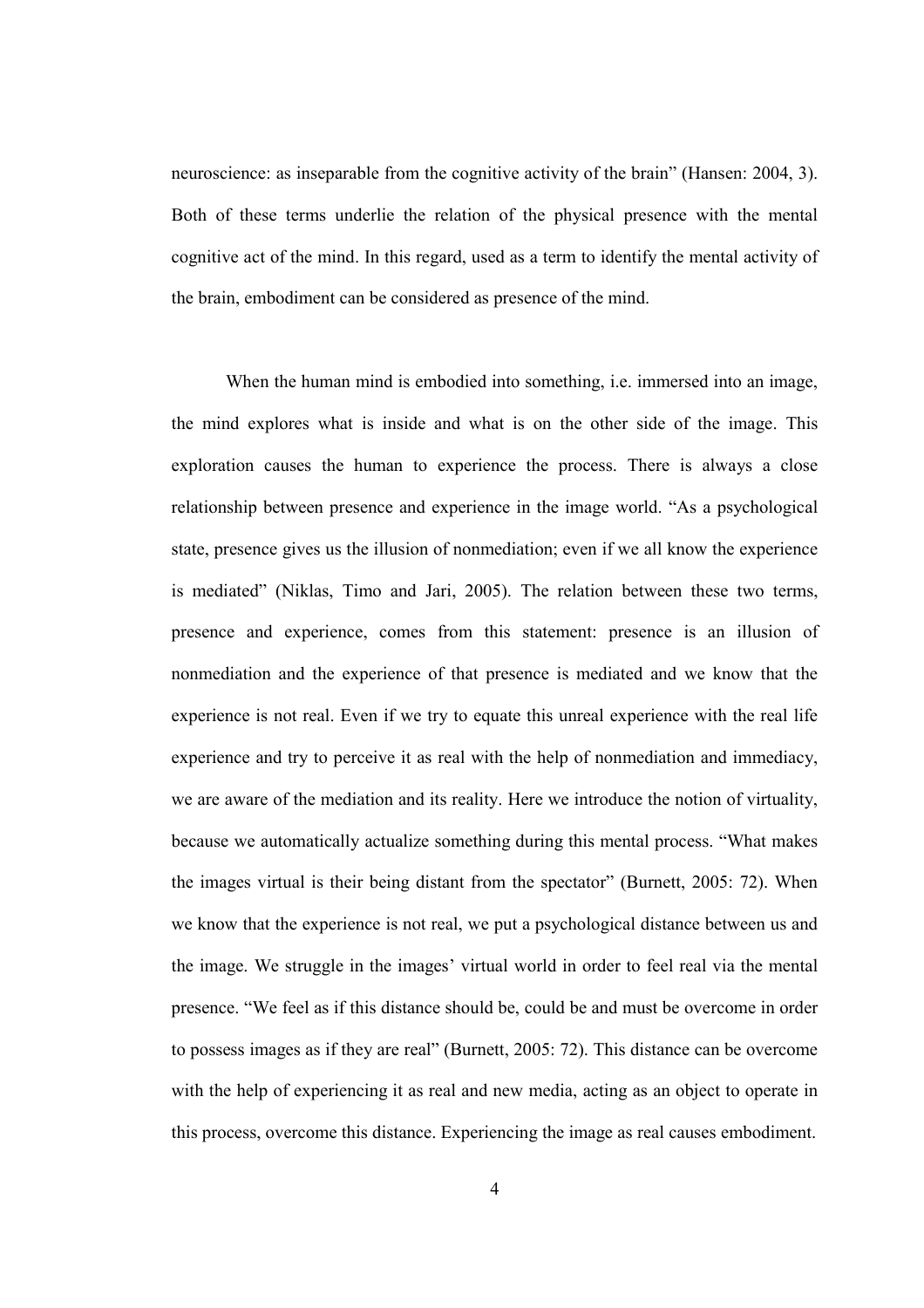neuroscience: as inseparable from the cognitive activity of the brain" (Hansen: 2004, 3). Both of these terms underlie the relation of the physical presence with the mental cognitive act of the mind. In this regard, used as a term to identify the mental activity of the brain, embodiment can be considered as presence of the mind.

When the human mind is embodied into something, i.e. immersed into an image, the mind explores what is inside and what is on the other side of the image. This exploration causes the human to experience the process. There is always a close relationship between presence and experience in the image world. "As a psychological state, presence gives us the illusion of nonmediation; even if we all know the experience is mediated" (Niklas, Timo and Jari, 2005). The relation between these two terms, presence and experience, comes from this statement: presence is an illusion of nonmediation and the experience of that presence is mediated and we know that the experience is not real. Even if we try to equate this unreal experience with the real life experience and try to perceive it as real with the help of nonmediation and immediacy, we are aware of the mediation and its reality. Here we introduce the notion of virtuality, because we automatically actualize something during this mental process. "What makes the images virtual is their being distant from the spectator" (Burnett, 2005: 72). When we know that the experience is not real, we put a psychological distance between us and the image. We struggle in the images' virtual world in order to feel real via the mental presence. "We feel as if this distance should be, could be and must be overcome in order to possess images as if they are real" (Burnett, 2005: 72). This distance can be overcome with the help of experiencing it as real and new media, acting as an object to operate in this process, overcome this distance. Experiencing the image as real causes embodiment.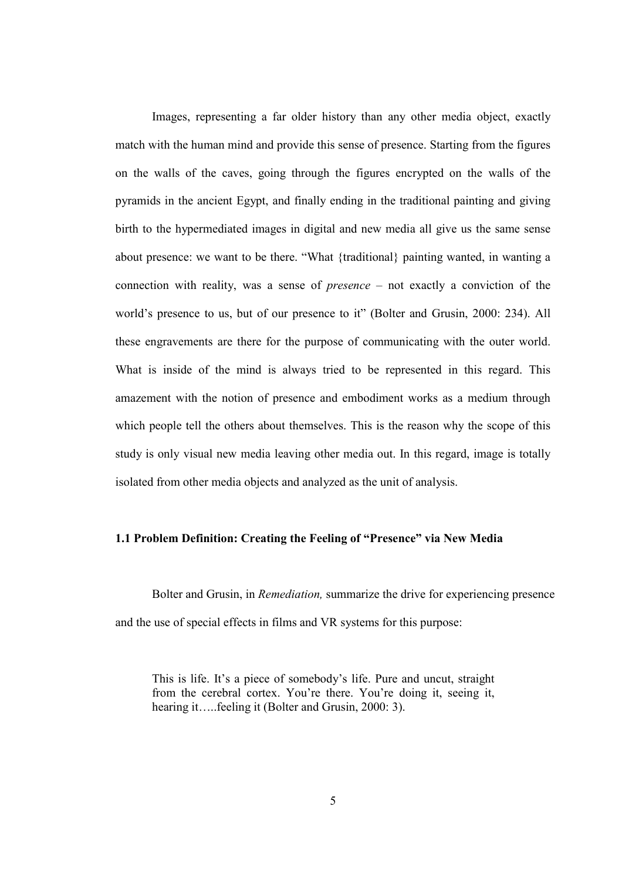Images, representing a far older history than any other media object, exactly match with the human mind and provide this sense of presence. Starting from the figures on the walls of the caves, going through the figures encrypted on the walls of the pyramids in the ancient Egypt, and finally ending in the traditional painting and giving birth to the hypermediated images in digital and new media all give us the same sense about presence: we want to be there. "What {traditional} painting wanted, in wanting a connection with reality, was a sense of *presence* – not exactly a conviction of the world's presence to us, but of our presence to it" (Bolter and Grusin, 2000: 234). All these engravements are there for the purpose of communicating with the outer world. What is inside of the mind is always tried to be represented in this regard. This amazement with the notion of presence and embodiment works as a medium through which people tell the others about themselves. This is the reason why the scope of this study is only visual new media leaving other media out. In this regard, image is totally isolated from other media objects and analyzed as the unit of analysis.

### 1.1 Problem Definition: Creating the Feeling of "Presence" via New Media

Bolter and Grusin, in *Remediation,* summarize the drive for experiencing presence and the use of special effects in films and VR systems for this purpose:

> This is life. It's a piece of somebody's life. Pure and uncut, straight from the cerebral cortex. You're there. You're doing it, seeing it, hearing it…..feeling it (Bolter and Grusin, 2000: 3).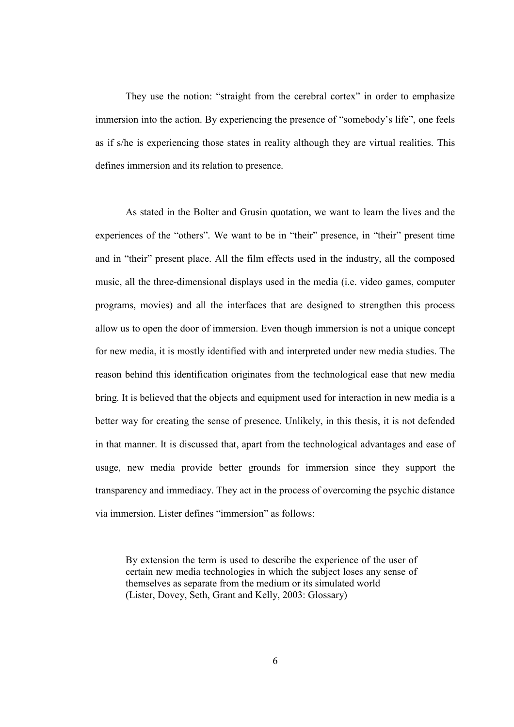They use the notion: "straight from the cerebral cortex" in order to emphasize immersion into the action. By experiencing the presence of "somebody's life", one feels as if s/he is experiencing those states in reality although they are virtual realities. This defines immersion and its relation to presence.

As stated in the Bolter and Grusin quotation, we want to learn the lives and the experiences of the "others". We want to be in "their" presence, in "their" present time and in "their" present place. All the film effects used in the industry, all the composed music, all the three-dimensional displays used in the media (i.e. video games, computer programs, movies) and all the interfaces that are designed to strengthen this process allow us to open the door of immersion. Even though immersion is not a unique concept for new media, it is mostly identified with and interpreted under new media studies. The reason behind this identification originates from the technological ease that new media bring. It is believed that the objects and equipment used for interaction in new media is a better way for creating the sense of presence. Unlikely, in this thesis, it is not defended in that manner. It is discussed that, apart from the technological advantages and ease of usage, new media provide better grounds for immersion since they support the transparency and immediacy. They act in the process of overcoming the psychic distance via immersion. Lister defines "immersion" as follows:

> By extension the term is used to describe the experience of the user of certain new media technologies in which the subject loses any sense of themselves as separate from the medium or its simulated world
> (Lister, Dovey, Seth, Grant and Kelly, 2003: Glossary)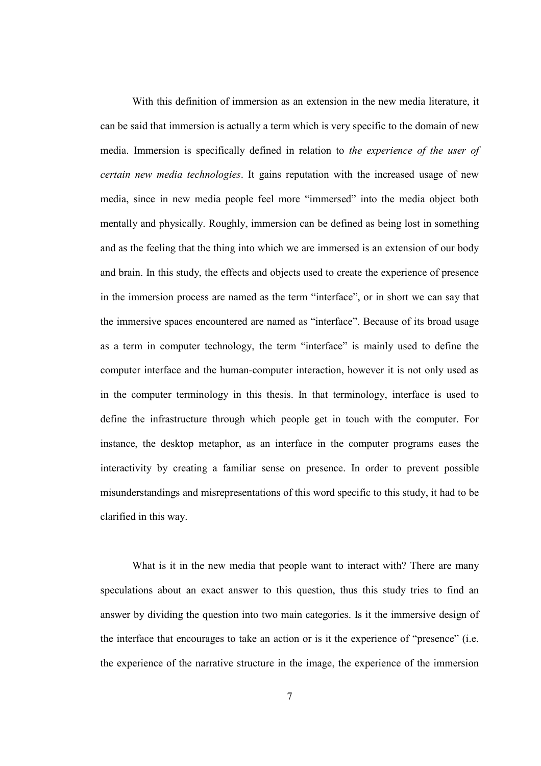With this definition of immersion as an extension in the new media literature, it can be said that immersion is actually a term which is very specific to the domain of new media. Immersion is specifically defined in relation to *the experience of the user of certain new media technologies*. It gains reputation with the increased usage of new media, since in new media people feel more "immersed" into the media object both mentally and physically. Roughly, immersion can be defined as being lost in something and as the feeling that the thing into which we are immersed is an extension of our body and brain. In this study, the effects and objects used to create the experience of presence in the immersion process are named as the term "interface", or in short we can say that the immersive spaces encountered are named as "interface". Because of its broad usage as a term in computer technology, the term "interface" is mainly used to define the computer interface and the human-computer interaction, however it is not only used as in the computer terminology in this thesis. In that terminology, interface is used to define the infrastructure through which people get in touch with the computer. For instance, the desktop metaphor, as an interface in the computer programs eases the interactivity by creating a familiar sense on presence. In order to prevent possible misunderstandings and misrepresentations of this word specific to this study, it had to be clarified in this way.

What is it in the new media that people want to interact with? There are many speculations about an exact answer to this question, thus this study tries to find an answer by dividing the question into two main categories. Is it the immersive design of the interface that encourages to take an action or is it the experience of "presence" (i.e. the experience of the narrative structure in the image, the experience of the immersion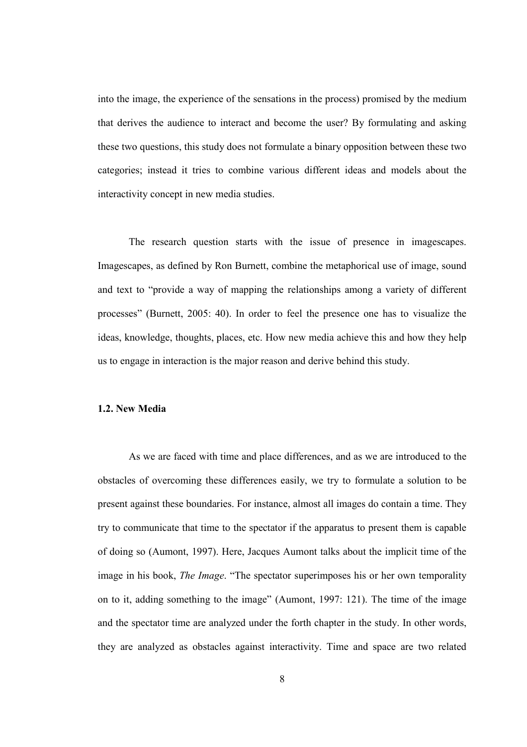into the image, the experience of the sensations in the process) promised by the medium that derives the audience to interact and become the user? By formulating and asking these two questions, this study does not formulate a binary opposition between these two categories; instead it tries to combine various different ideas and models about the interactivity concept in new media studies.

The research question starts with the issue of presence in imagescapes. Imagescapes, as defined by Ron Burnett, combine the metaphorical use of image, sound and text to "provide a way of mapping the relationships among a variety of different processes" (Burnett, 2005: 40). In order to feel the presence one has to visualize the ideas, knowledge, thoughts, places, etc. How new media achieve this and how they help us to engage in interaction is the major reason and derive behind this study.

### 1.2. New Media

As we are faced with time and place differences, and as we are introduced to the obstacles of overcoming these differences easily, we try to formulate a solution to be present against these boundaries. For instance, almost all images do contain a time. They try to communicate that time to the spectator if the apparatus to present them is capable of doing so (Aumont, 1997). Here, Jacques Aumont talks about the implicit time of the image in his book, *The Image*. "The spectator superimposes his or her own temporality on to it, adding something to the image" (Aumont, 1997: 121). The time of the image and the spectator time are analyzed under the forth chapter in the study. In other words, they are analyzed as obstacles against interactivity. Time and space are two related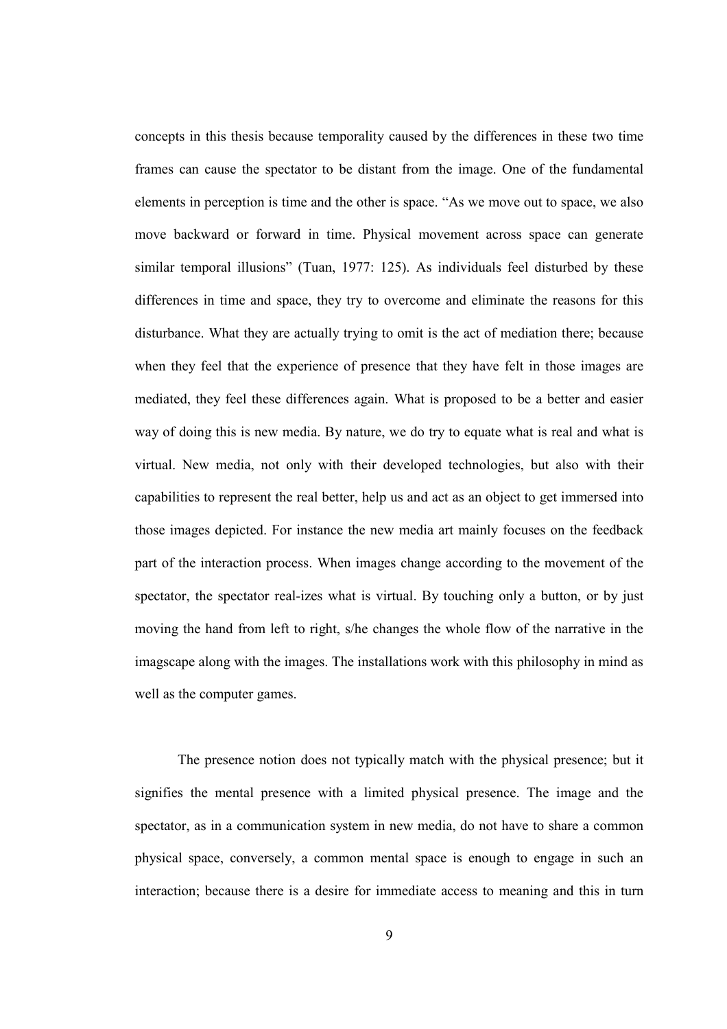concepts in this thesis because temporality caused by the differences in these two time frames can cause the spectator to be distant from the image. One of the fundamental elements in perception is time and the other is space. "As we move out to space, we also move backward or forward in time. Physical movement across space can generate similar temporal illusions" (Tuan, 1977: 125). As individuals feel disturbed by these differences in time and space, they try to overcome and eliminate the reasons for this disturbance. What they are actually trying to omit is the act of mediation there; because when they feel that the experience of presence that they have felt in those images are mediated, they feel these differences again. What is proposed to be a better and easier way of doing this is new media. By nature, we do try to equate what is real and what is virtual. New media, not only with their developed technologies, but also with their capabilities to represent the real better, help us and act as an object to get immersed into those images depicted. For instance the new media art mainly focuses on the feedback part of the interaction process. When images change according to the movement of the spectator, the spectator real-izes what is virtual. By touching only a button, or by just moving the hand from left to right, s/he changes the whole flow of the narrative in the imagscape along with the images. The installations work with this philosophy in mind as well as the computer games.

The presence notion does not typically match with the physical presence; but it signifies the mental presence with a limited physical presence. The image and the spectator, as in a communication system in new media, do not have to share a common physical space, conversely, a common mental space is enough to engage in such an interaction; because there is a desire for immediate access to meaning and this in turn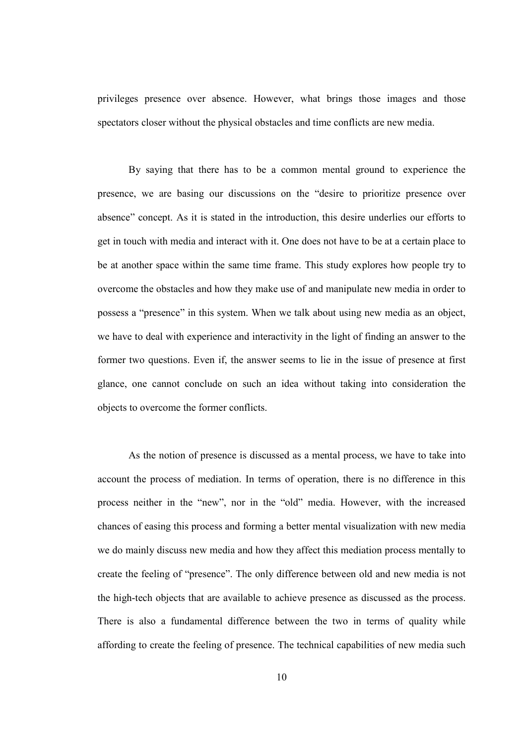privileges presence over absence. However, what brings those images and those spectators closer without the physical obstacles and time conflicts are new media.

By saying that there has to be a common mental ground to experience the presence, we are basing our discussions on the "desire to prioritize presence over absence" concept. As it is stated in the introduction, this desire underlies our efforts to get in touch with media and interact with it. One does not have to be at a certain place to be at another space within the same time frame. This study explores how people try to overcome the obstacles and how they make use of and manipulate new media in order to possess a "presence" in this system. When we talk about using new media as an object, we have to deal with experience and interactivity in the light of finding an answer to the former two questions. Even if, the answer seems to lie in the issue of presence at first glance, one cannot conclude on such an idea without taking into consideration the objects to overcome the former conflicts.

As the notion of presence is discussed as a mental process, we have to take into account the process of mediation. In terms of operation, there is no difference in this process neither in the "new", nor in the "old" media. However, with the increased chances of easing this process and forming a better mental visualization with new media we do mainly discuss new media and how they affect this mediation process mentally to create the feeling of "presence". The only difference between old and new media is not the high-tech objects that are available to achieve presence as discussed as the process. There is also a fundamental difference between the two in terms of quality while affording to create the feeling of presence. The technical capabilities of new media such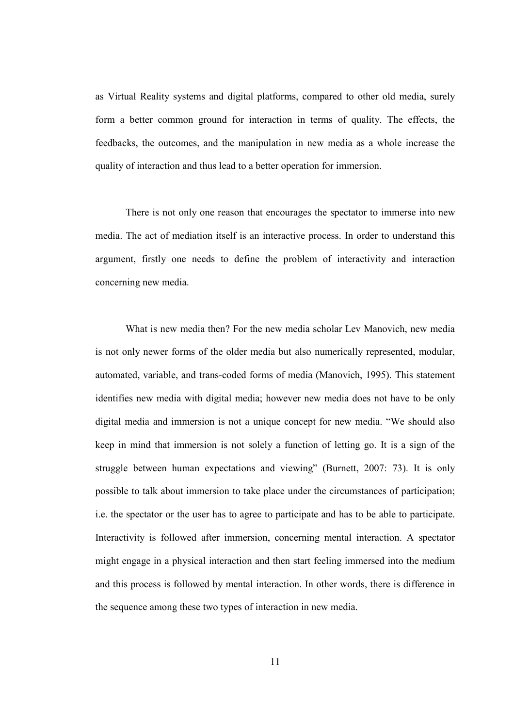as Virtual Reality systems and digital platforms, compared to other old media, surely form a better common ground for interaction in terms of quality. The effects, the feedbacks, the outcomes, and the manipulation in new media as a whole increase the quality of interaction and thus lead to a better operation for immersion.

There is not only one reason that encourages the spectator to immerse into new media. The act of mediation itself is an interactive process. In order to understand this argument, firstly one needs to define the problem of interactivity and interaction concerning new media.

What is new media then? For the new media scholar Lev Manovich, new media is not only newer forms of the older media but also numerically represented, modular, automated, variable, and trans-coded forms of media (Manovich, 1995). This statement identifies new media with digital media; however new media does not have to be only digital media and immersion is not a unique concept for new media. "We should also keep in mind that immersion is not solely a function of letting go. It is a sign of the struggle between human expectations and viewing" (Burnett, 2007: 73). It is only possible to talk about immersion to take place under the circumstances of participation; i.e. the spectator or the user has to agree to participate and has to be able to participate. Interactivity is followed after immersion, concerning mental interaction. A spectator might engage in a physical interaction and then start feeling immersed into the medium and this process is followed by mental interaction. In other words, there is difference in the sequence among these two types of interaction in new media.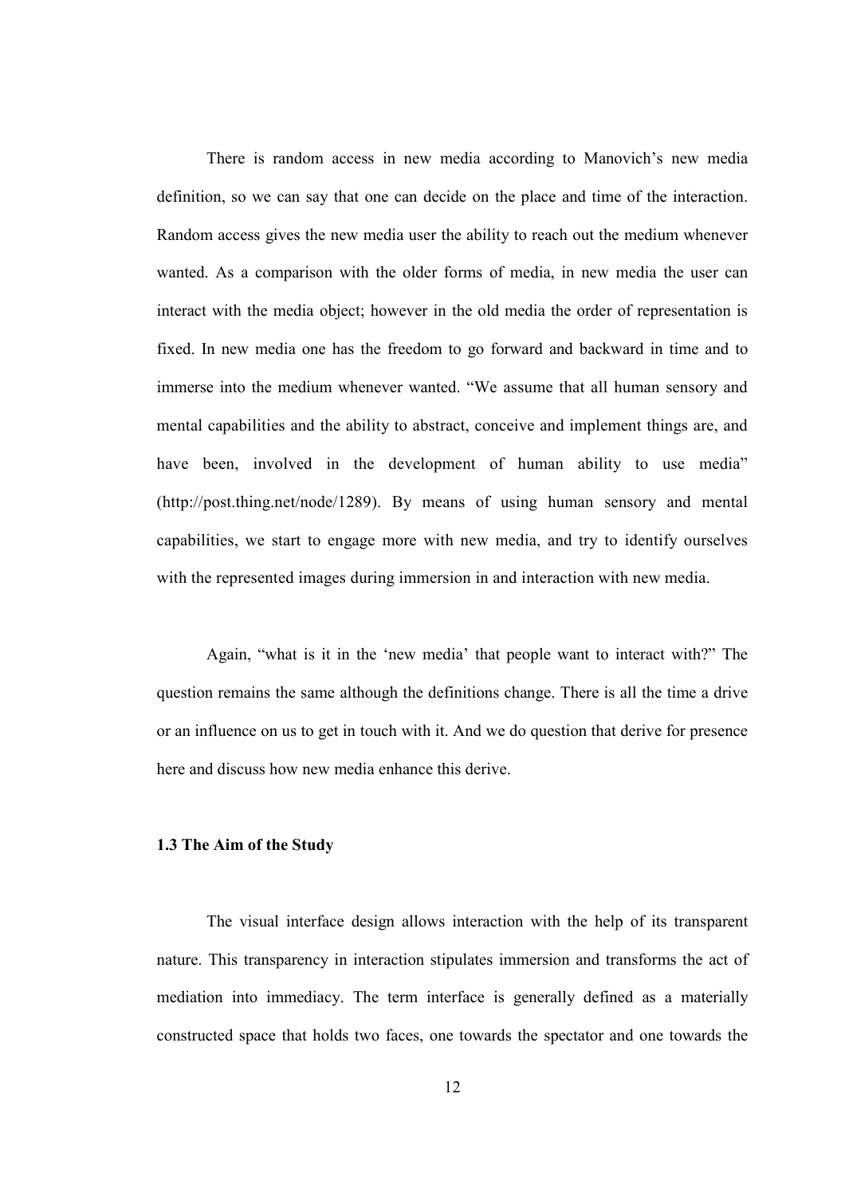There is random access in new media according to Manovich's new media definition, so we can say that one can decide on the place and time of the interaction. Random access gives the new media user the ability to reach out the medium whenever wanted. As a comparison with the older forms of media, in new media the user can interact with the media object; however in the old media the order of representation is fixed. In new media one has the freedom to go forward and backward in time and to immerse into the medium whenever wanted. "We assume that all human sensory and mental capabilities and the ability to abstract, conceive and implement things are, and have been, involved in the development of human ability to use media" (http://post.thing.net/node/1289). By means of using human sensory and mental capabilities, we start to engage more with new media, and try to identify ourselves with the represented images during immersion in and interaction with new media.

Again, "what is it in the 'new media' that people want to interact with?" The question remains the same although the definitions change. There is all the time a drive or an influence on us to get in touch with it. And we do question that derive for presence here and discuss how new media enhance this derive.

### 1.3 The Aim of the Study

The visual interface design allows interaction with the help of its transparent nature. This transparency in interaction stipulates immersion and transforms the act of mediation into immediacy. The term interface is generally defined as a materially constructed space that holds two faces, one towards the spectator and one towards the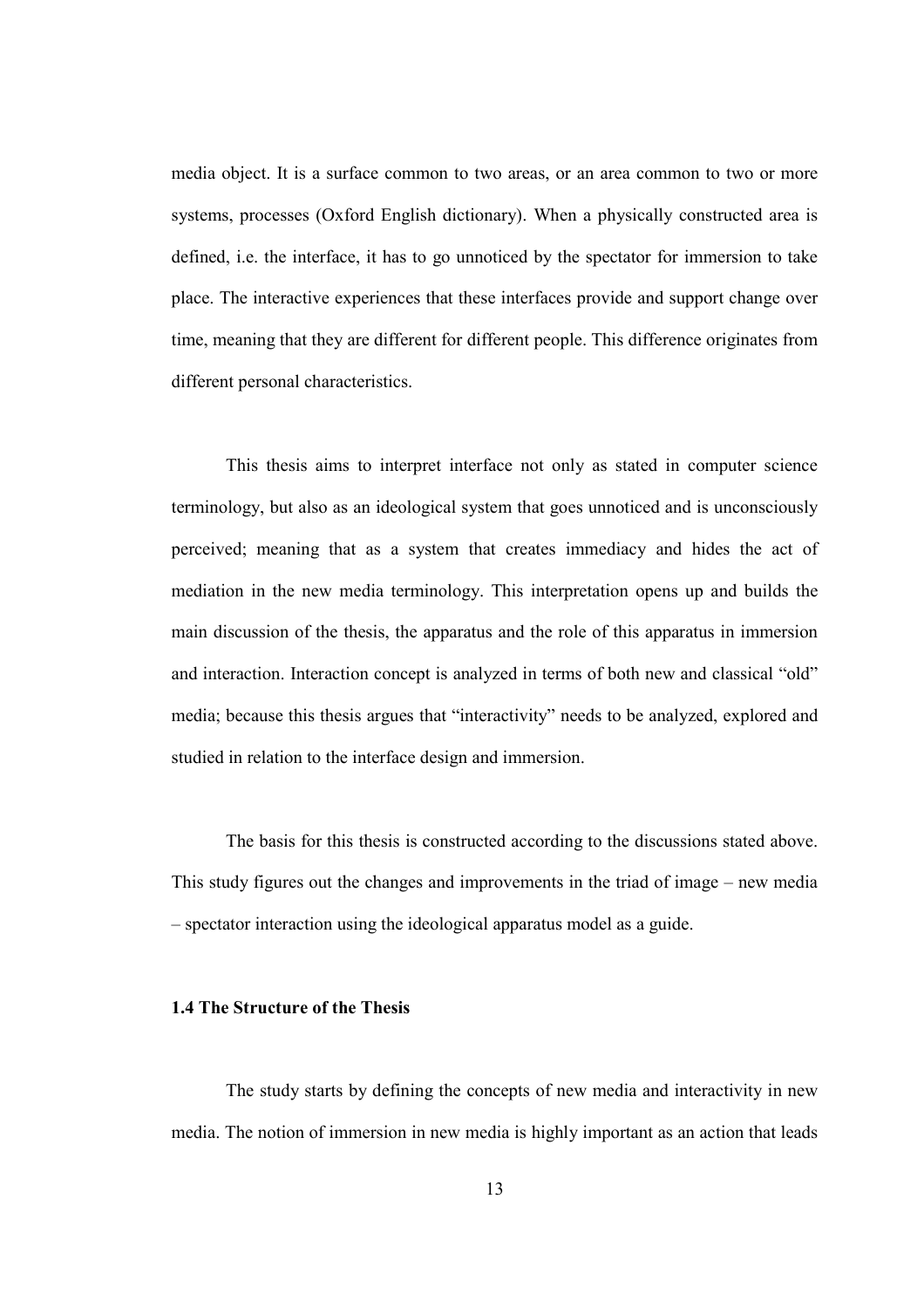media object. It is a surface common to two areas, or an area common to two or more systems, processes (Oxford English dictionary). When a physically constructed area is defined, i.e. the interface, it has to go unnoticed by the spectator for immersion to take place. The interactive experiences that these interfaces provide and support change over time, meaning that they are different for different people. This difference originates from different personal characteristics.

This thesis aims to interpret interface not only as stated in computer science terminology, but also as an ideological system that goes unnoticed and is unconsciously perceived; meaning that as a system that creates immediacy and hides the act of mediation in the new media terminology. This interpretation opens up and builds the main discussion of the thesis, the apparatus and the role of this apparatus in immersion and interaction. Interaction concept is analyzed in terms of both new and classical "old" media; because this thesis argues that "interactivity" needs to be analyzed, explored and studied in relation to the interface design and immersion.

The basis for this thesis is constructed according to the discussions stated above. This study figures out the changes and improvements in the triad of image – new media – spectator interaction using the ideological apparatus model as a guide.

### 1.4 The Structure of the Thesis

The study starts by defining the concepts of new media and interactivity in new media. The notion of immersion in new media is highly important as an action that leads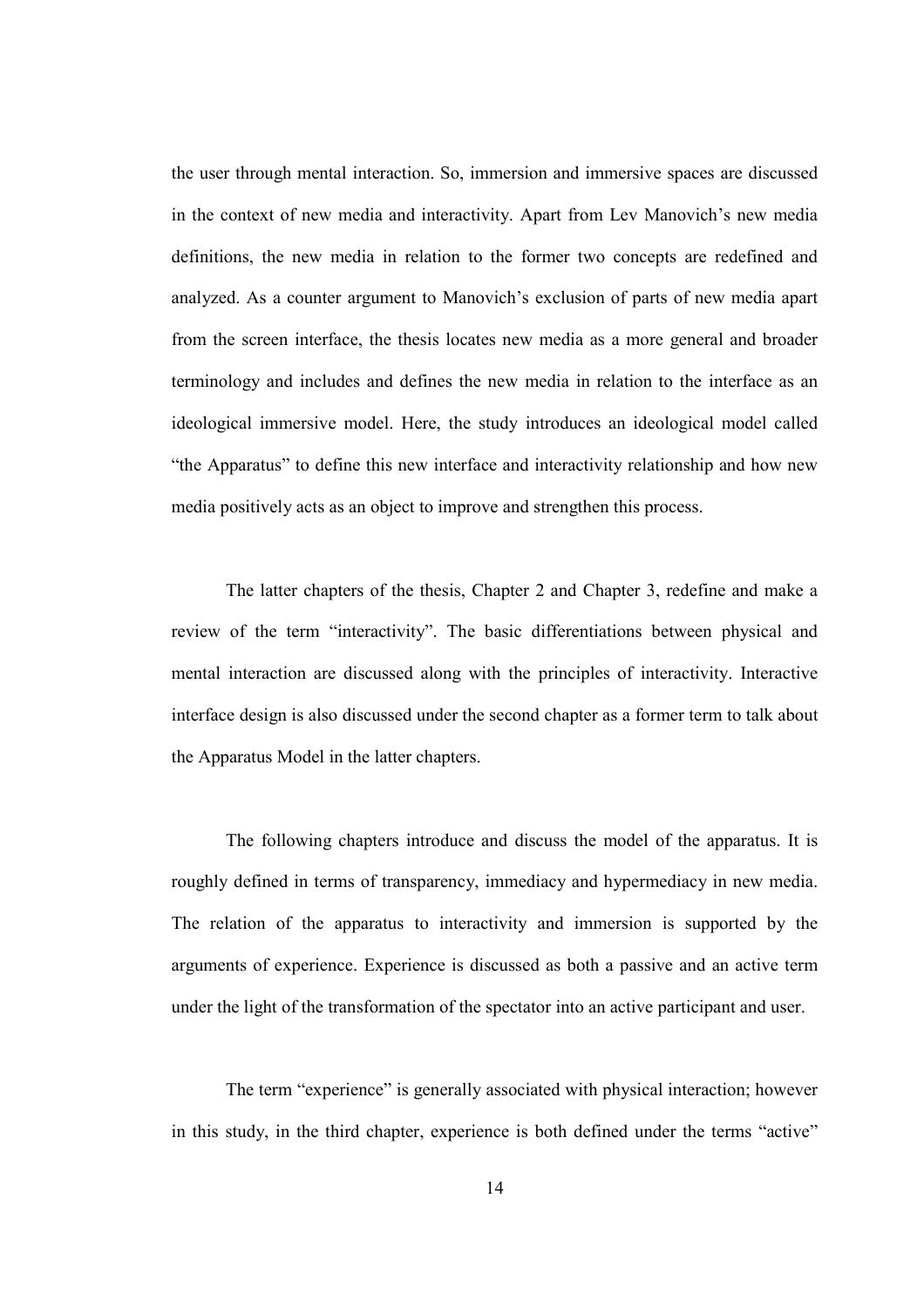the user through mental interaction. So, immersion and immersive spaces are discussed in the context of new media and interactivity. Apart from Lev Manovich's new media definitions, the new media in relation to the former two concepts are redefined and analyzed. As a counter argument to Manovich's exclusion of parts of new media apart from the screen interface, the thesis locates new media as a more general and broader terminology and includes and defines the new media in relation to the interface as an ideological immersive model. Here, the study introduces an ideological model called "the Apparatus" to define this new interface and interactivity relationship and how new media positively acts as an object to improve and strengthen this process.

The latter chapters of the thesis, Chapter 2 and Chapter 3, redefine and make a review of the term "interactivity". The basic differentiations between physical and mental interaction are discussed along with the principles of interactivity. Interactive interface design is also discussed under the second chapter as a former term to talk about the Apparatus Model in the latter chapters.

The following chapters introduce and discuss the model of the apparatus. It is roughly defined in terms of transparency, immediacy and hypermediacy in new media. The relation of the apparatus to interactivity and immersion is supported by the arguments of experience. Experience is discussed as both a passive and an active term under the light of the transformation of the spectator into an active participant and user.

The term "experience" is generally associated with physical interaction; however in this study, in the third chapter, experience is both defined under the terms "active"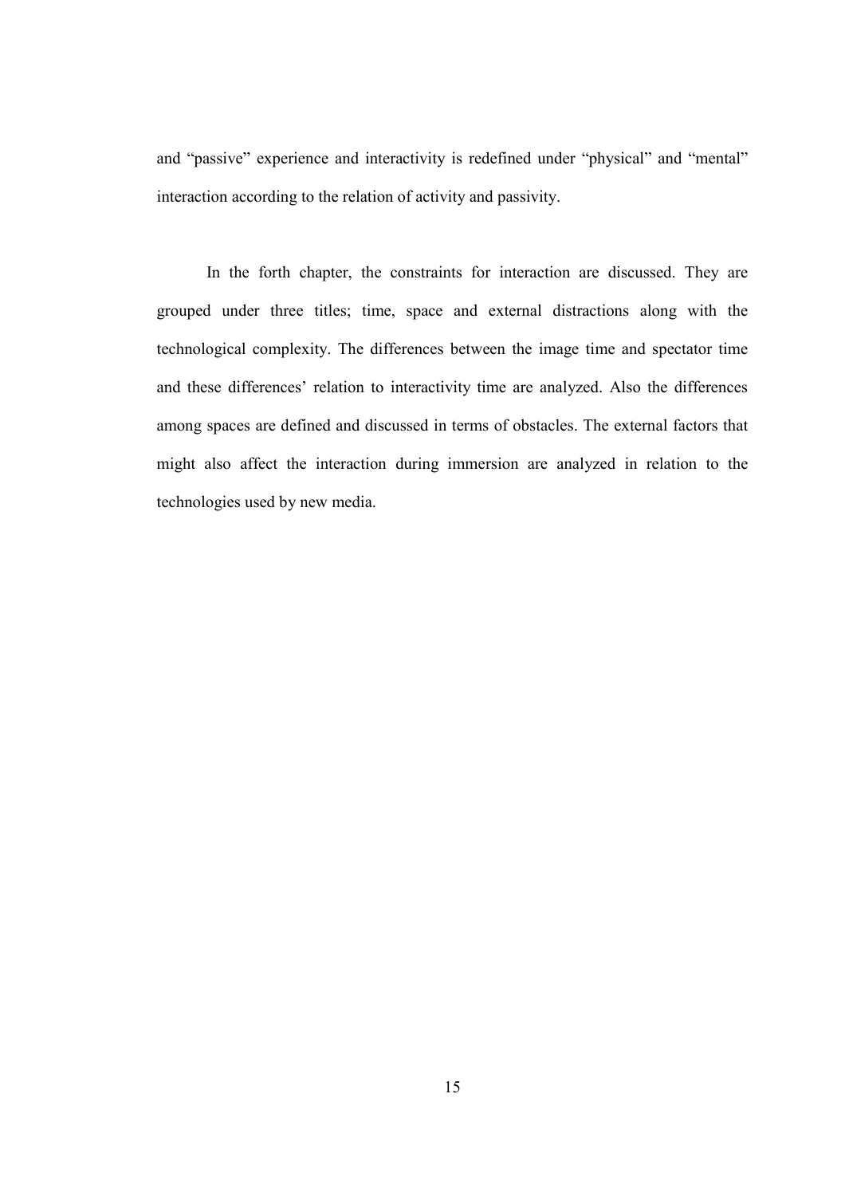and "passive" experience and interactivity is redefined under "physical" and "mental" interaction according to the relation of activity and passivity.

In the forth chapter, the constraints for interaction are discussed. They are grouped under three titles; time, space and external distractions along with the technological complexity. The differences between the image time and spectator time and these differences' relation to interactivity time are analyzed. Also the differences among spaces are defined and discussed in terms of obstacles. The external factors that might also affect the interaction during immersion are analyzed in relation to the technologies used by new media.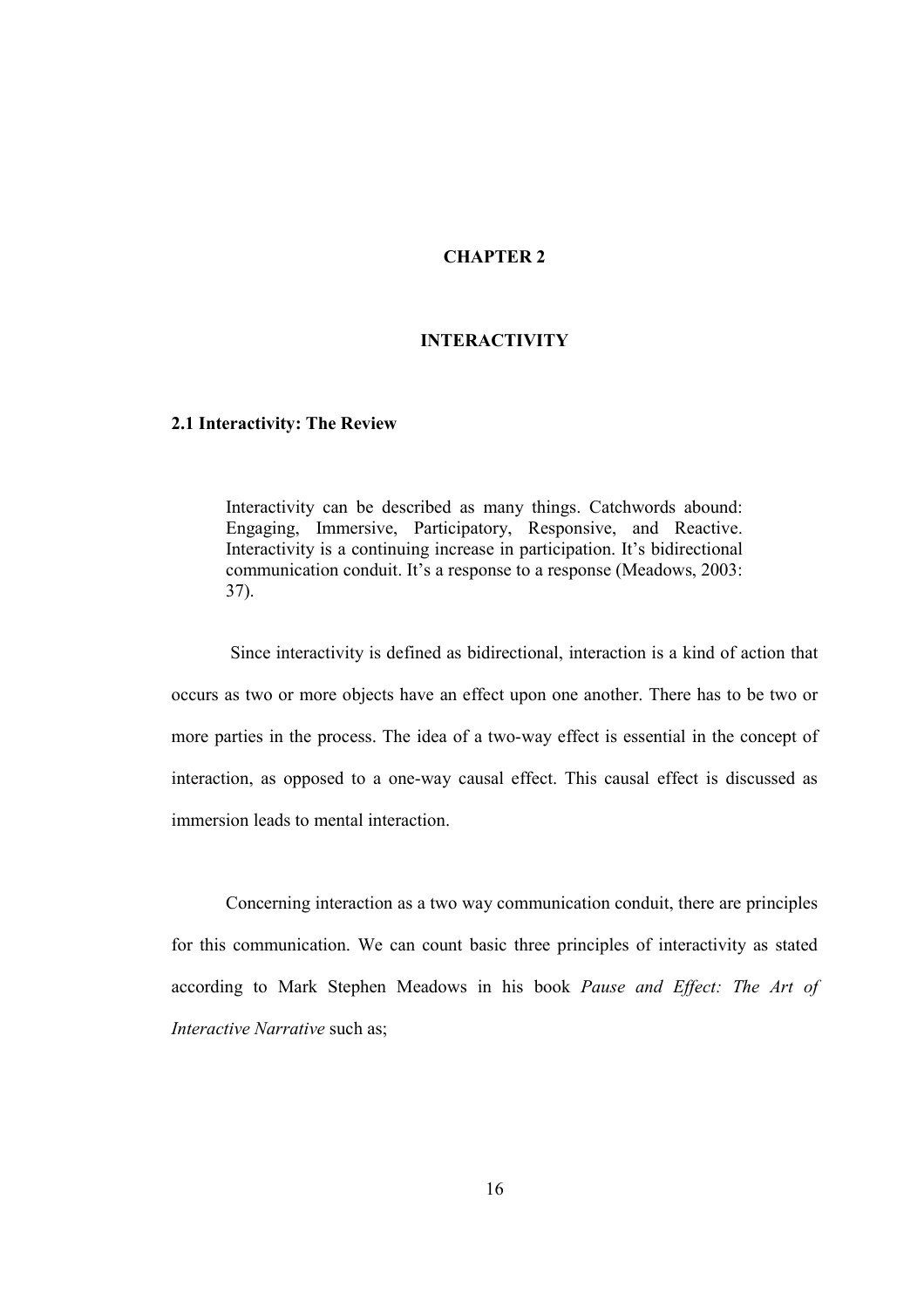# CHAPTER 2

# INTERACTIVITY

## 2.1 Interactivity: The Review

> Interactivity can be described as many things. Catchwords abound: Engaging, Immersive, Participatory, Responsive, and Reactive. Interactivity is a continuing increase in participation. It's bidirectional communication conduit. It's a response to a response (Meadows, 2003: 37).

Since interactivity is defined as bidirectional, interaction is a kind of action that occurs as two or more objects have an effect upon one another. There has to be two or more parties in the process. The idea of a two-way effect is essential in the concept of interaction, as opposed to a one-way causal effect. This causal effect is discussed as immersion leads to mental interaction.

Concerning interaction as a two way communication conduit, there are principles for this communication. We can count basic three principles of interactivity as stated according to Mark Stephen Meadows in his book *Pause and Effect: The Art of Interactive Narrative* such as;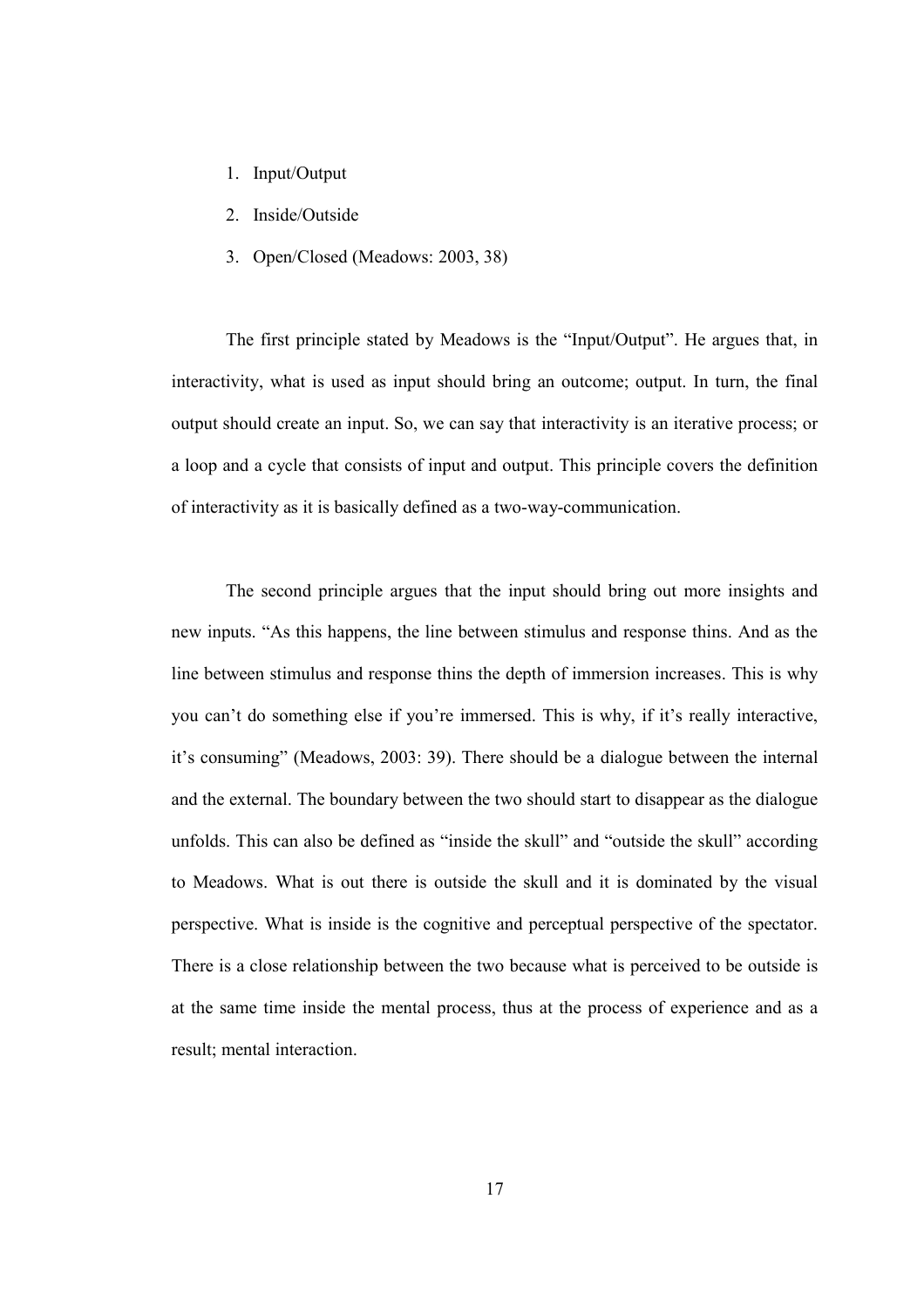1. Input/Output
2. Inside/Outside
3. Open/Closed (Meadows: 2003, 38)

The first principle stated by Meadows is the "Input/Output". He argues that, in interactivity, what is used as input should bring an outcome; output. In turn, the final output should create an input. So, we can say that interactivity is an iterative process; or a loop and a cycle that consists of input and output. This principle covers the definition of interactivity as it is basically defined as a two-way-communication.

The second principle argues that the input should bring out more insights and new inputs. "As this happens, the line between stimulus and response thins. And as the line between stimulus and response thins the depth of immersion increases. This is why you can't do something else if you're immersed. This is why, if it's really interactive, it's consuming" (Meadows, 2003: 39). There should be a dialogue between the internal and the external. The boundary between the two should start to disappear as the dialogue unfolds. This can also be defined as "inside the skull" and "outside the skull" according to Meadows. What is out there is outside the skull and it is dominated by the visual perspective. What is inside is the cognitive and perceptual perspective of the spectator. There is a close relationship between the two because what is perceived to be outside is at the same time inside the mental process, thus at the process of experience and as a result; mental interaction.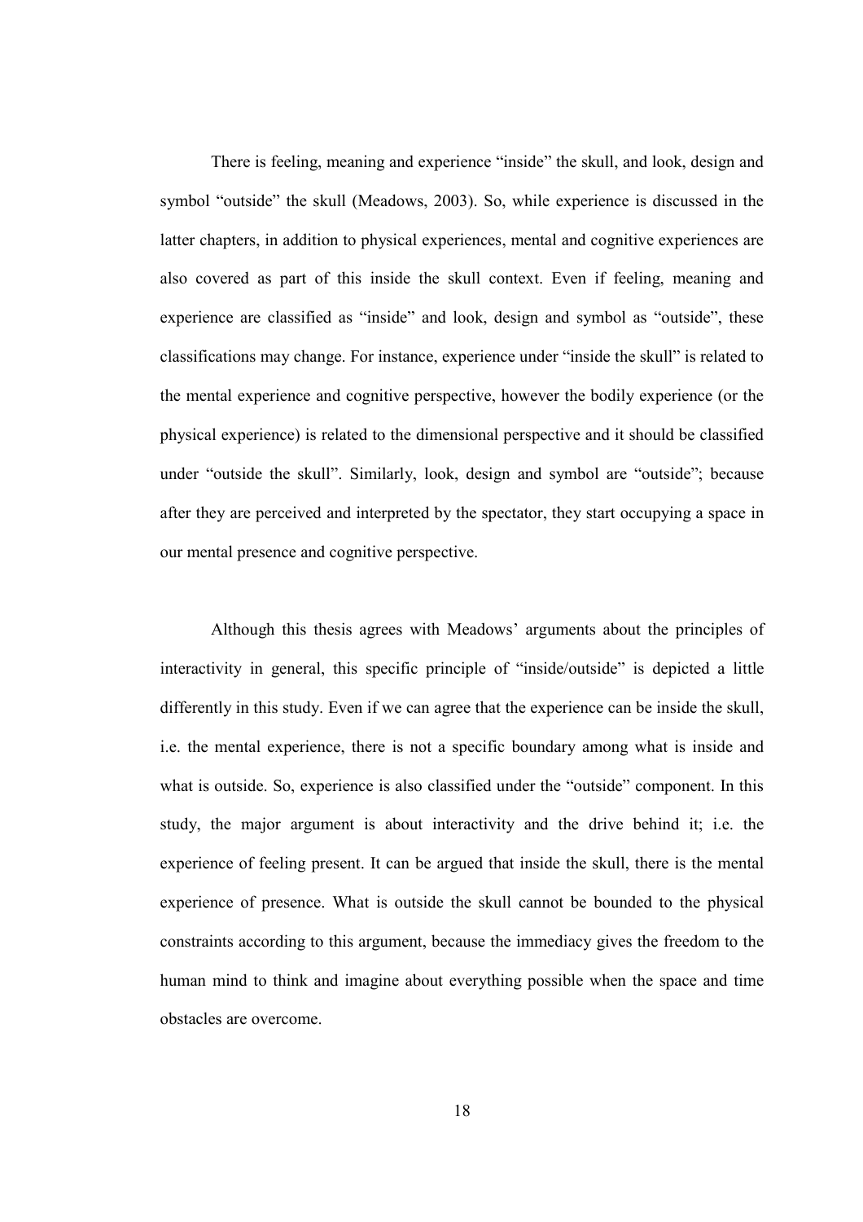There is feeling, meaning and experience "inside" the skull, and look, design and symbol "outside" the skull (Meadows, 2003). So, while experience is discussed in the latter chapters, in addition to physical experiences, mental and cognitive experiences are also covered as part of this inside the skull context. Even if feeling, meaning and experience are classified as "inside" and look, design and symbol as "outside", these classifications may change. For instance, experience under "inside the skull" is related to the mental experience and cognitive perspective, however the bodily experience (or the physical experience) is related to the dimensional perspective and it should be classified under "outside the skull". Similarly, look, design and symbol are "outside"; because after they are perceived and interpreted by the spectator, they start occupying a space in our mental presence and cognitive perspective.

Although this thesis agrees with Meadows' arguments about the principles of interactivity in general, this specific principle of "inside/outside" is depicted a little differently in this study. Even if we can agree that the experience can be inside the skull, i.e. the mental experience, there is not a specific boundary among what is inside and what is outside. So, experience is also classified under the "outside" component. In this study, the major argument is about interactivity and the drive behind it; i.e. the experience of feeling present. It can be argued that inside the skull, there is the mental experience of presence. What is outside the skull cannot be bounded to the physical constraints according to this argument, because the immediacy gives the freedom to the human mind to think and imagine about everything possible when the space and time obstacles are overcome.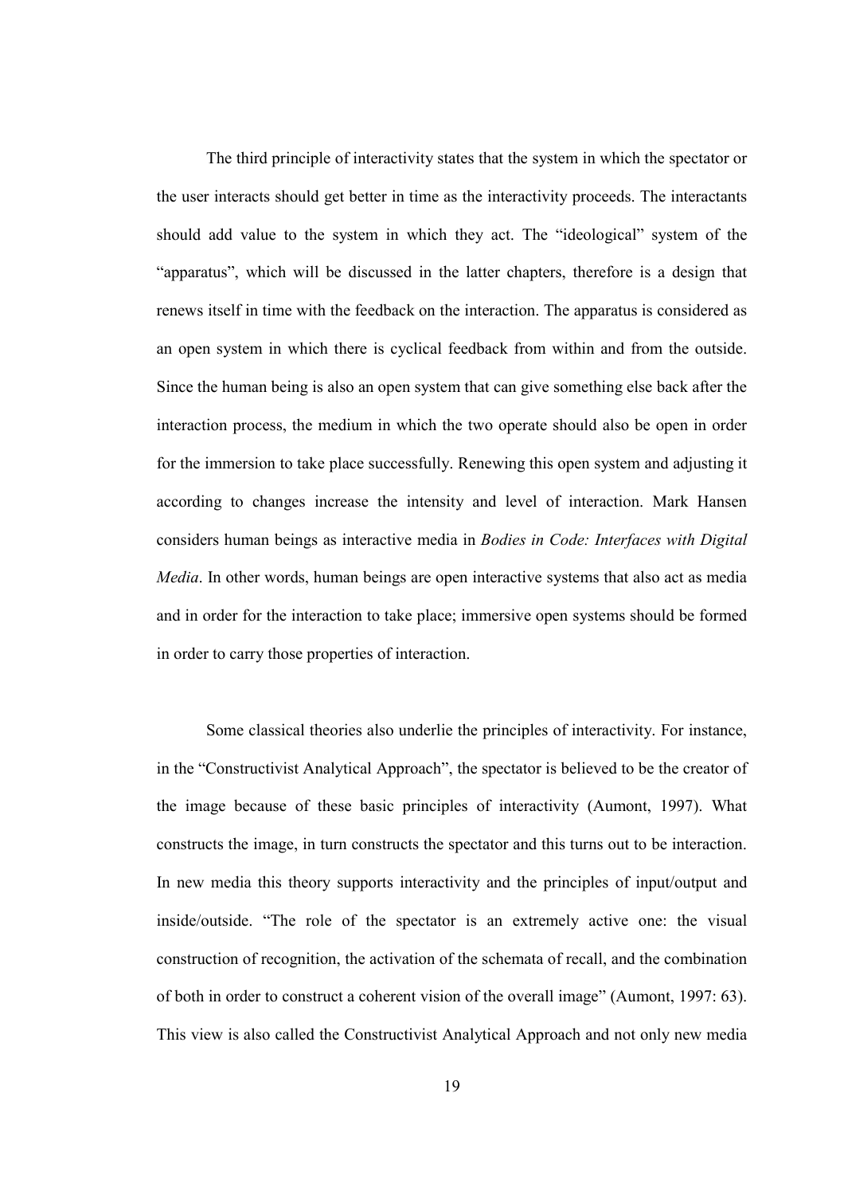The third principle of interactivity states that the system in which the spectator or the user interacts should get better in time as the interactivity proceeds. The interactants should add value to the system in which they act. The "ideological" system of the "apparatus", which will be discussed in the latter chapters, therefore is a design that renews itself in time with the feedback on the interaction. The apparatus is considered as an open system in which there is cyclical feedback from within and from the outside. Since the human being is also an open system that can give something else back after the interaction process, the medium in which the two operate should also be open in order for the immersion to take place successfully. Renewing this open system and adjusting it according to changes increase the intensity and level of interaction. Mark Hansen considers human beings as interactive media in *Bodies in Code: Interfaces with Digital Media*. In other words, human beings are open interactive systems that also act as media and in order for the interaction to take place; immersive open systems should be formed in order to carry those properties of interaction.

Some classical theories also underlie the principles of interactivity. For instance, in the "Constructivist Analytical Approach", the spectator is believed to be the creator of the image because of these basic principles of interactivity (Aumont, 1997). What constructs the image, in turn constructs the spectator and this turns out to be interaction. In new media this theory supports interactivity and the principles of input/output and inside/outside. "The role of the spectator is an extremely active one: the visual construction of recognition, the activation of the schemata of recall, and the combination of both in order to construct a coherent vision of the overall image" (Aumont, 1997: 63). This view is also called the Constructivist Analytical Approach and not only new media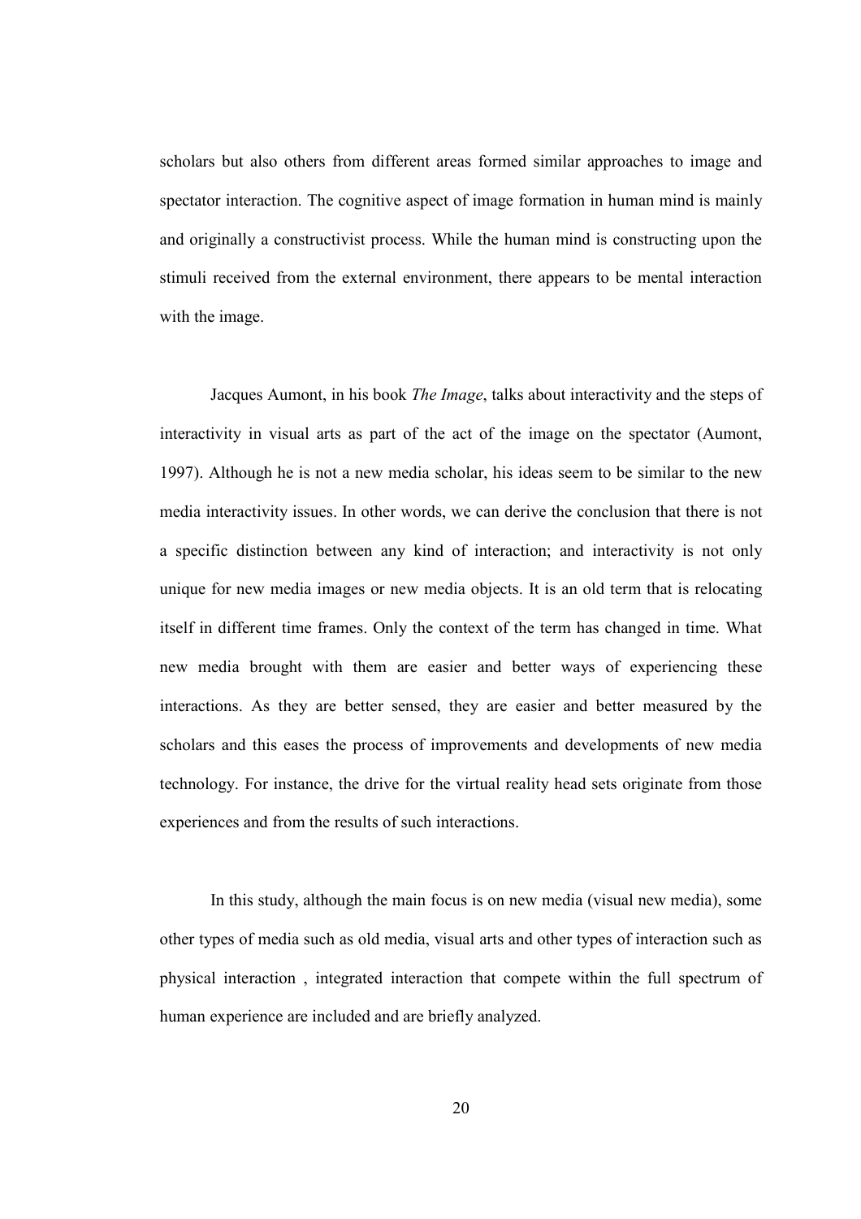scholars but also others from different areas formed similar approaches to image and spectator interaction. The cognitive aspect of image formation in human mind is mainly and originally a constructivist process. While the human mind is constructing upon the stimuli received from the external environment, there appears to be mental interaction with the image.

Jacques Aumont, in his book *The Image*, talks about interactivity and the steps of interactivity in visual arts as part of the act of the image on the spectator (Aumont, 1997). Although he is not a new media scholar, his ideas seem to be similar to the new media interactivity issues. In other words, we can derive the conclusion that there is not a specific distinction between any kind of interaction; and interactivity is not only unique for new media images or new media objects. It is an old term that is relocating itself in different time frames. Only the context of the term has changed in time. What new media brought with them are easier and better ways of experiencing these interactions. As they are better sensed, they are easier and better measured by the scholars and this eases the process of improvements and developments of new media technology. For instance, the drive for the virtual reality head sets originate from those experiences and from the results of such interactions.

In this study, although the main focus is on new media (visual new media), some other types of media such as old media, visual arts and other types of interaction such as physical interaction , integrated interaction that compete within the full spectrum of human experience are included and are briefly analyzed.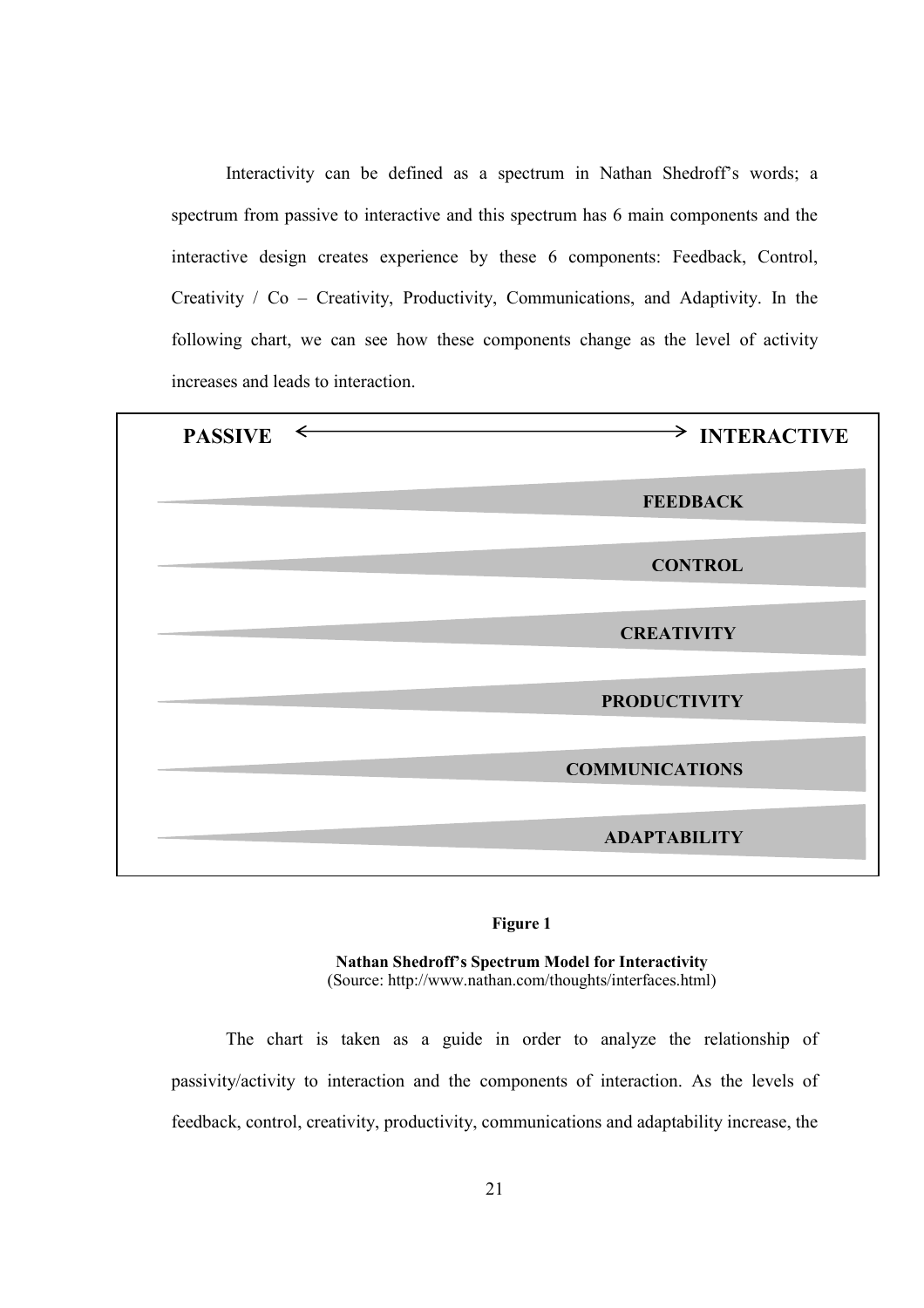Interactivity can be defined as a spectrum in Nathan Shedroff's words; a spectrum from passive to interactive and this spectrum has 6 main components and the interactive design creates experience by these 6 components: Feedback, Control, Creativity / Co – Creativity, Productivity, Communications, and Adaptivity. In the following chart, we can see how these components change as the level of activity increases and leads to interaction.

**PASSIVE** ⟷ **INTERACTIVE**

**FEEDBACK**

**CONTROL**

**CREATIVITY**

**PRODUCTIVITY**

**COMMUNICATIONS**

**ADAPTABILITY**

**Figure 1**

**Nathan Shedroff's Spectrum Model for Interactivity**
(Source: http://www.nathan.com/thoughts/interfaces.html)

The chart is taken as a guide in order to analyze the relationship of passivity/activity to interaction and the components of interaction. As the levels of feedback, control, creativity, productivity, communications and adaptability increase, the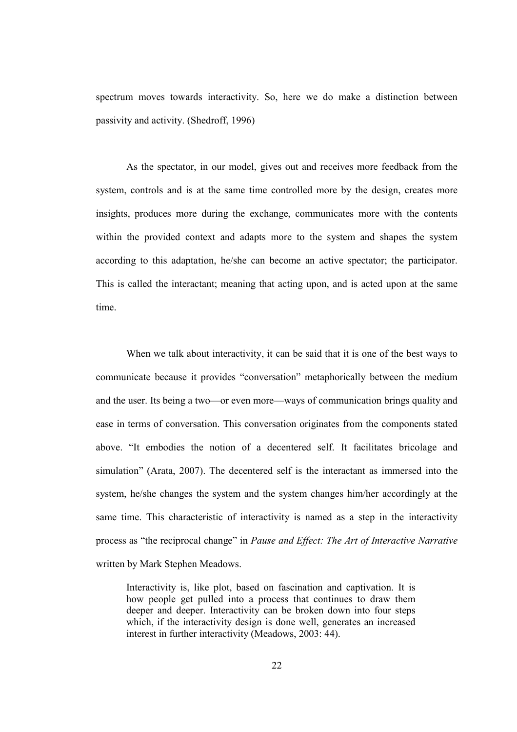spectrum moves towards interactivity. So, here we do make a distinction between passivity and activity. (Shedroff, 1996)

As the spectator, in our model, gives out and receives more feedback from the system, controls and is at the same time controlled more by the design, creates more insights, produces more during the exchange, communicates more with the contents within the provided context and adapts more to the system and shapes the system according to this adaptation, he/she can become an active spectator; the participator. This is called the interactant; meaning that acting upon, and is acted upon at the same time.

When we talk about interactivity, it can be said that it is one of the best ways to communicate because it provides "conversation" metaphorically between the medium and the user. Its being a two—or even more—ways of communication brings quality and ease in terms of conversation. This conversation originates from the components stated above. "It embodies the notion of a decentered self. It facilitates bricolage and simulation" (Arata, 2007). The decentered self is the interactant as immersed into the system, he/she changes the system and the system changes him/her accordingly at the same time. This characteristic of interactivity is named as a step in the interactivity process as "the reciprocal change" in *Pause and Effect: The Art of Interactive Narrative* written by Mark Stephen Meadows.

> Interactivity is, like plot, based on fascination and captivation. It is how people get pulled into a process that continues to draw them deeper and deeper. Interactivity can be broken down into four steps which, if the interactivity design is done well, generates an increased interest in further interactivity (Meadows, 2003: 44).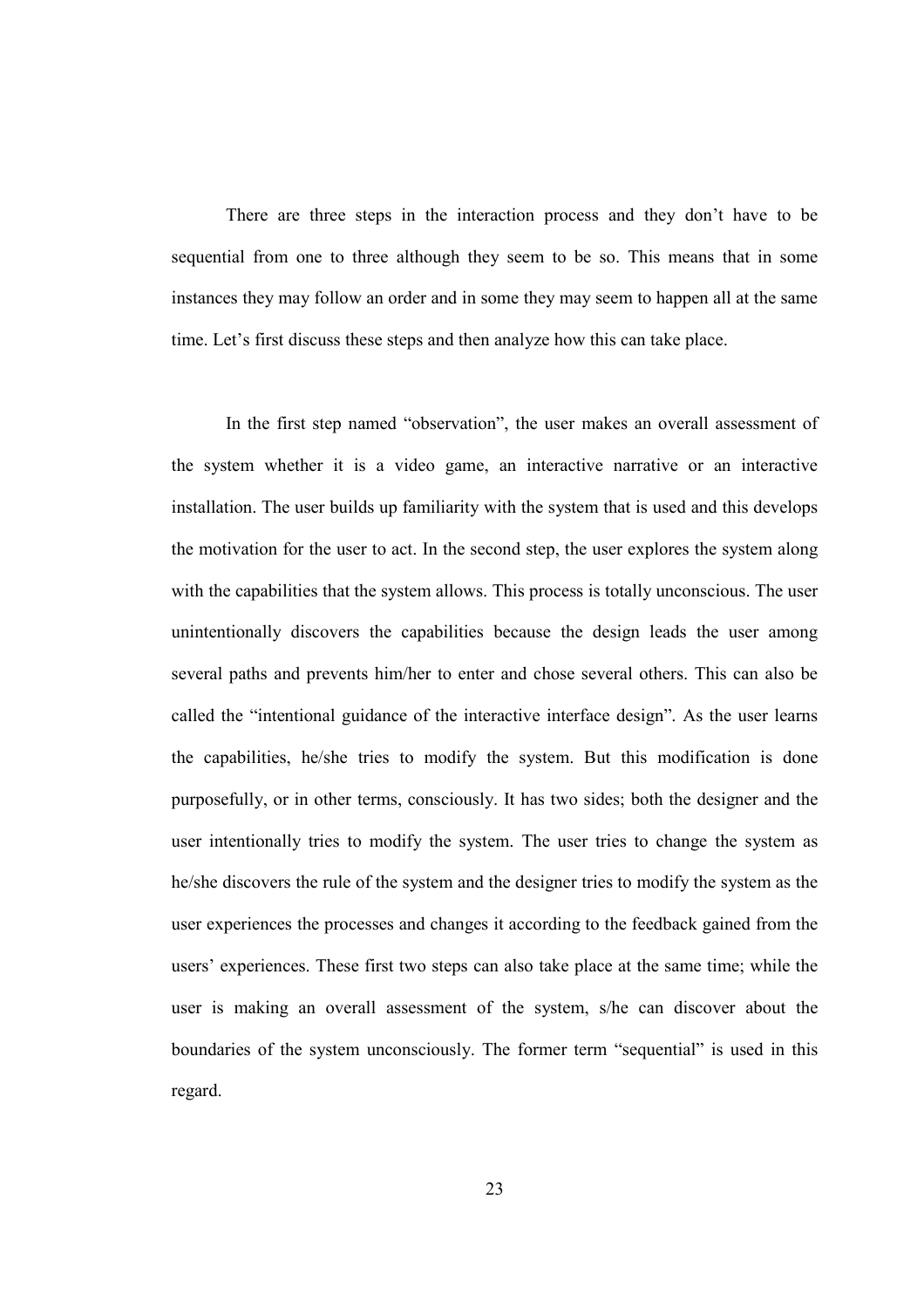There are three steps in the interaction process and they don't have to be sequential from one to three although they seem to be so. This means that in some instances they may follow an order and in some they may seem to happen all at the same time. Let's first discuss these steps and then analyze how this can take place.

In the first step named "observation", the user makes an overall assessment of the system whether it is a video game, an interactive narrative or an interactive installation. The user builds up familiarity with the system that is used and this develops the motivation for the user to act. In the second step, the user explores the system along with the capabilities that the system allows. This process is totally unconscious. The user unintentionally discovers the capabilities because the design leads the user among several paths and prevents him/her to enter and chose several others. This can also be called the "intentional guidance of the interactive interface design". As the user learns the capabilities, he/she tries to modify the system. But this modification is done purposefully, or in other terms, consciously. It has two sides; both the designer and the user intentionally tries to modify the system. The user tries to change the system as he/she discovers the rule of the system and the designer tries to modify the system as the user experiences the processes and changes it according to the feedback gained from the users' experiences. These first two steps can also take place at the same time; while the user is making an overall assessment of the system, s/he can discover about the boundaries of the system unconsciously. The former term "sequential" is used in this regard.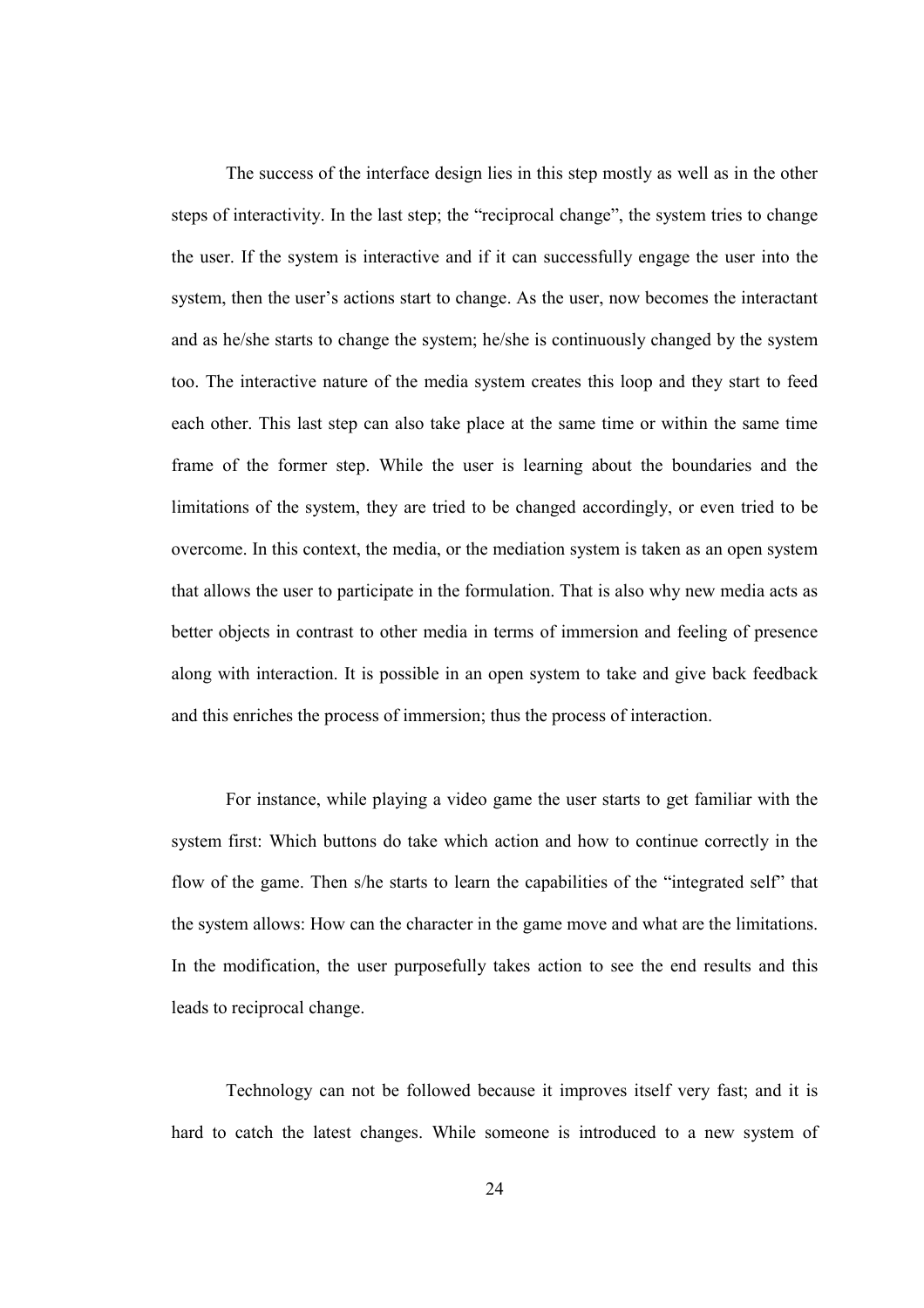The success of the interface design lies in this step mostly as well as in the other steps of interactivity. In the last step; the "reciprocal change", the system tries to change the user. If the system is interactive and if it can successfully engage the user into the system, then the user's actions start to change. As the user, now becomes the interactant and as he/she starts to change the system; he/she is continuously changed by the system too. The interactive nature of the media system creates this loop and they start to feed each other. This last step can also take place at the same time or within the same time frame of the former step. While the user is learning about the boundaries and the limitations of the system, they are tried to be changed accordingly, or even tried to be overcome. In this context, the media, or the mediation system is taken as an open system that allows the user to participate in the formulation. That is also why new media acts as better objects in contrast to other media in terms of immersion and feeling of presence along with interaction. It is possible in an open system to take and give back feedback and this enriches the process of immersion; thus the process of interaction.

For instance, while playing a video game the user starts to get familiar with the system first: Which buttons do take which action and how to continue correctly in the flow of the game. Then s/he starts to learn the capabilities of the "integrated self" that the system allows: How can the character in the game move and what are the limitations. In the modification, the user purposefully takes action to see the end results and this leads to reciprocal change.

Technology can not be followed because it improves itself very fast; and it is hard to catch the latest changes. While someone is introduced to a new system of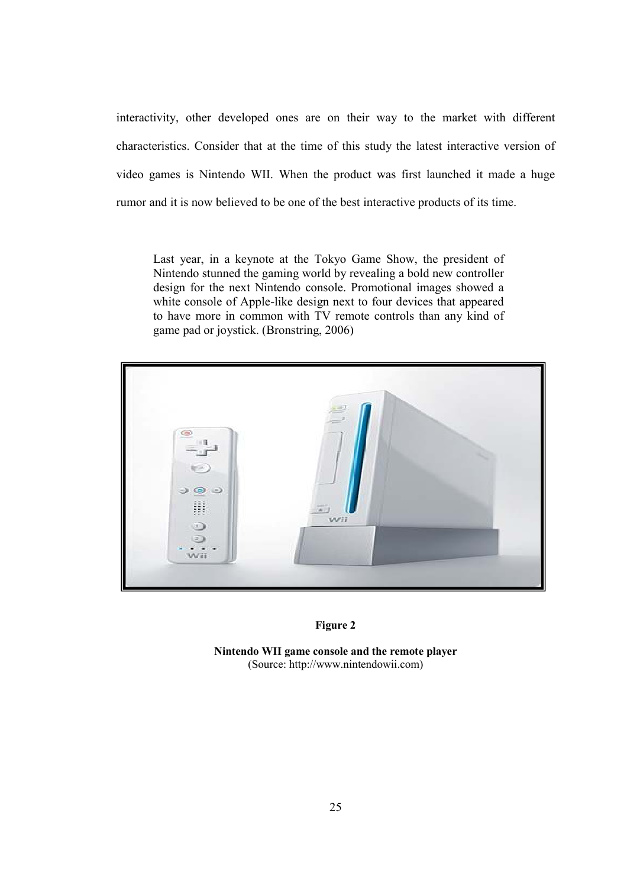interactivity, other developed ones are on their way to the market with different characteristics. Consider that at the time of this study the latest interactive version of video games is Nintendo WII. When the product was first launched it made a huge rumor and it is now believed to be one of the best interactive products of its time.

> Last year, in a keynote at the Tokyo Game Show, the president of Nintendo stunned the gaming world by revealing a bold new controller design for the next Nintendo console. Promotional images showed a white console of Apple-like design next to four devices that appeared to have more in common with TV remote controls than any kind of game pad or joystick. (Bronstring, 2006)

**Figure 2**

**Nintendo WII game console and the remote player**
(Source: http://www.nintendowii.com)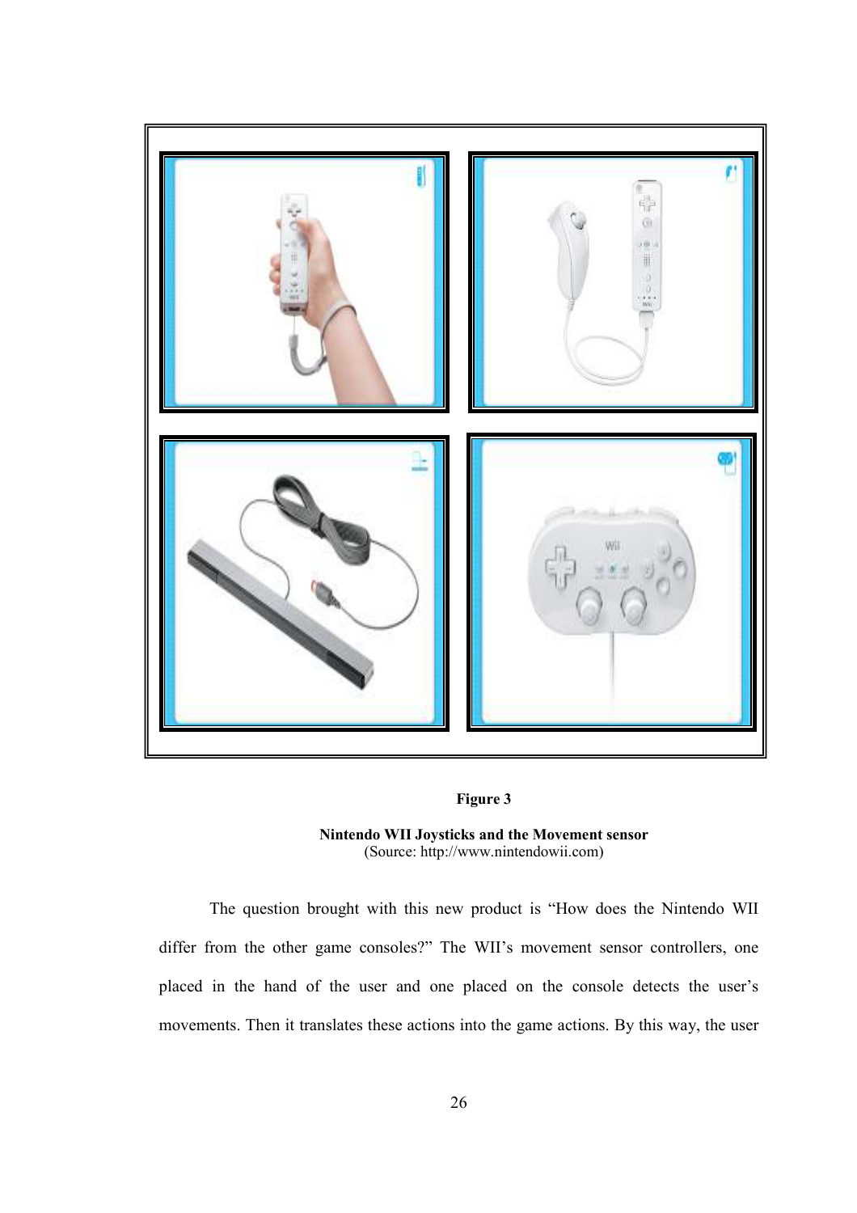**Figure 3**

**Nintendo WII Joysticks and the Movement sensor**
(Source: http://www.nintendowii.com)

The question brought with this new product is "How does the Nintendo WII differ from the other game consoles?" The WII's movement sensor controllers, one placed in the hand of the user and one placed on the console detects the user's movements. Then it translates these actions into the game actions. By this way, the user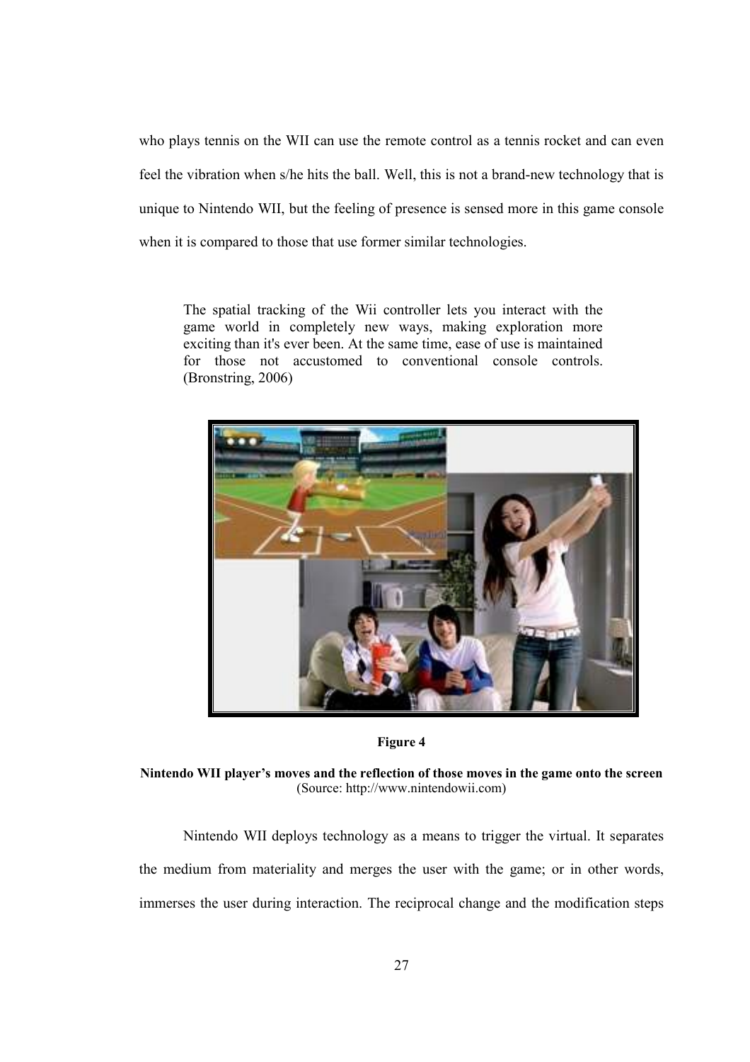who plays tennis on the WII can use the remote control as a tennis rocket and can even feel the vibration when s/he hits the ball. Well, this is not a brand-new technology that is unique to Nintendo WII, but the feeling of presence is sensed more in this game console when it is compared to those that use former similar technologies.

> The spatial tracking of the Wii controller lets you interact with the game world in completely new ways, making exploration more exciting than it's ever been. At the same time, ease of use is maintained for those not accustomed to conventional console controls. (Bronstring, 2006)

**Figure 4**

**Nintendo WII player's moves and the reflection of those moves in the game onto the screen**
(Source: http://www.nintendowii.com)

Nintendo WII deploys technology as a means to trigger the virtual. It separates the medium from materiality and merges the user with the game; or in other words, immerses the user during interaction. The reciprocal change and the modification steps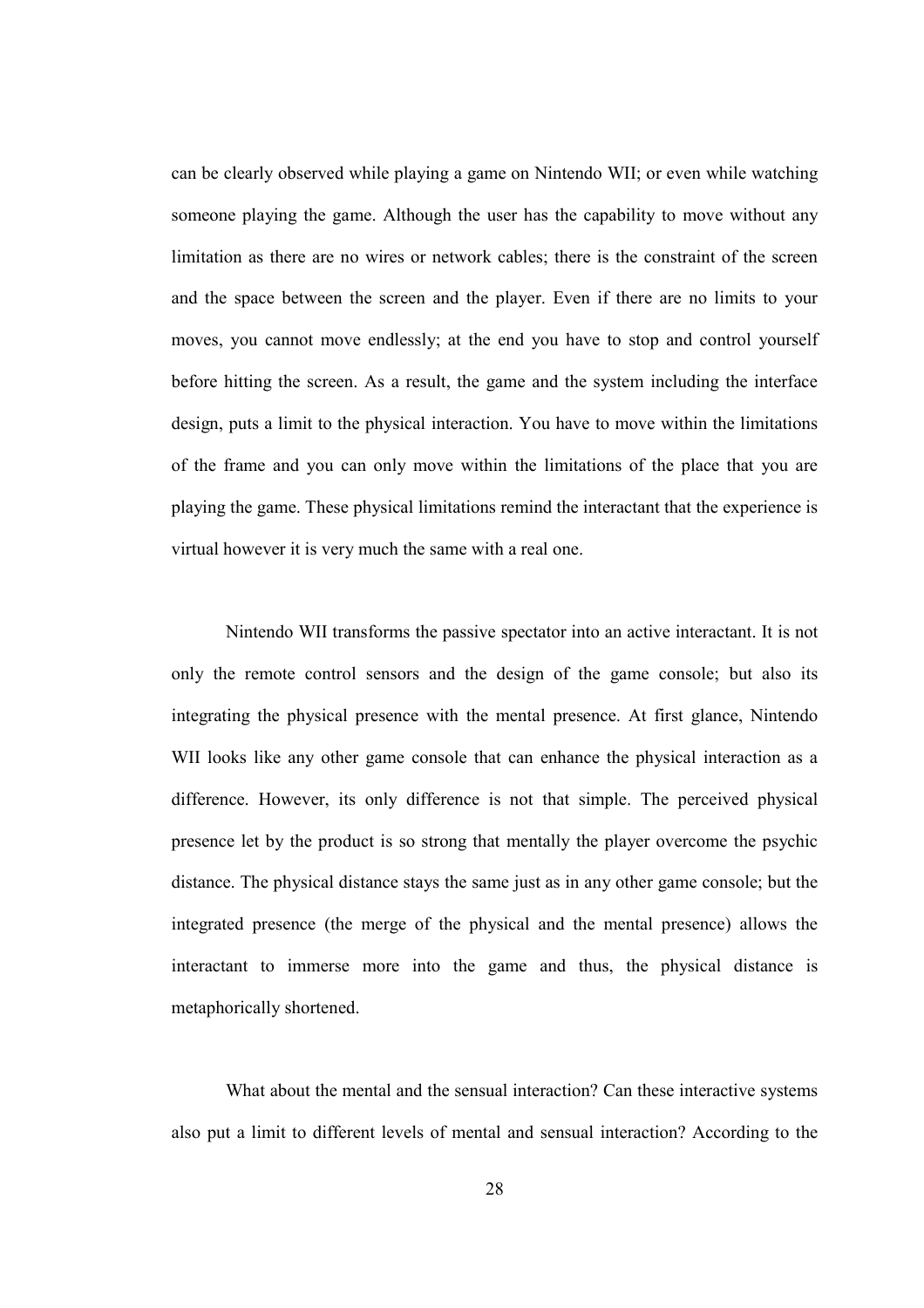can be clearly observed while playing a game on Nintendo WII; or even while watching someone playing the game. Although the user has the capability to move without any limitation as there are no wires or network cables; there is the constraint of the screen and the space between the screen and the player. Even if there are no limits to your moves, you cannot move endlessly; at the end you have to stop and control yourself before hitting the screen. As a result, the game and the system including the interface design, puts a limit to the physical interaction. You have to move within the limitations of the frame and you can only move within the limitations of the place that you are playing the game. These physical limitations remind the interactant that the experience is virtual however it is very much the same with a real one.

Nintendo WII transforms the passive spectator into an active interactant. It is not only the remote control sensors and the design of the game console; but also its integrating the physical presence with the mental presence. At first glance, Nintendo WII looks like any other game console that can enhance the physical interaction as a difference. However, its only difference is not that simple. The perceived physical presence let by the product is so strong that mentally the player overcome the psychic distance. The physical distance stays the same just as in any other game console; but the integrated presence (the merge of the physical and the mental presence) allows the interactant to immerse more into the game and thus, the physical distance is metaphorically shortened.

What about the mental and the sensual interaction? Can these interactive systems also put a limit to different levels of mental and sensual interaction? According to the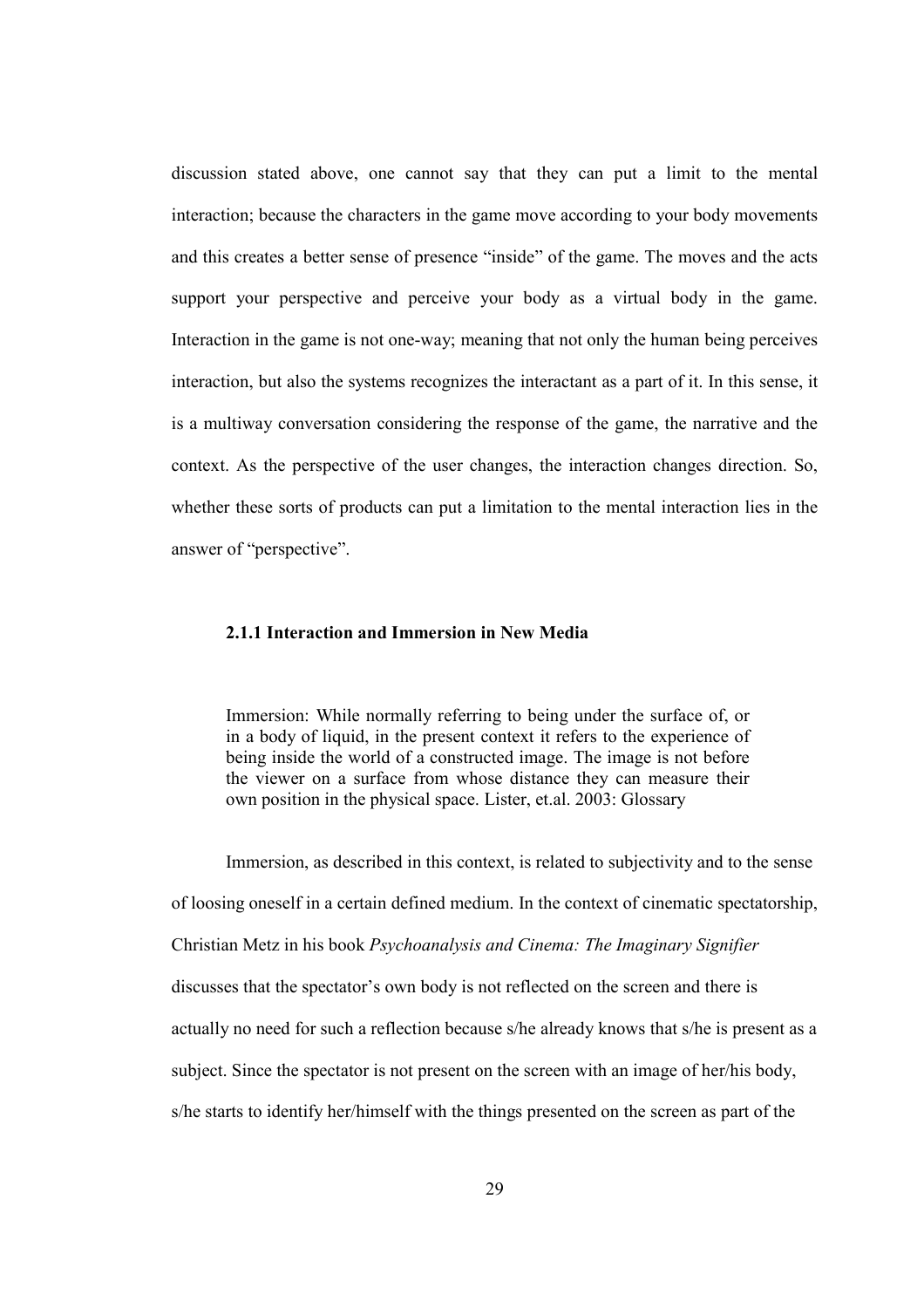discussion stated above, one cannot say that they can put a limit to the mental interaction; because the characters in the game move according to your body movements and this creates a better sense of presence "inside" of the game. The moves and the acts support your perspective and perceive your body as a virtual body in the game. Interaction in the game is not one-way; meaning that not only the human being perceives interaction, but also the systems recognizes the interactant as a part of it. In this sense, it is a multiway conversation considering the response of the game, the narrative and the context. As the perspective of the user changes, the interaction changes direction. So, whether these sorts of products can put a limitation to the mental interaction lies in the answer of "perspective".

### 2.1.1 Interaction and Immersion in New Media

> Immersion: While normally referring to being under the surface of, or in a body of liquid, in the present context it refers to the experience of being inside the world of a constructed image. The image is not before the viewer on a surface from whose distance they can measure their own position in the physical space. Lister, et.al. 2003: Glossary

Immersion, as described in this context, is related to subjectivity and to the sense of loosing oneself in a certain defined medium. In the context of cinematic spectatorship, Christian Metz in his book *Psychoanalysis and Cinema: The Imaginary Signifier* discusses that the spectator's own body is not reflected on the screen and there is actually no need for such a reflection because s/he already knows that s/he is present as a subject. Since the spectator is not present on the screen with an image of her/his body, s/he starts to identify her/himself with the things presented on the screen as part of the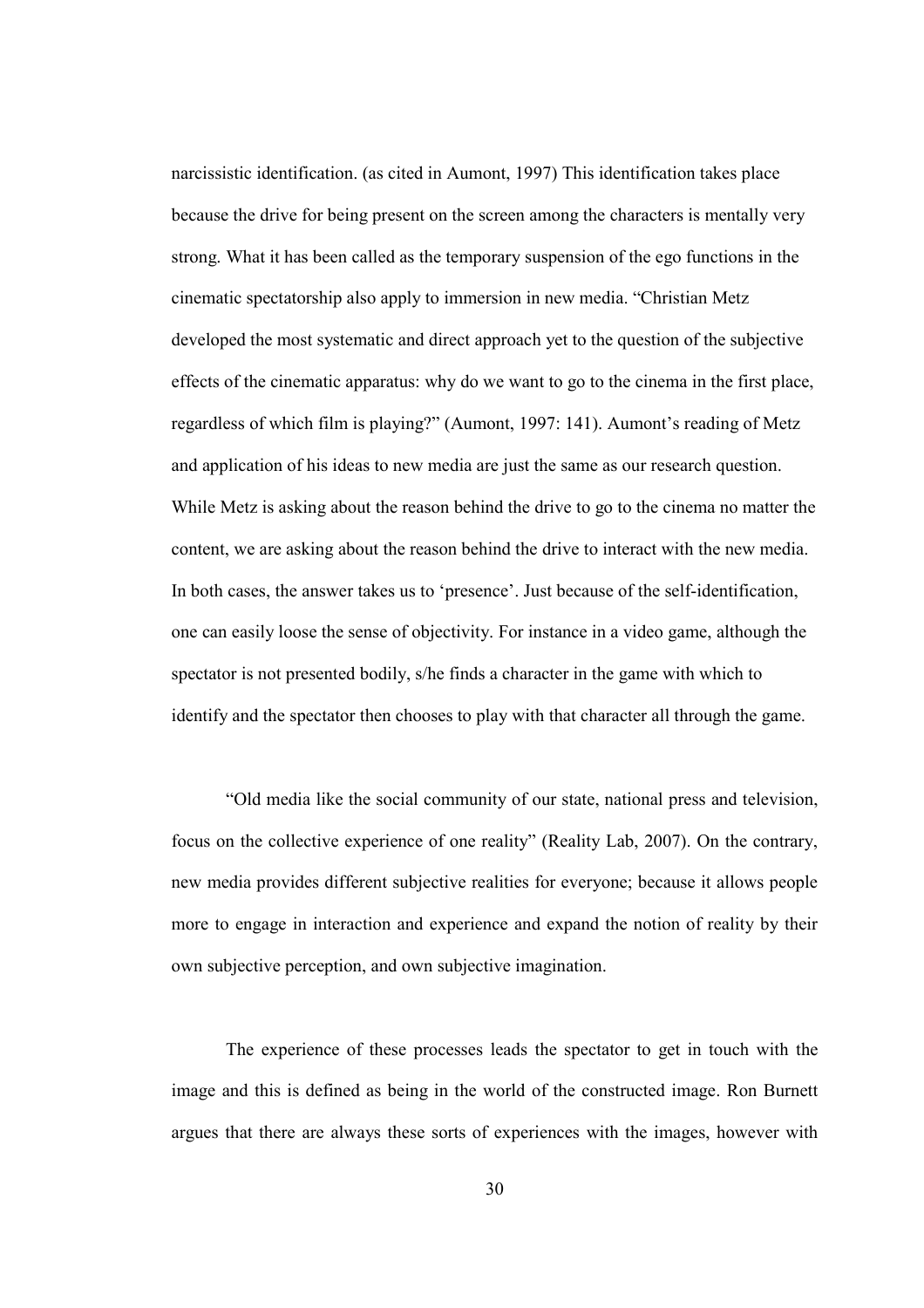narcissistic identification. (as cited in Aumont, 1997) This identification takes place because the drive for being present on the screen among the characters is mentally very strong. What it has been called as the temporary suspension of the ego functions in the cinematic spectatorship also apply to immersion in new media. "Christian Metz developed the most systematic and direct approach yet to the question of the subjective effects of the cinematic apparatus: why do we want to go to the cinema in the first place, regardless of which film is playing?" (Aumont, 1997: 141). Aumont's reading of Metz and application of his ideas to new media are just the same as our research question. While Metz is asking about the reason behind the drive to go to the cinema no matter the content, we are asking about the reason behind the drive to interact with the new media. In both cases, the answer takes us to 'presence'. Just because of the self-identification, one can easily loose the sense of objectivity. For instance in a video game, although the spectator is not presented bodily, s/he finds a character in the game with which to identify and the spectator then chooses to play with that character all through the game.

"Old media like the social community of our state, national press and television, focus on the collective experience of one reality" (Reality Lab, 2007). On the contrary, new media provides different subjective realities for everyone; because it allows people more to engage in interaction and experience and expand the notion of reality by their own subjective perception, and own subjective imagination.

The experience of these processes leads the spectator to get in touch with the image and this is defined as being in the world of the constructed image. Ron Burnett argues that there are always these sorts of experiences with the images, however with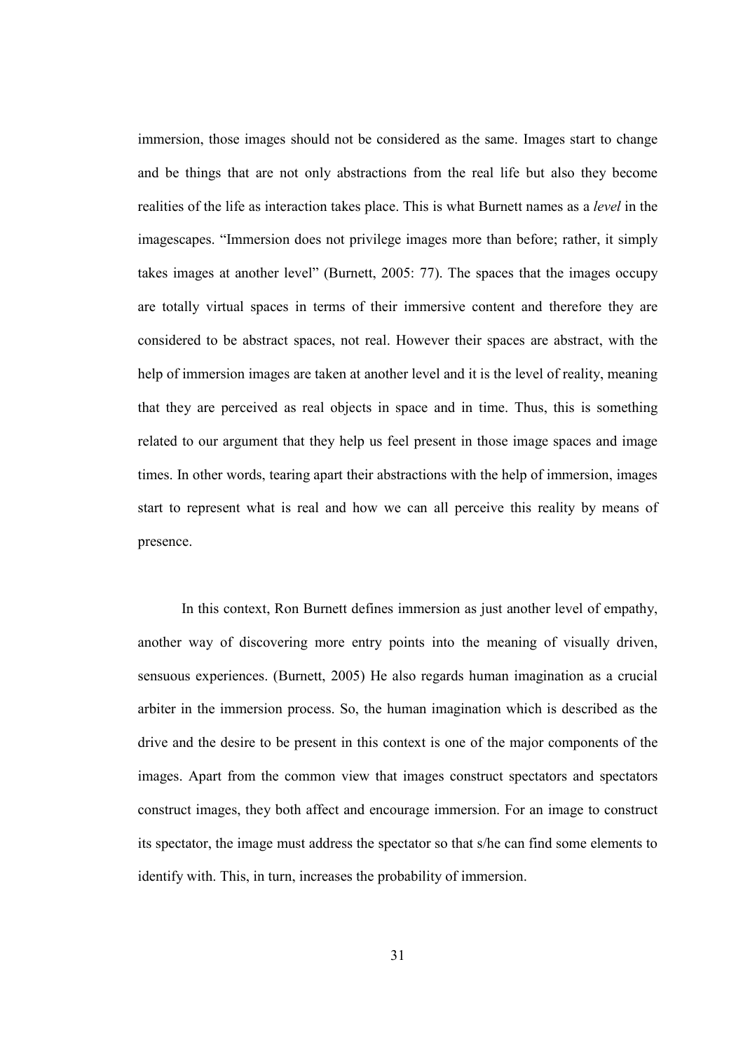immersion, those images should not be considered as the same. Images start to change and be things that are not only abstractions from the real life but also they become realities of the life as interaction takes place. This is what Burnett names as a *level* in the imagescapes. "Immersion does not privilege images more than before; rather, it simply takes images at another level" (Burnett, 2005: 77). The spaces that the images occupy are totally virtual spaces in terms of their immersive content and therefore they are considered to be abstract spaces, not real. However their spaces are abstract, with the help of immersion images are taken at another level and it is the level of reality, meaning that they are perceived as real objects in space and in time. Thus, this is something related to our argument that they help us feel present in those image spaces and image times. In other words, tearing apart their abstractions with the help of immersion, images start to represent what is real and how we can all perceive this reality by means of presence.

In this context, Ron Burnett defines immersion as just another level of empathy, another way of discovering more entry points into the meaning of visually driven, sensuous experiences. (Burnett, 2005) He also regards human imagination as a crucial arbiter in the immersion process. So, the human imagination which is described as the drive and the desire to be present in this context is one of the major components of the images. Apart from the common view that images construct spectators and spectators construct images, they both affect and encourage immersion. For an image to construct its spectator, the image must address the spectator so that s/he can find some elements to identify with. This, in turn, increases the probability of immersion.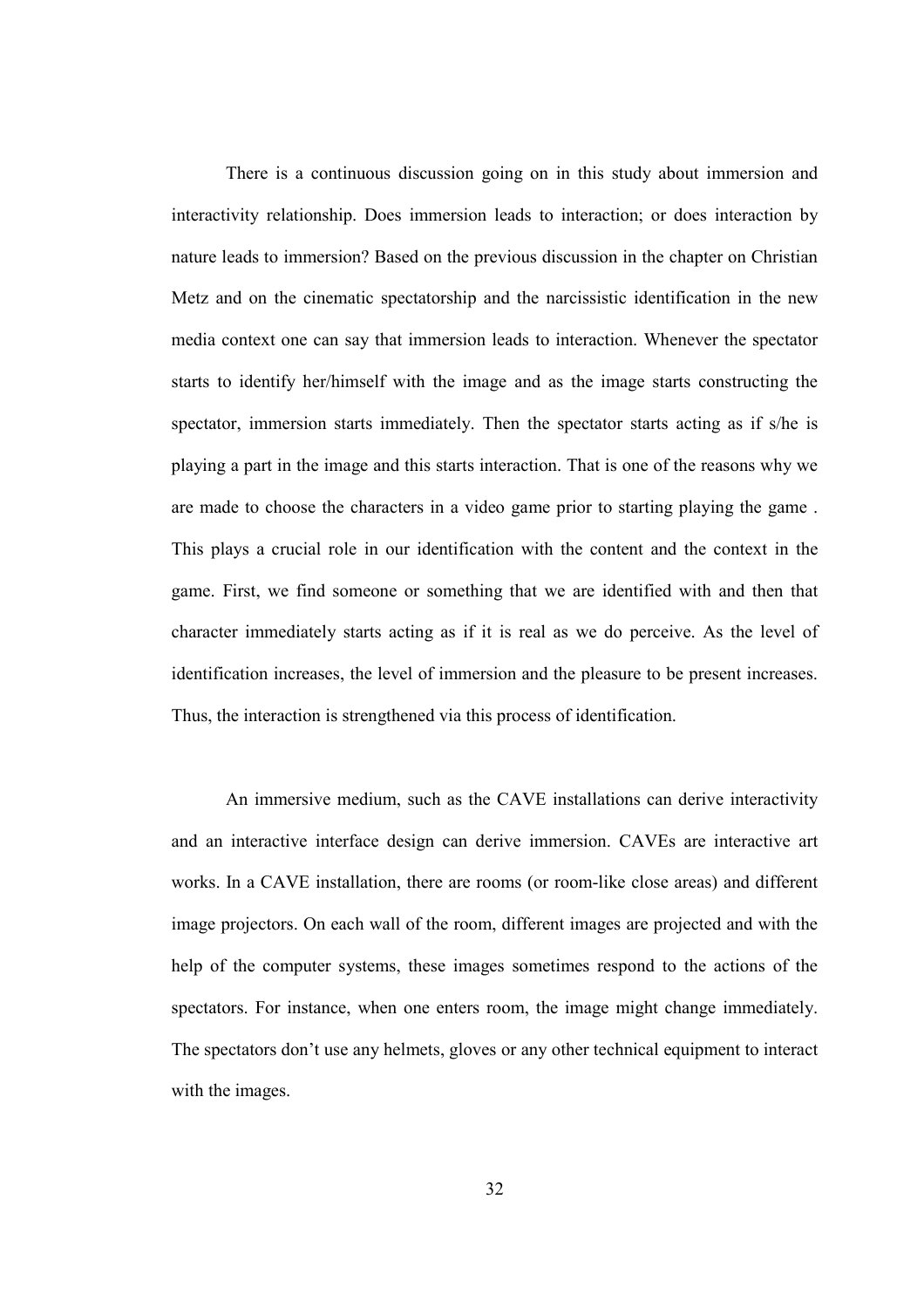There is a continuous discussion going on in this study about immersion and interactivity relationship. Does immersion leads to interaction; or does interaction by nature leads to immersion? Based on the previous discussion in the chapter on Christian Metz and on the cinematic spectatorship and the narcissistic identification in the new media context one can say that immersion leads to interaction. Whenever the spectator starts to identify her/himself with the image and as the image starts constructing the spectator, immersion starts immediately. Then the spectator starts acting as if s/he is playing a part in the image and this starts interaction. That is one of the reasons why we are made to choose the characters in a video game prior to starting playing the game . This plays a crucial role in our identification with the content and the context in the game. First, we find someone or something that we are identified with and then that character immediately starts acting as if it is real as we do perceive. As the level of identification increases, the level of immersion and the pleasure to be present increases. Thus, the interaction is strengthened via this process of identification.

An immersive medium, such as the CAVE installations can derive interactivity and an interactive interface design can derive immersion. CAVEs are interactive art works. In a CAVE installation, there are rooms (or room-like close areas) and different image projectors. On each wall of the room, different images are projected and with the help of the computer systems, these images sometimes respond to the actions of the spectators. For instance, when one enters room, the image might change immediately. The spectators don't use any helmets, gloves or any other technical equipment to interact with the images.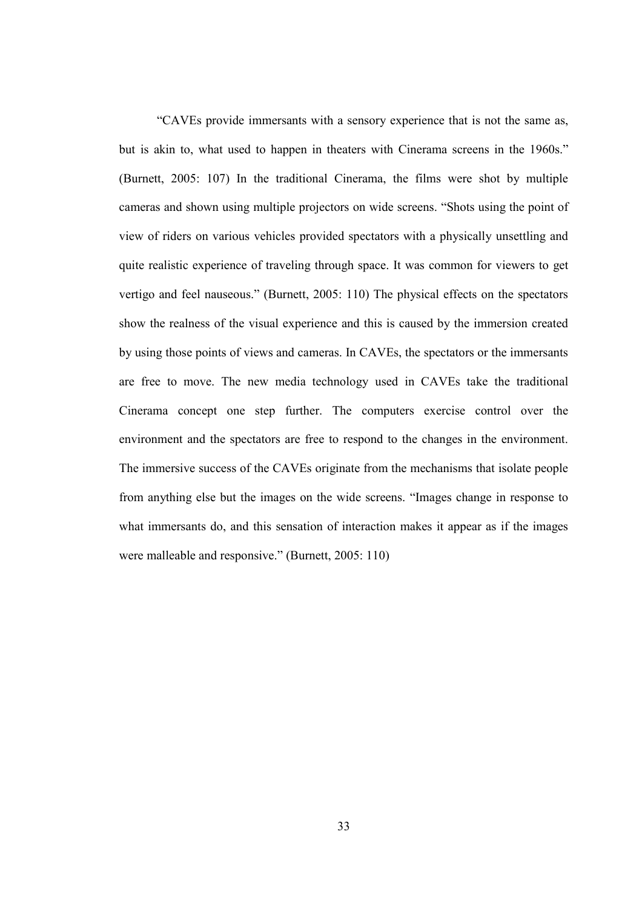"CAVEs provide immersants with a sensory experience that is not the same as, but is akin to, what used to happen in theaters with Cinerama screens in the 1960s." (Burnett, 2005: 107) In the traditional Cinerama, the films were shot by multiple cameras and shown using multiple projectors on wide screens. "Shots using the point of view of riders on various vehicles provided spectators with a physically unsettling and quite realistic experience of traveling through space. It was common for viewers to get vertigo and feel nauseous." (Burnett, 2005: 110) The physical effects on the spectators show the realness of the visual experience and this is caused by the immersion created by using those points of views and cameras. In CAVEs, the spectators or the immersants are free to move. The new media technology used in CAVEs take the traditional Cinerama concept one step further. The computers exercise control over the environment and the spectators are free to respond to the changes in the environment. The immersive success of the CAVEs originate from the mechanisms that isolate people from anything else but the images on the wide screens. "Images change in response to what immersants do, and this sensation of interaction makes it appear as if the images were malleable and responsive." (Burnett, 2005: 110)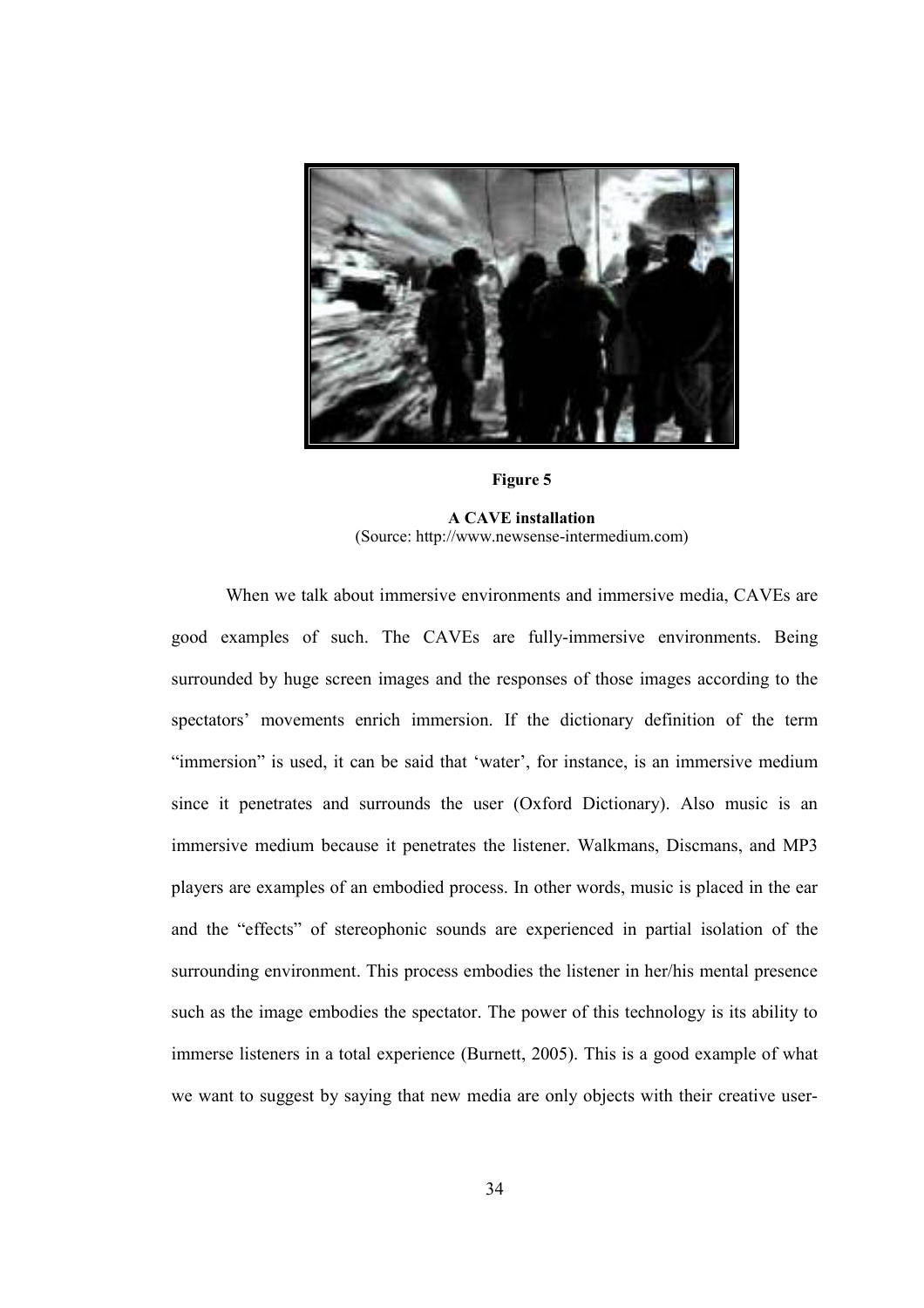**Figure 5**

**A CAVE installation**
(Source: http://www.newsense-intermedium.com)

When we talk about immersive environments and immersive media, CAVEs are good examples of such. The CAVEs are fully-immersive environments. Being surrounded by huge screen images and the responses of those images according to the spectators' movements enrich immersion. If the dictionary definition of the term "immersion" is used, it can be said that 'water', for instance, is an immersive medium since it penetrates and surrounds the user (Oxford Dictionary). Also music is an immersive medium because it penetrates the listener. Walkmans, Discmans, and MP3 players are examples of an embodied process. In other words, music is placed in the ear and the "effects" of stereophonic sounds are experienced in partial isolation of the surrounding environment. This process embodies the listener in her/his mental presence such as the image embodies the spectator. The power of this technology is its ability to immerse listeners in a total experience (Burnett, 2005). This is a good example of what we want to suggest by saying that new media are only objects with their creative user-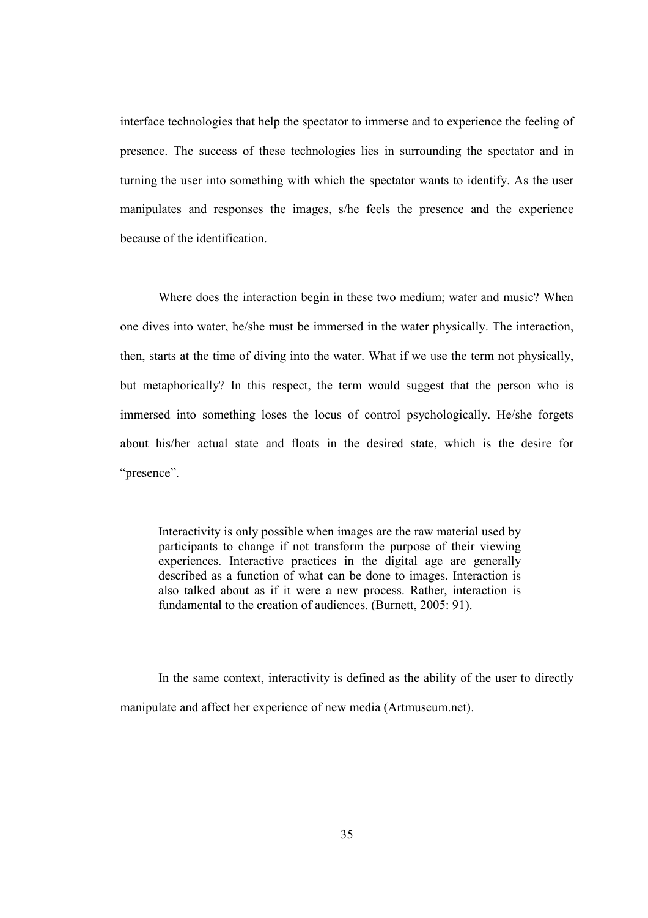interface technologies that help the spectator to immerse and to experience the feeling of presence. The success of these technologies lies in surrounding the spectator and in turning the user into something with which the spectator wants to identify. As the user manipulates and responses the images, s/he feels the presence and the experience because of the identification.

Where does the interaction begin in these two medium; water and music? When one dives into water, he/she must be immersed in the water physically. The interaction, then, starts at the time of diving into the water. What if we use the term not physically, but metaphorically? In this respect, the term would suggest that the person who is immersed into something loses the locus of control psychologically. He/she forgets about his/her actual state and floats in the desired state, which is the desire for "presence".

> Interactivity is only possible when images are the raw material used by participants to change if not transform the purpose of their viewing experiences. Interactive practices in the digital age are generally described as a function of what can be done to images. Interaction is also talked about as if it were a new process. Rather, interaction is fundamental to the creation of audiences. (Burnett, 2005: 91).

In the same context, interactivity is defined as the ability of the user to directly manipulate and affect her experience of new media (Artmuseum.net).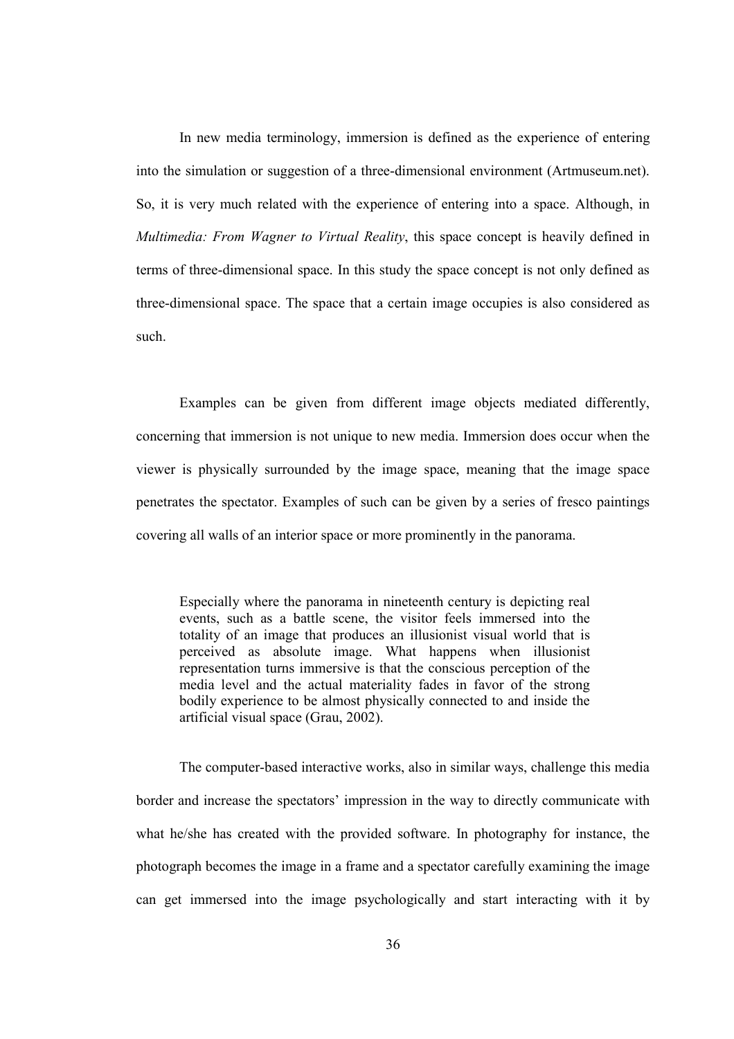In new media terminology, immersion is defined as the experience of entering into the simulation or suggestion of a three-dimensional environment (Artmuseum.net). So, it is very much related with the experience of entering into a space. Although, in *Multimedia: From Wagner to Virtual Reality*, this space concept is heavily defined in terms of three-dimensional space. In this study the space concept is not only defined as three-dimensional space. The space that a certain image occupies is also considered as such.

Examples can be given from different image objects mediated differently, concerning that immersion is not unique to new media. Immersion does occur when the viewer is physically surrounded by the image space, meaning that the image space penetrates the spectator. Examples of such can be given by a series of fresco paintings covering all walls of an interior space or more prominently in the panorama.

> Especially where the panorama in nineteenth century is depicting real events, such as a battle scene, the visitor feels immersed into the totality of an image that produces an illusionist visual world that is perceived as absolute image. What happens when illusionist representation turns immersive is that the conscious perception of the media level and the actual materiality fades in favor of the strong bodily experience to be almost physically connected to and inside the artificial visual space (Grau, 2002).

The computer-based interactive works, also in similar ways, challenge this media border and increase the spectators' impression in the way to directly communicate with what he/she has created with the provided software. In photography for instance, the photograph becomes the image in a frame and a spectator carefully examining the image can get immersed into the image psychologically and start interacting with it by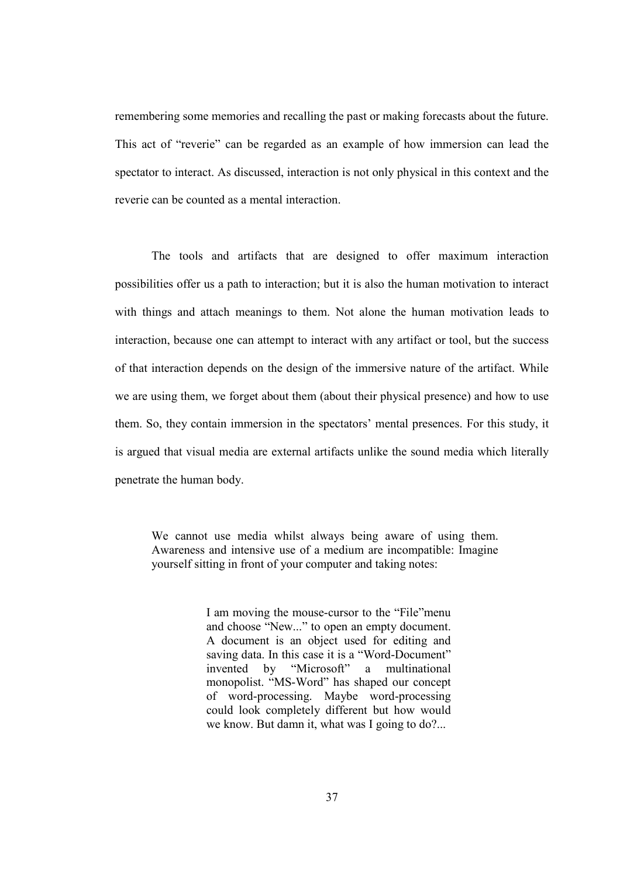remembering some memories and recalling the past or making forecasts about the future. This act of "reverie" can be regarded as an example of how immersion can lead the spectator to interact. As discussed, interaction is not only physical in this context and the reverie can be counted as a mental interaction.

The tools and artifacts that are designed to offer maximum interaction possibilities offer us a path to interaction; but it is also the human motivation to interact with things and attach meanings to them. Not alone the human motivation leads to interaction, because one can attempt to interact with any artifact or tool, but the success of that interaction depends on the design of the immersive nature of the artifact. While we are using them, we forget about them (about their physical presence) and how to use them. So, they contain immersion in the spectators' mental presences. For this study, it is argued that visual media are external artifacts unlike the sound media which literally penetrate the human body.

> We cannot use media whilst always being aware of using them. Awareness and intensive use of a medium are incompatible: Imagine yourself sitting in front of your computer and taking notes:
>
> > I am moving the mouse-cursor to the "File"menu and choose "New..." to open an empty document. A document is an object used for editing and saving data. In this case it is a "Word-Document" invented by "Microsoft" a multinational monopolist. "MS-Word" has shaped our concept of word-processing. Maybe word-processing could look completely different but how would we know. But damn it, what was I going to do?...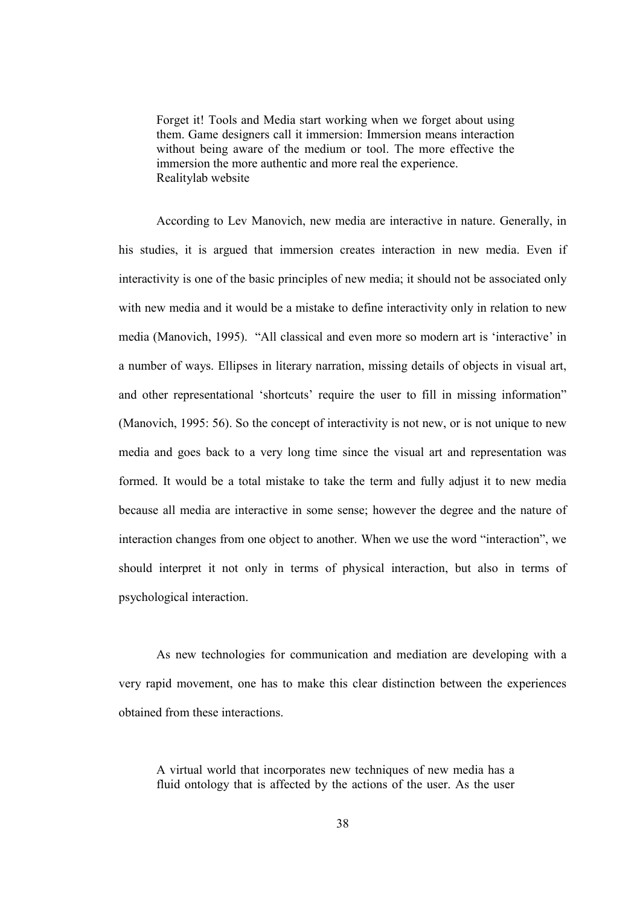> Forget it! Tools and Media start working when we forget about using them. Game designers call it immersion: Immersion means interaction without being aware of the medium or tool. The more effective the immersion the more authentic and more real the experience.
> Realitylab website

According to Lev Manovich, new media are interactive in nature. Generally, in his studies, it is argued that immersion creates interaction in new media. Even if interactivity is one of the basic principles of new media; it should not be associated only with new media and it would be a mistake to define interactivity only in relation to new media (Manovich, 1995). "All classical and even more so modern art is 'interactive' in a number of ways. Ellipses in literary narration, missing details of objects in visual art, and other representational 'shortcuts' require the user to fill in missing information" (Manovich, 1995: 56). So the concept of interactivity is not new, or is not unique to new media and goes back to a very long time since the visual art and representation was formed. It would be a total mistake to take the term and fully adjust it to new media because all media are interactive in some sense; however the degree and the nature of interaction changes from one object to another. When we use the word "interaction", we should interpret it not only in terms of physical interaction, but also in terms of psychological interaction.

As new technologies for communication and mediation are developing with a very rapid movement, one has to make this clear distinction between the experiences obtained from these interactions.

> A virtual world that incorporates new techniques of new media has a fluid ontology that is affected by the actions of the user. As the user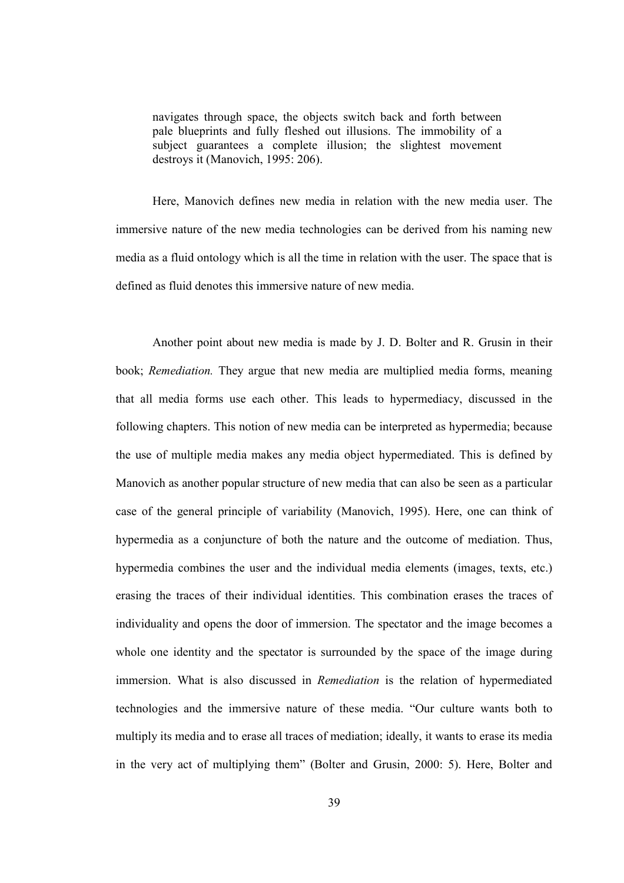> navigates through space, the objects switch back and forth between pale blueprints and fully fleshed out illusions. The immobility of a subject guarantees a complete illusion; the slightest movement destroys it (Manovich, 1995: 206).

Here, Manovich defines new media in relation with the new media user. The immersive nature of the new media technologies can be derived from his naming new media as a fluid ontology which is all the time in relation with the user. The space that is defined as fluid denotes this immersive nature of new media.

Another point about new media is made by J. D. Bolter and R. Grusin in their book; *Remediation.* They argue that new media are multiplied media forms, meaning that all media forms use each other. This leads to hypermediacy, discussed in the following chapters. This notion of new media can be interpreted as hypermedia; because the use of multiple media makes any media object hypermediated. This is defined by Manovich as another popular structure of new media that can also be seen as a particular case of the general principle of variability (Manovich, 1995). Here, one can think of hypermedia as a conjuncture of both the nature and the outcome of mediation. Thus, hypermedia combines the user and the individual media elements (images, texts, etc.) erasing the traces of their individual identities. This combination erases the traces of individuality and opens the door of immersion. The spectator and the image becomes a whole one identity and the spectator is surrounded by the space of the image during immersion. What is also discussed in *Remediation* is the relation of hypermediated technologies and the immersive nature of these media. "Our culture wants both to multiply its media and to erase all traces of mediation; ideally, it wants to erase its media in the very act of multiplying them" (Bolter and Grusin, 2000: 5). Here, Bolter and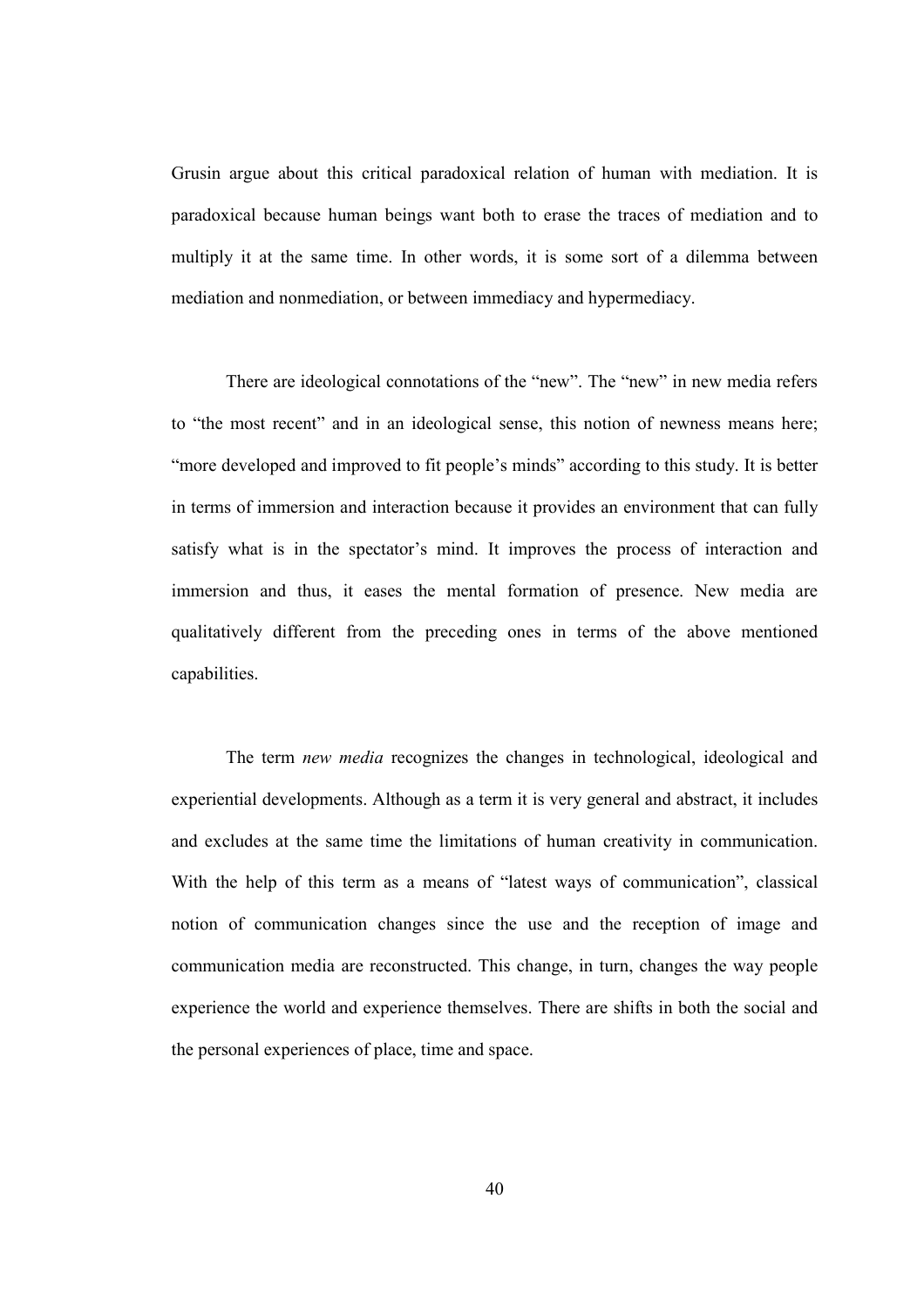Grusin argue about this critical paradoxical relation of human with mediation. It is paradoxical because human beings want both to erase the traces of mediation and to multiply it at the same time. In other words, it is some sort of a dilemma between mediation and nonmediation, or between immediacy and hypermediacy.

There are ideological connotations of the "new". The "new" in new media refers to "the most recent" and in an ideological sense, this notion of newness means here; "more developed and improved to fit people's minds" according to this study. It is better in terms of immersion and interaction because it provides an environment that can fully satisfy what is in the spectator's mind. It improves the process of interaction and immersion and thus, it eases the mental formation of presence. New media are qualitatively different from the preceding ones in terms of the above mentioned capabilities.

The term *new media* recognizes the changes in technological, ideological and experiential developments. Although as a term it is very general and abstract, it includes and excludes at the same time the limitations of human creativity in communication. With the help of this term as a means of "latest ways of communication", classical notion of communication changes since the use and the reception of image and communication media are reconstructed. This change, in turn, changes the way people experience the world and experience themselves. There are shifts in both the social and the personal experiences of place, time and space.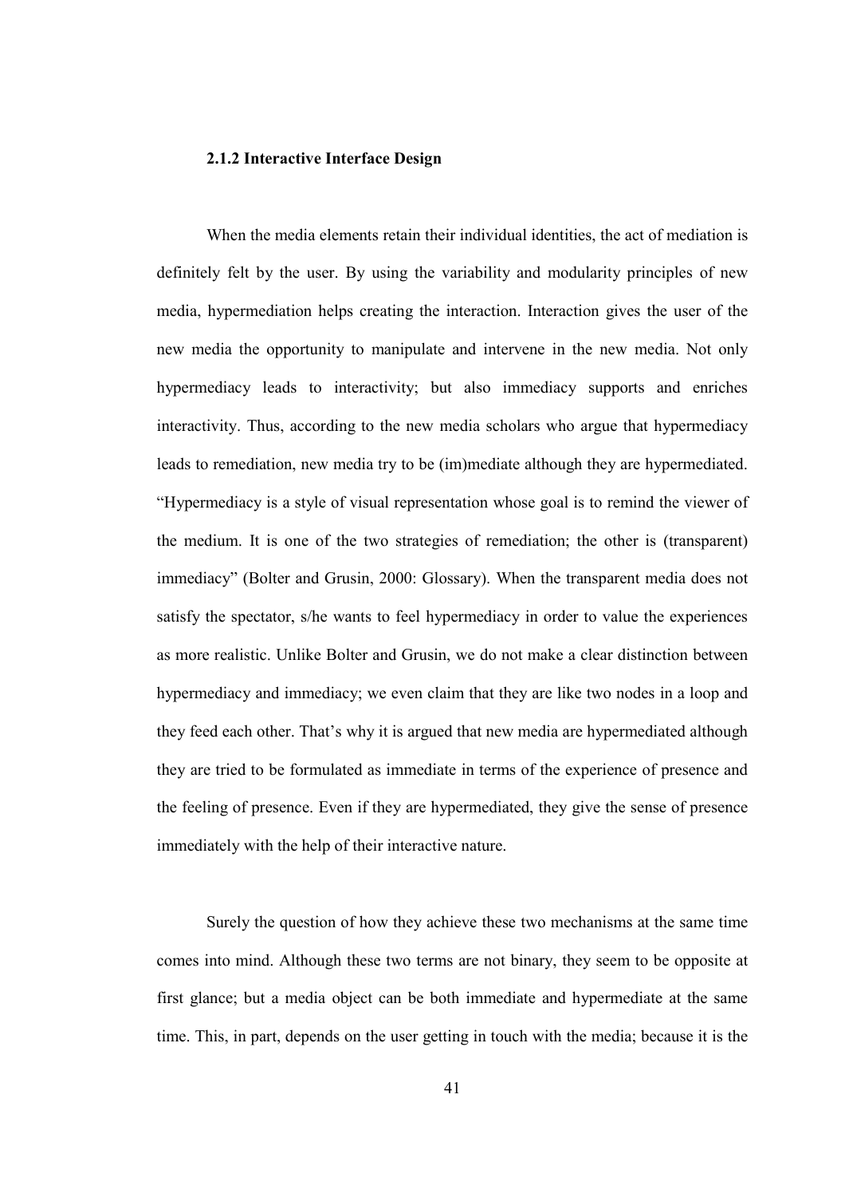### 2.1.2 Interactive Interface Design

When the media elements retain their individual identities, the act of mediation is definitely felt by the user. By using the variability and modularity principles of new media, hypermediation helps creating the interaction. Interaction gives the user of the new media the opportunity to manipulate and intervene in the new media. Not only hypermediacy leads to interactivity; but also immediacy supports and enriches interactivity. Thus, according to the new media scholars who argue that hypermediacy leads to remediation, new media try to be (im)mediate although they are hypermediated. "Hypermediacy is a style of visual representation whose goal is to remind the viewer of the medium. It is one of the two strategies of remediation; the other is (transparent) immediacy" (Bolter and Grusin, 2000: Glossary). When the transparent media does not satisfy the spectator, s/he wants to feel hypermediacy in order to value the experiences as more realistic. Unlike Bolter and Grusin, we do not make a clear distinction between hypermediacy and immediacy; we even claim that they are like two nodes in a loop and they feed each other. That's why it is argued that new media are hypermediated although they are tried to be formulated as immediate in terms of the experience of presence and the feeling of presence. Even if they are hypermediated, they give the sense of presence immediately with the help of their interactive nature.

Surely the question of how they achieve these two mechanisms at the same time comes into mind. Although these two terms are not binary, they seem to be opposite at first glance; but a media object can be both immediate and hypermediate at the same time. This, in part, depends on the user getting in touch with the media; because it is the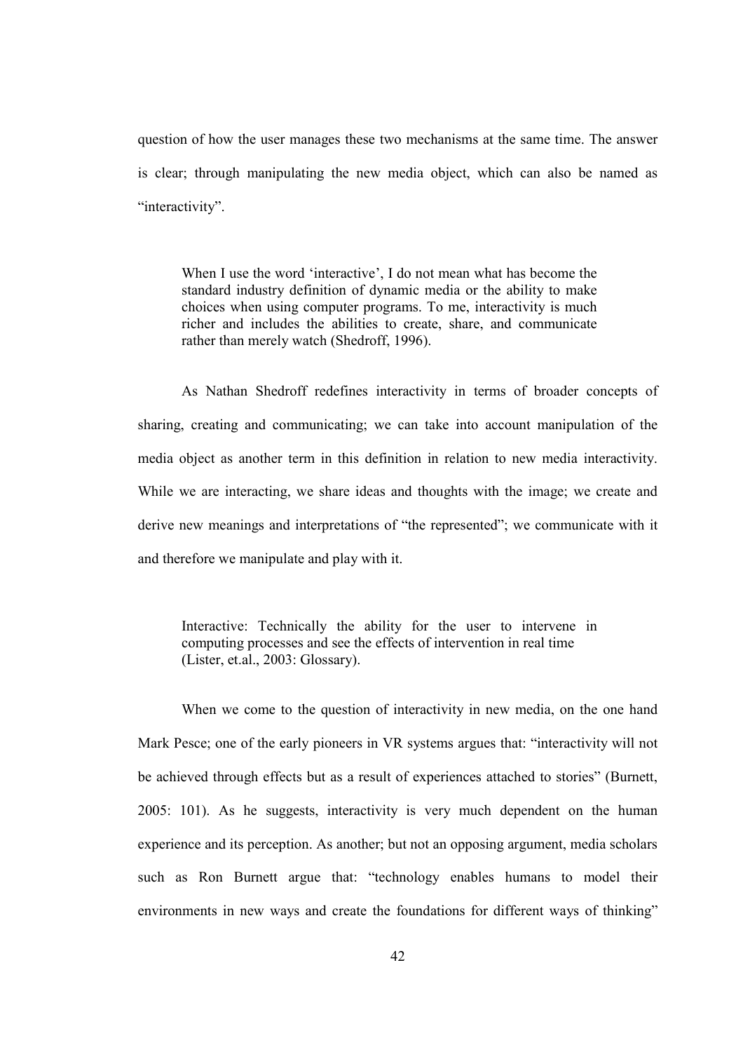question of how the user manages these two mechanisms at the same time. The answer is clear; through manipulating the new media object, which can also be named as "interactivity".

> When I use the word 'interactive', I do not mean what has become the standard industry definition of dynamic media or the ability to make choices when using computer programs. To me, interactivity is much richer and includes the abilities to create, share, and communicate rather than merely watch (Shedroff, 1996).

As Nathan Shedroff redefines interactivity in terms of broader concepts of sharing, creating and communicating; we can take into account manipulation of the media object as another term in this definition in relation to new media interactivity. While we are interacting, we share ideas and thoughts with the image; we create and derive new meanings and interpretations of "the represented"; we communicate with it and therefore we manipulate and play with it.

> Interactive: Technically the ability for the user to intervene in computing processes and see the effects of intervention in real time (Lister, et.al., 2003: Glossary).

When we come to the question of interactivity in new media, on the one hand Mark Pesce; one of the early pioneers in VR systems argues that: "interactivity will not be achieved through effects but as a result of experiences attached to stories" (Burnett, 2005: 101). As he suggests, interactivity is very much dependent on the human experience and its perception. As another; but not an opposing argument, media scholars such as Ron Burnett argue that: "technology enables humans to model their environments in new ways and create the foundations for different ways of thinking"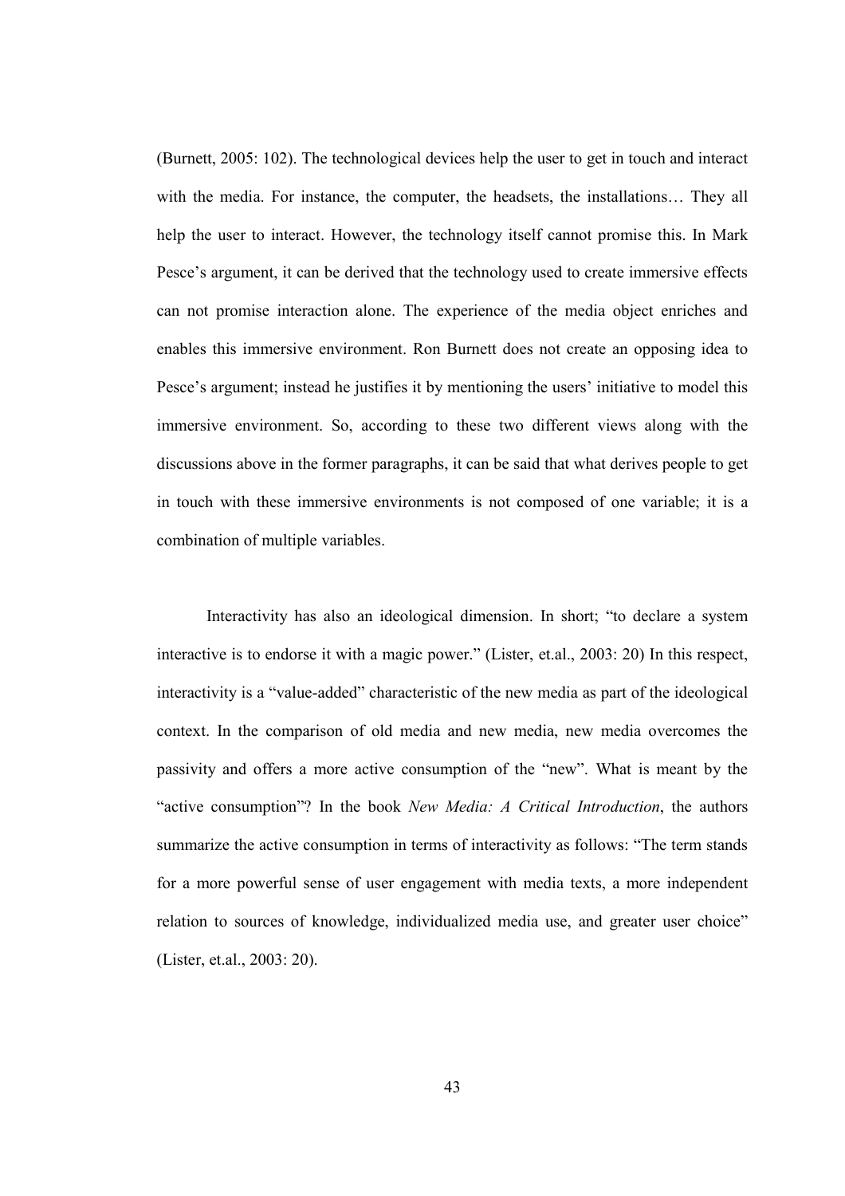(Burnett, 2005: 102). The technological devices help the user to get in touch and interact with the media. For instance, the computer, the headsets, the installations… They all help the user to interact. However, the technology itself cannot promise this. In Mark Pesce's argument, it can be derived that the technology used to create immersive effects can not promise interaction alone. The experience of the media object enriches and enables this immersive environment. Ron Burnett does not create an opposing idea to Pesce's argument; instead he justifies it by mentioning the users' initiative to model this immersive environment. So, according to these two different views along with the discussions above in the former paragraphs, it can be said that what derives people to get in touch with these immersive environments is not composed of one variable; it is a combination of multiple variables.

Interactivity has also an ideological dimension. In short; "to declare a system interactive is to endorse it with a magic power." (Lister, et.al., 2003: 20) In this respect, interactivity is a "value-added" characteristic of the new media as part of the ideological context. In the comparison of old media and new media, new media overcomes the passivity and offers a more active consumption of the "new". What is meant by the "active consumption"? In the book *New Media: A Critical Introduction*, the authors summarize the active consumption in terms of interactivity as follows: "The term stands for a more powerful sense of user engagement with media texts, a more independent relation to sources of knowledge, individualized media use, and greater user choice" (Lister, et.al., 2003: 20).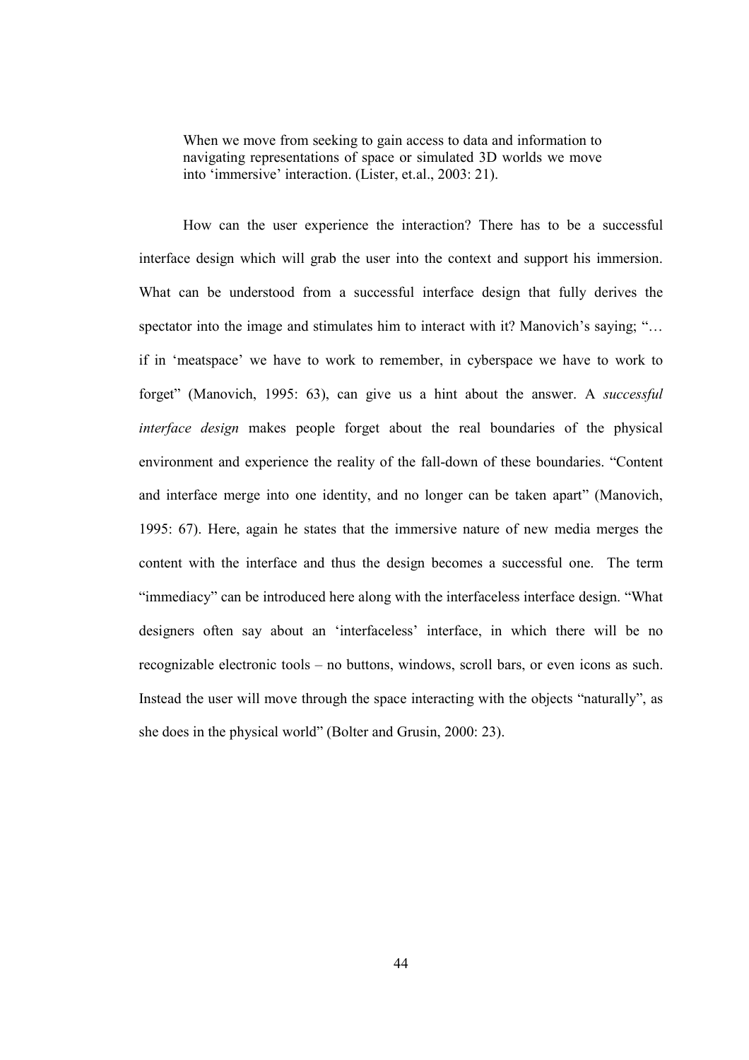> When we move from seeking to gain access to data and information to navigating representations of space or simulated 3D worlds we move into 'immersive' interaction. (Lister, et.al., 2003: 21).

How can the user experience the interaction? There has to be a successful interface design which will grab the user into the context and support his immersion. What can be understood from a successful interface design that fully derives the spectator into the image and stimulates him to interact with it? Manovich's saying; "… if in 'meatspace' we have to work to remember, in cyberspace we have to work to forget" (Manovich, 1995: 63), can give us a hint about the answer. A *successful interface design* makes people forget about the real boundaries of the physical environment and experience the reality of the fall-down of these boundaries. "Content and interface merge into one identity, and no longer can be taken apart" (Manovich, 1995: 67). Here, again he states that the immersive nature of new media merges the content with the interface and thus the design becomes a successful one. The term "immediacy" can be introduced here along with the interfaceless interface design. "What designers often say about an 'interfaceless' interface, in which there will be no recognizable electronic tools – no buttons, windows, scroll bars, or even icons as such. Instead the user will move through the space interacting with the objects "naturally", as she does in the physical world" (Bolter and Grusin, 2000: 23).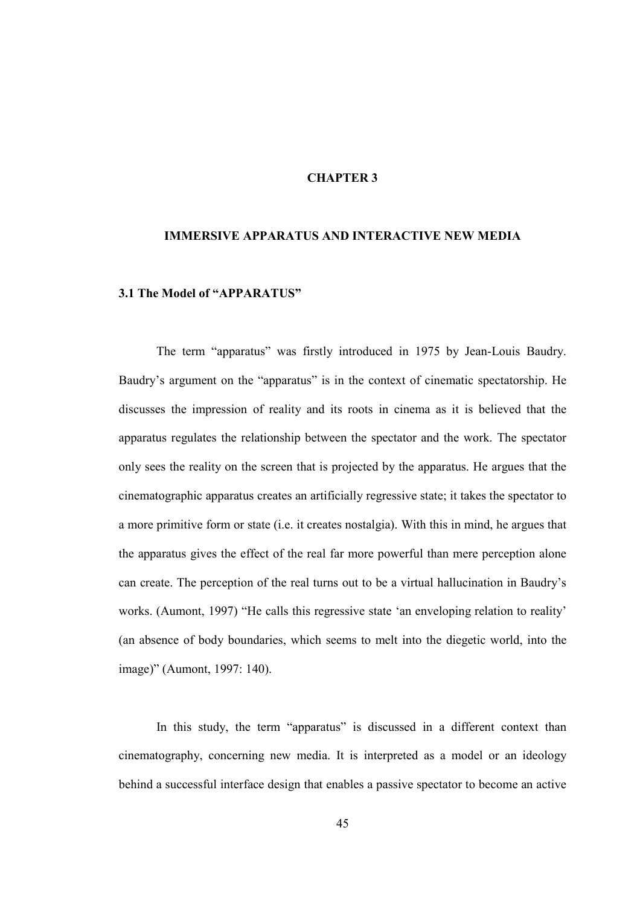# CHAPTER 3

## IMMERSIVE APPARATUS AND INTERACTIVE NEW MEDIA

### 3.1 The Model of "APPARATUS"

The term "apparatus" was firstly introduced in 1975 by Jean-Louis Baudry. Baudry's argument on the "apparatus" is in the context of cinematic spectatorship. He discusses the impression of reality and its roots in cinema as it is believed that the apparatus regulates the relationship between the spectator and the work. The spectator only sees the reality on the screen that is projected by the apparatus. He argues that the cinematographic apparatus creates an artificially regressive state; it takes the spectator to a more primitive form or state (i.e. it creates nostalgia). With this in mind, he argues that the apparatus gives the effect of the real far more powerful than mere perception alone can create. The perception of the real turns out to be a virtual hallucination in Baudry's works. (Aumont, 1997) "He calls this regressive state 'an enveloping relation to reality' (an absence of body boundaries, which seems to melt into the diegetic world, into the image)" (Aumont, 1997: 140).

In this study, the term "apparatus" is discussed in a different context than cinematography, concerning new media. It is interpreted as a model or an ideology behind a successful interface design that enables a passive spectator to become an active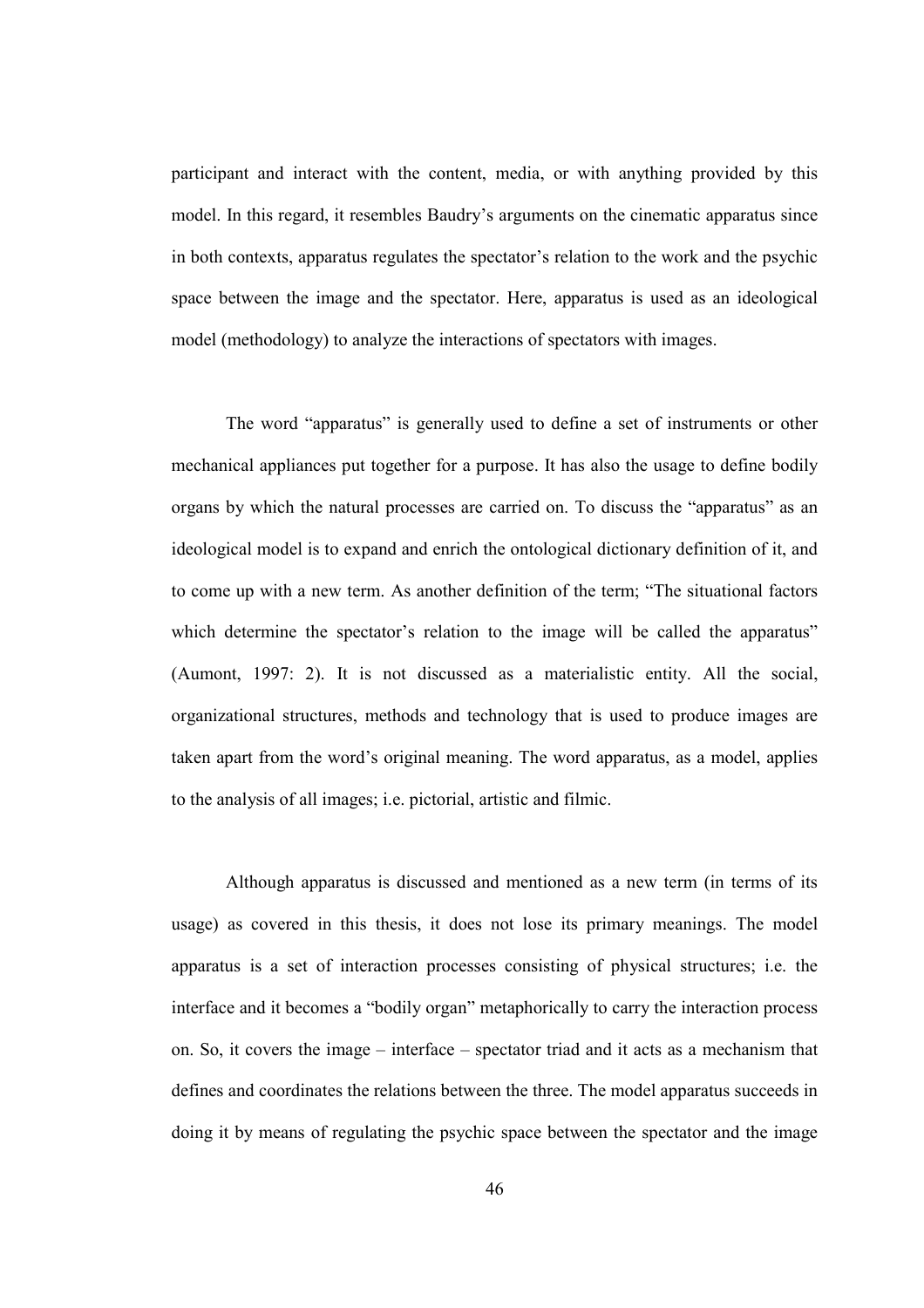participant and interact with the content, media, or with anything provided by this model. In this regard, it resembles Baudry's arguments on the cinematic apparatus since in both contexts, apparatus regulates the spectator's relation to the work and the psychic space between the image and the spectator. Here, apparatus is used as an ideological model (methodology) to analyze the interactions of spectators with images.

The word "apparatus" is generally used to define a set of instruments or other mechanical appliances put together for a purpose. It has also the usage to define bodily organs by which the natural processes are carried on. To discuss the "apparatus" as an ideological model is to expand and enrich the ontological dictionary definition of it, and to come up with a new term. As another definition of the term; "The situational factors which determine the spectator's relation to the image will be called the apparatus" (Aumont, 1997: 2). It is not discussed as a materialistic entity. All the social, organizational structures, methods and technology that is used to produce images are taken apart from the word's original meaning. The word apparatus, as a model, applies to the analysis of all images; i.e. pictorial, artistic and filmic.

Although apparatus is discussed and mentioned as a new term (in terms of its usage) as covered in this thesis, it does not lose its primary meanings. The model apparatus is a set of interaction processes consisting of physical structures; i.e. the interface and it becomes a "bodily organ" metaphorically to carry the interaction process on. So, it covers the image – interface – spectator triad and it acts as a mechanism that defines and coordinates the relations between the three. The model apparatus succeeds in doing it by means of regulating the psychic space between the spectator and the image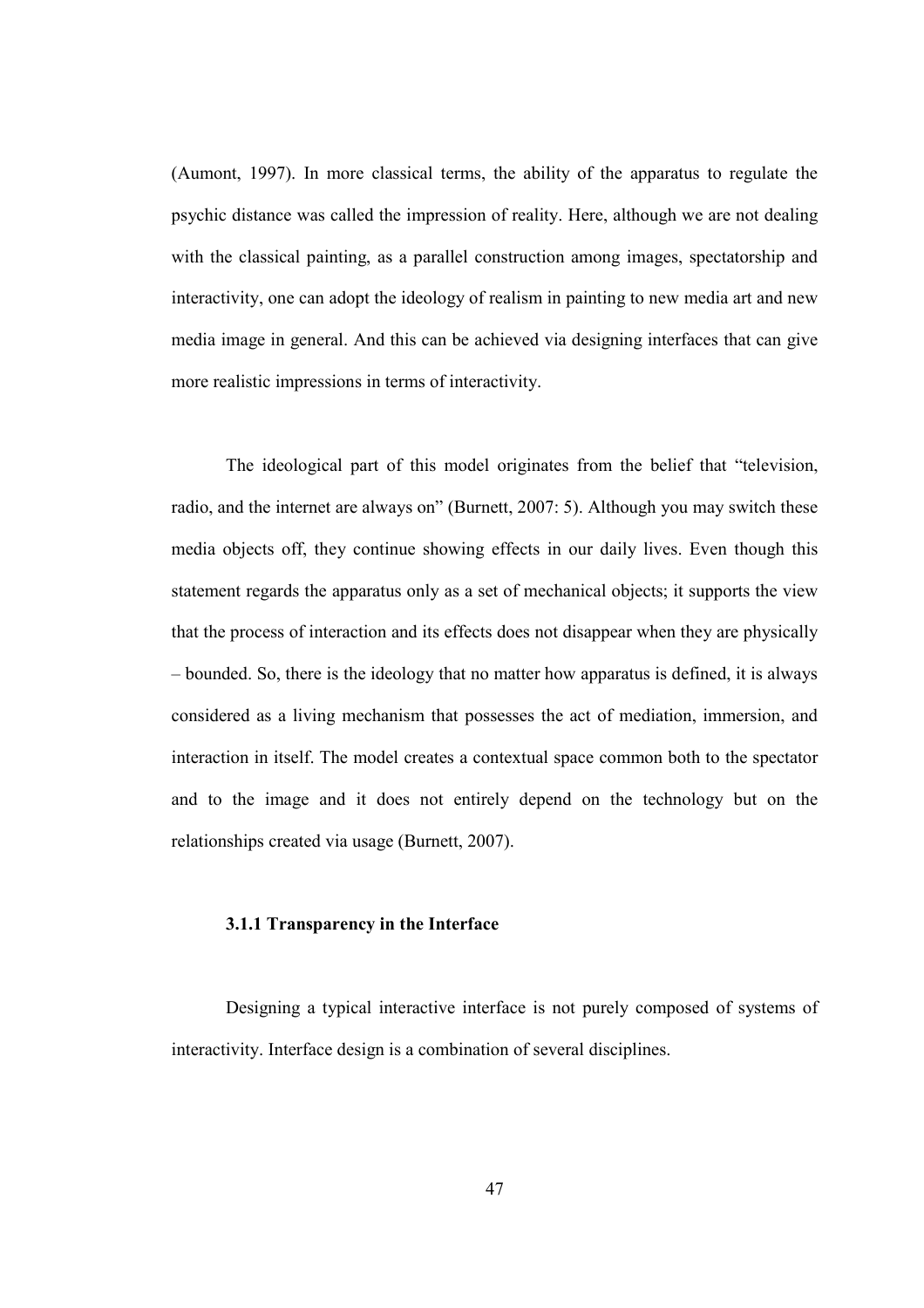(Aumont, 1997). In more classical terms, the ability of the apparatus to regulate the psychic distance was called the impression of reality. Here, although we are not dealing with the classical painting, as a parallel construction among images, spectatorship and interactivity, one can adopt the ideology of realism in painting to new media art and new media image in general. And this can be achieved via designing interfaces that can give more realistic impressions in terms of interactivity.

The ideological part of this model originates from the belief that "television, radio, and the internet are always on" (Burnett, 2007: 5). Although you may switch these media objects off, they continue showing effects in our daily lives. Even though this statement regards the apparatus only as a set of mechanical objects; it supports the view that the process of interaction and its effects does not disappear when they are physically – bounded. So, there is the ideology that no matter how apparatus is defined, it is always considered as a living mechanism that possesses the act of mediation, immersion, and interaction in itself. The model creates a contextual space common both to the spectator and to the image and it does not entirely depend on the technology but on the relationships created via usage (Burnett, 2007).

### 3.1.1 Transparency in the Interface

Designing a typical interactive interface is not purely composed of systems of interactivity. Interface design is a combination of several disciplines.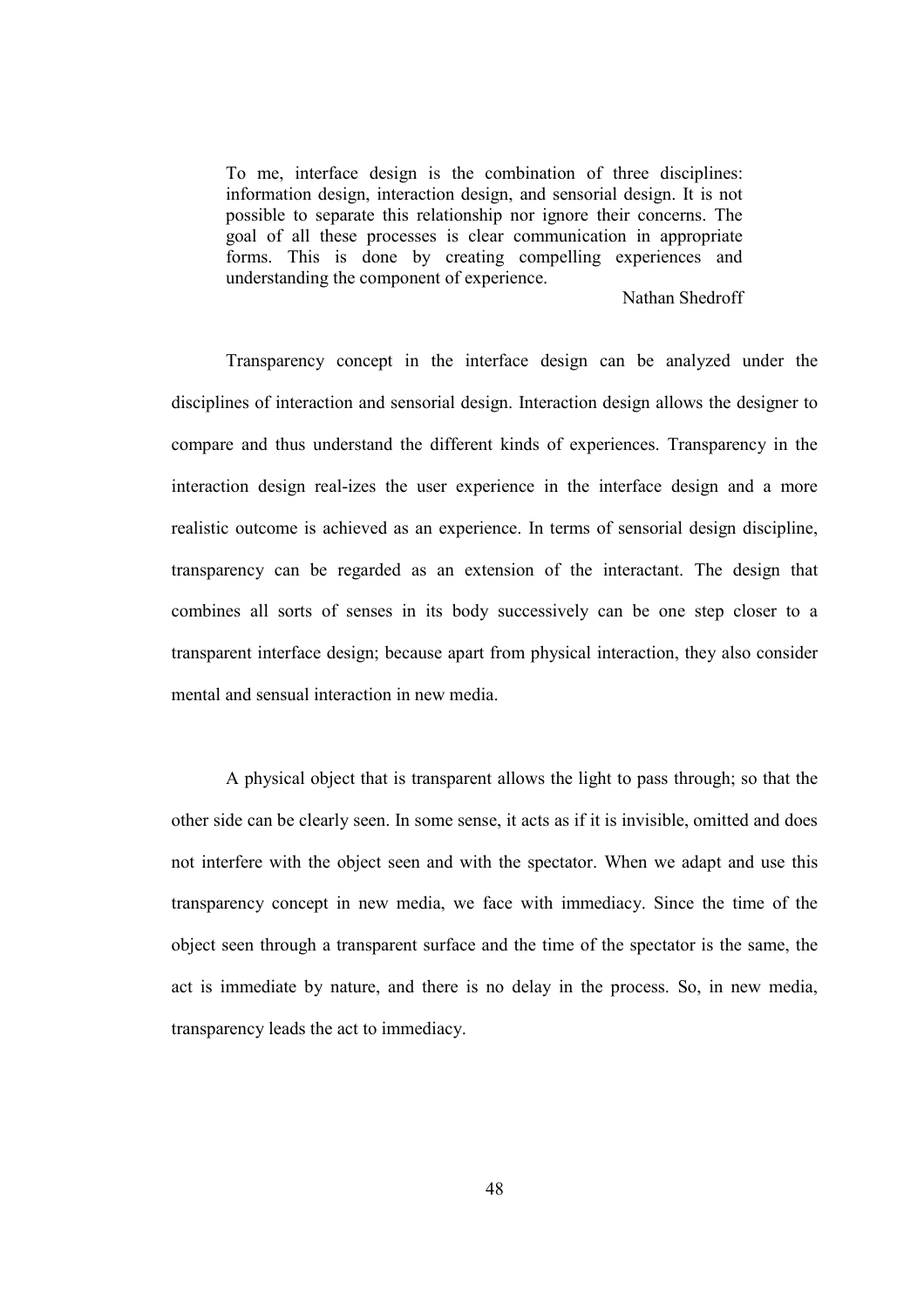> To me, interface design is the combination of three disciplines: information design, interaction design, and sensorial design. It is not possible to separate this relationship nor ignore their concerns. The goal of all these processes is clear communication in appropriate forms. This is done by creating compelling experiences and understanding the component of experience.
>
> Nathan Shedroff

Transparency concept in the interface design can be analyzed under the disciplines of interaction and sensorial design. Interaction design allows the designer to compare and thus understand the different kinds of experiences. Transparency in the interaction design real-izes the user experience in the interface design and a more realistic outcome is achieved as an experience. In terms of sensorial design discipline, transparency can be regarded as an extension of the interactant. The design that combines all sorts of senses in its body successively can be one step closer to a transparent interface design; because apart from physical interaction, they also consider mental and sensual interaction in new media.

A physical object that is transparent allows the light to pass through; so that the other side can be clearly seen. In some sense, it acts as if it is invisible, omitted and does not interfere with the object seen and with the spectator. When we adapt and use this transparency concept in new media, we face with immediacy. Since the time of the object seen through a transparent surface and the time of the spectator is the same, the act is immediate by nature, and there is no delay in the process. So, in new media, transparency leads the act to immediacy.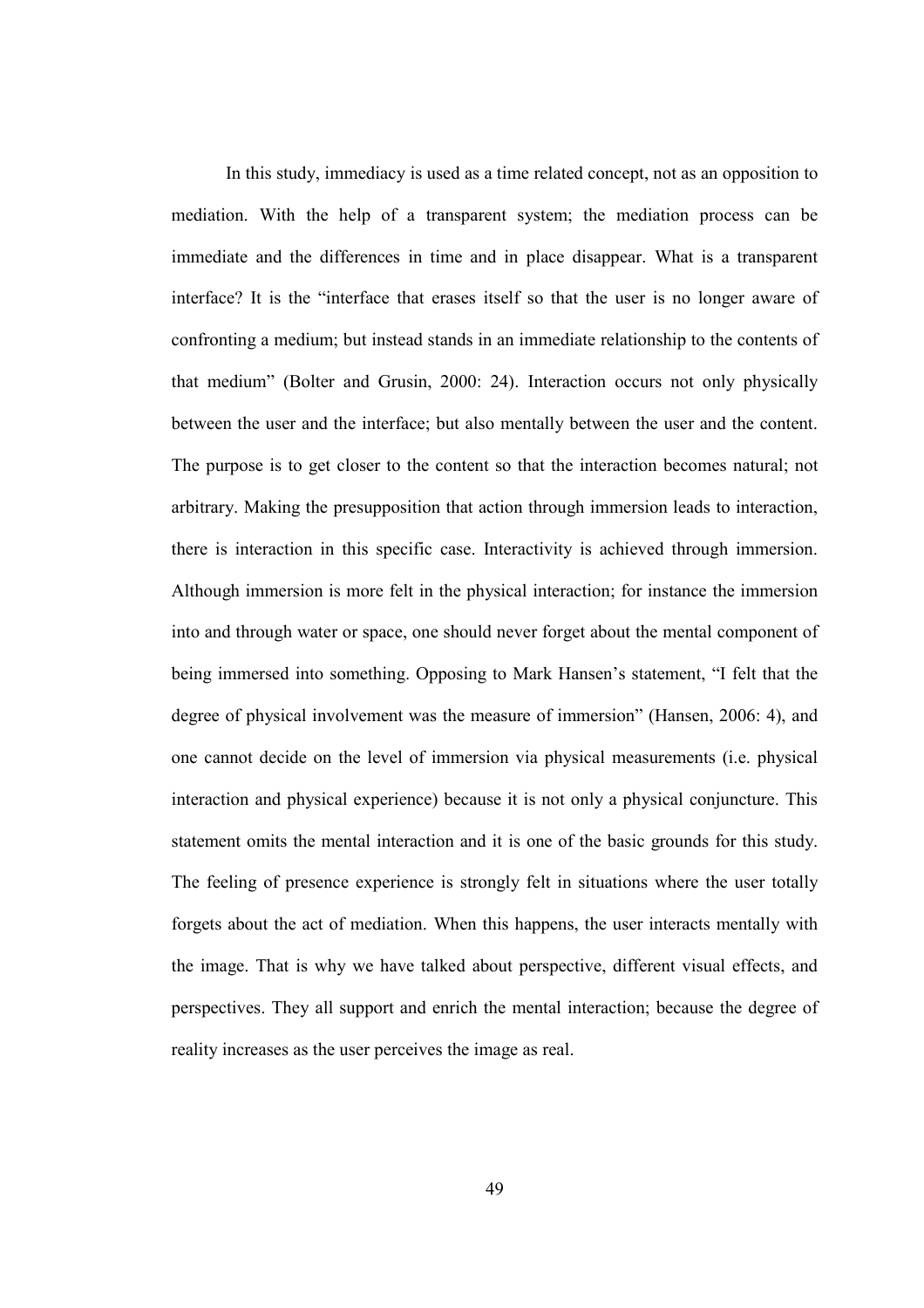In this study, immediacy is used as a time related concept, not as an opposition to mediation. With the help of a transparent system; the mediation process can be immediate and the differences in time and in place disappear. What is a transparent interface? It is the "interface that erases itself so that the user is no longer aware of confronting a medium; but instead stands in an immediate relationship to the contents of that medium" (Bolter and Grusin, 2000: 24). Interaction occurs not only physically between the user and the interface; but also mentally between the user and the content. The purpose is to get closer to the content so that the interaction becomes natural; not arbitrary. Making the presupposition that action through immersion leads to interaction, there is interaction in this specific case. Interactivity is achieved through immersion. Although immersion is more felt in the physical interaction; for instance the immersion into and through water or space, one should never forget about the mental component of being immersed into something. Opposing to Mark Hansen's statement, "I felt that the degree of physical involvement was the measure of immersion" (Hansen, 2006: 4), and one cannot decide on the level of immersion via physical measurements (i.e. physical interaction and physical experience) because it is not only a physical conjuncture. This statement omits the mental interaction and it is one of the basic grounds for this study. The feeling of presence experience is strongly felt in situations where the user totally forgets about the act of mediation. When this happens, the user interacts mentally with the image. That is why we have talked about perspective, different visual effects, and perspectives. They all support and enrich the mental interaction; because the degree of reality increases as the user perceives the image as real.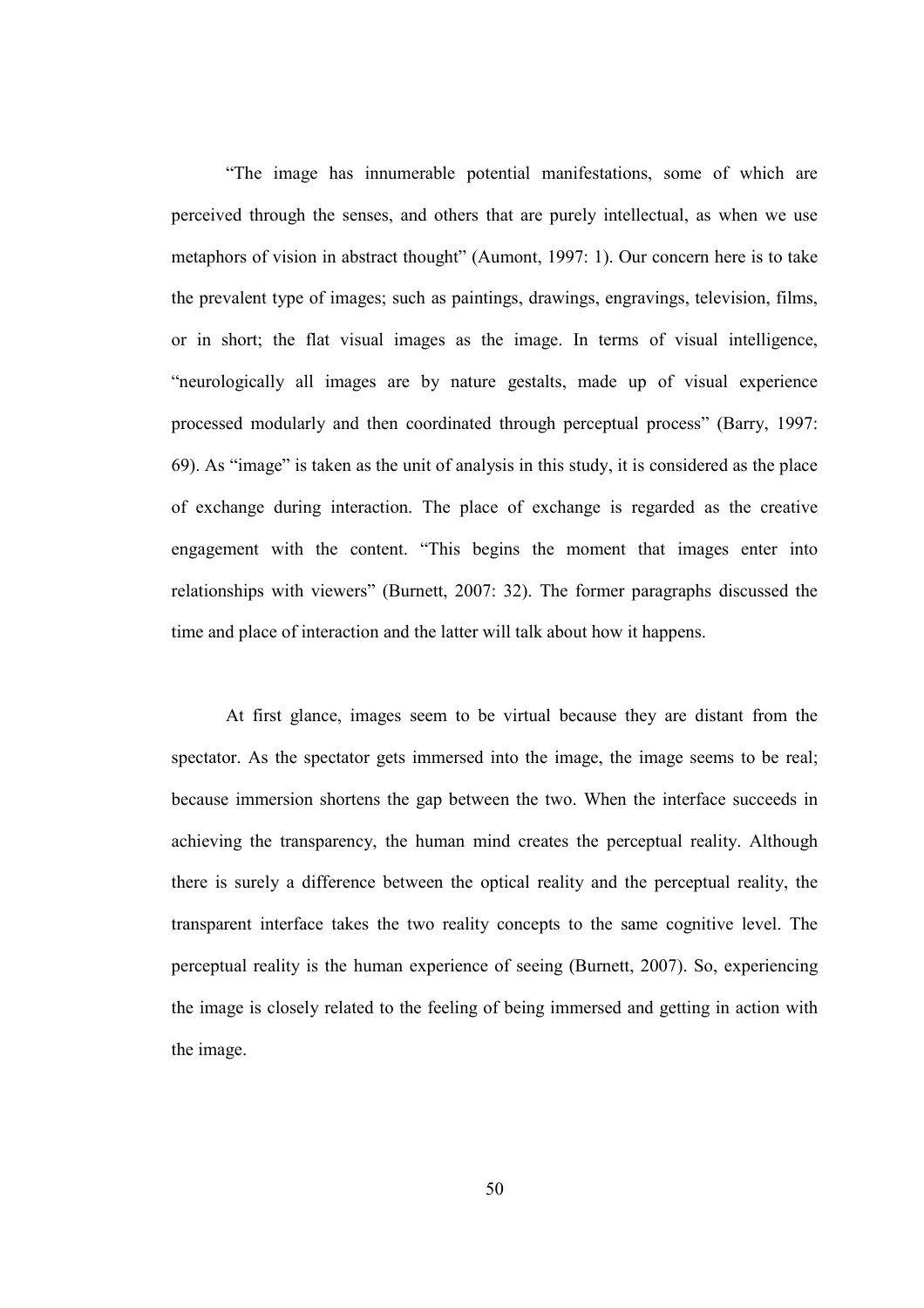"The image has innumerable potential manifestations, some of which are perceived through the senses, and others that are purely intellectual, as when we use metaphors of vision in abstract thought" (Aumont, 1997: 1). Our concern here is to take the prevalent type of images; such as paintings, drawings, engravings, television, films, or in short; the flat visual images as the image. In terms of visual intelligence, "neurologically all images are by nature gestalts, made up of visual experience processed modularly and then coordinated through perceptual process" (Barry, 1997: 69). As "image" is taken as the unit of analysis in this study, it is considered as the place of exchange during interaction. The place of exchange is regarded as the creative engagement with the content. "This begins the moment that images enter into relationships with viewers" (Burnett, 2007: 32). The former paragraphs discussed the time and place of interaction and the latter will talk about how it happens.

At first glance, images seem to be virtual because they are distant from the spectator. As the spectator gets immersed into the image, the image seems to be real; because immersion shortens the gap between the two. When the interface succeeds in achieving the transparency, the human mind creates the perceptual reality. Although there is surely a difference between the optical reality and the perceptual reality, the transparent interface takes the two reality concepts to the same cognitive level. The perceptual reality is the human experience of seeing (Burnett, 2007). So, experiencing the image is closely related to the feeling of being immersed and getting in action with the image.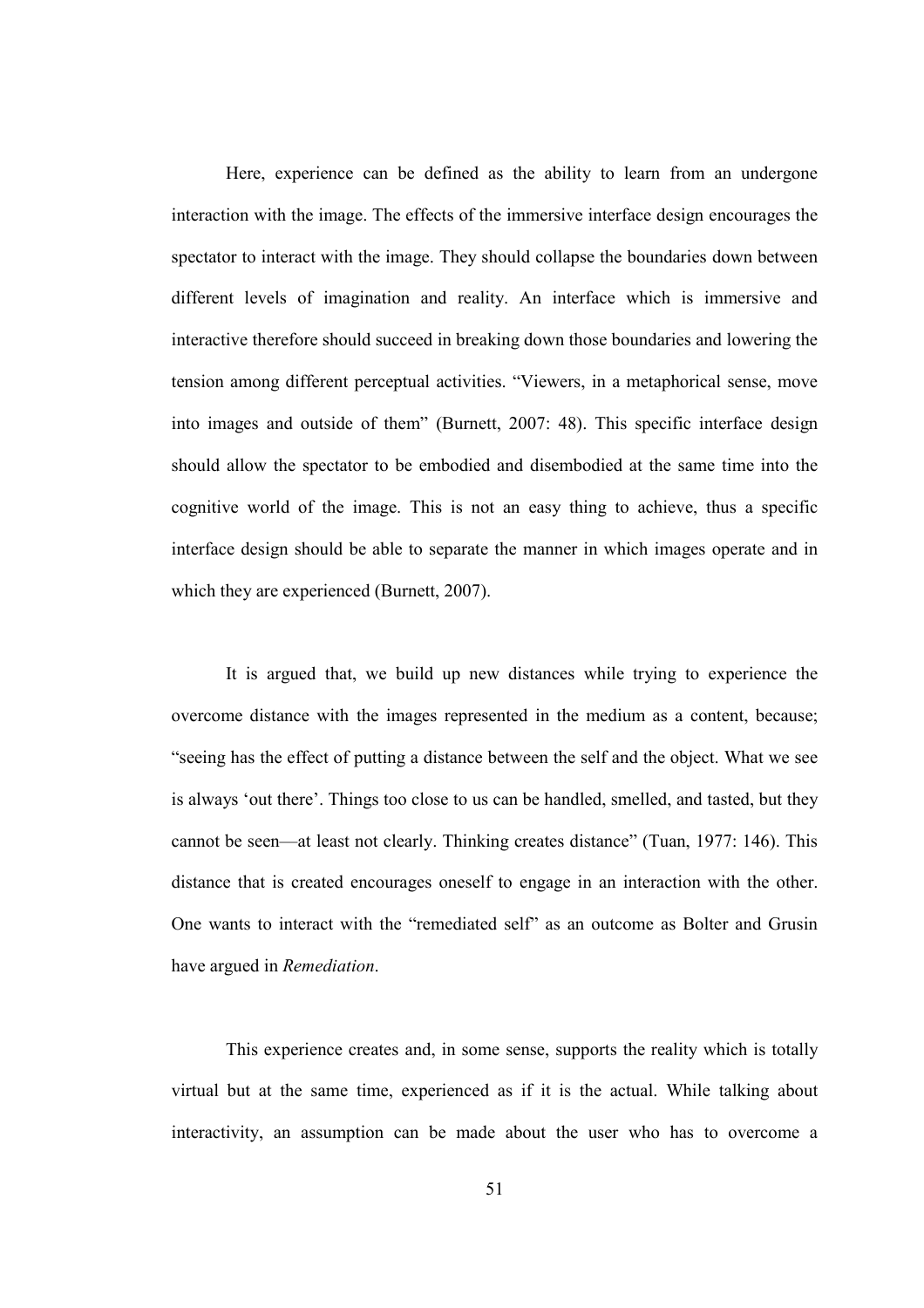Here, experience can be defined as the ability to learn from an undergone interaction with the image. The effects of the immersive interface design encourages the spectator to interact with the image. They should collapse the boundaries down between different levels of imagination and reality. An interface which is immersive and interactive therefore should succeed in breaking down those boundaries and lowering the tension among different perceptual activities. "Viewers, in a metaphorical sense, move into images and outside of them" (Burnett, 2007: 48). This specific interface design should allow the spectator to be embodied and disembodied at the same time into the cognitive world of the image. This is not an easy thing to achieve, thus a specific interface design should be able to separate the manner in which images operate and in which they are experienced (Burnett, 2007).

It is argued that, we build up new distances while trying to experience the overcome distance with the images represented in the medium as a content, because; "seeing has the effect of putting a distance between the self and the object. What we see is always 'out there'. Things too close to us can be handled, smelled, and tasted, but they cannot be seen—at least not clearly. Thinking creates distance" (Tuan, 1977: 146). This distance that is created encourages oneself to engage in an interaction with the other. One wants to interact with the "remediated self" as an outcome as Bolter and Grusin have argued in *Remediation*.

This experience creates and, in some sense, supports the reality which is totally virtual but at the same time, experienced as if it is the actual. While talking about interactivity, an assumption can be made about the user who has to overcome a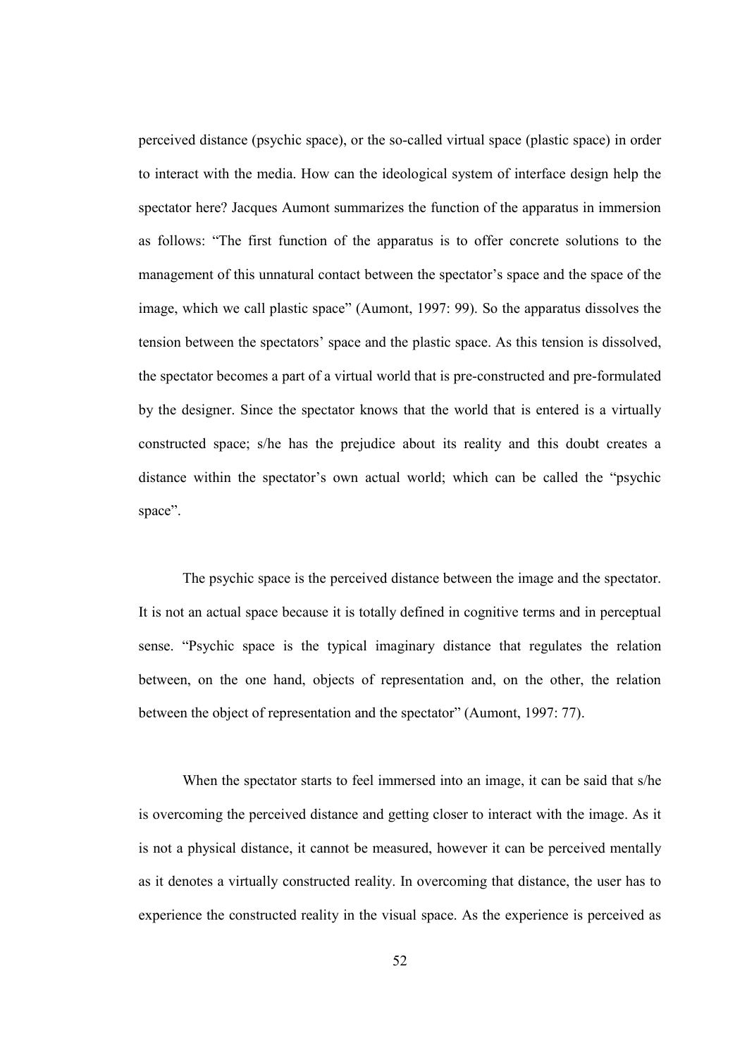perceived distance (psychic space), or the so-called virtual space (plastic space) in order to interact with the media. How can the ideological system of interface design help the spectator here? Jacques Aumont summarizes the function of the apparatus in immersion as follows: "The first function of the apparatus is to offer concrete solutions to the management of this unnatural contact between the spectator's space and the space of the image, which we call plastic space" (Aumont, 1997: 99). So the apparatus dissolves the tension between the spectators' space and the plastic space. As this tension is dissolved, the spectator becomes a part of a virtual world that is pre-constructed and pre-formulated by the designer. Since the spectator knows that the world that is entered is a virtually constructed space; s/he has the prejudice about its reality and this doubt creates a distance within the spectator's own actual world; which can be called the "psychic space".

The psychic space is the perceived distance between the image and the spectator. It is not an actual space because it is totally defined in cognitive terms and in perceptual sense. "Psychic space is the typical imaginary distance that regulates the relation between, on the one hand, objects of representation and, on the other, the relation between the object of representation and the spectator" (Aumont, 1997: 77).

When the spectator starts to feel immersed into an image, it can be said that s/he is overcoming the perceived distance and getting closer to interact with the image. As it is not a physical distance, it cannot be measured, however it can be perceived mentally as it denotes a virtually constructed reality. In overcoming that distance, the user has to experience the constructed reality in the visual space. As the experience is perceived as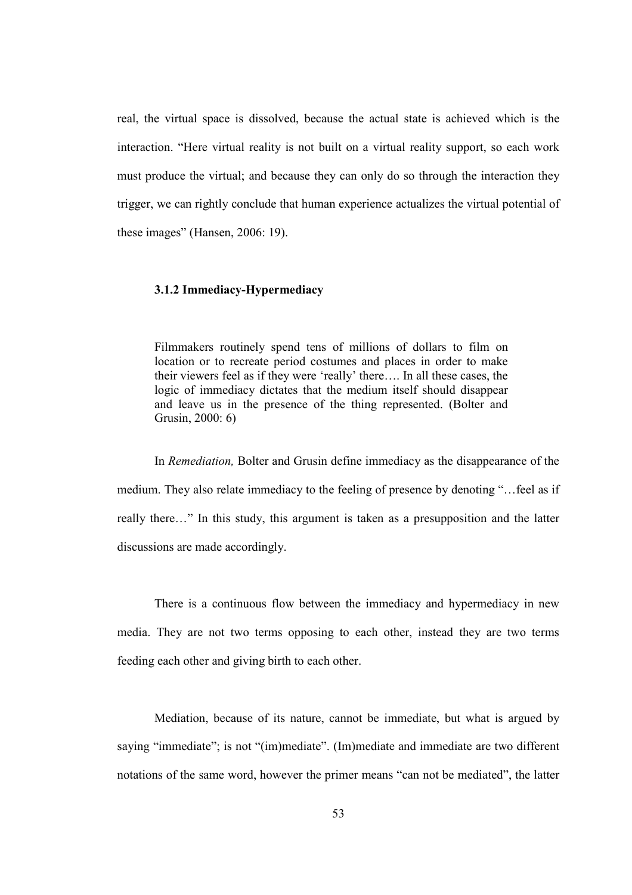real, the virtual space is dissolved, because the actual state is achieved which is the interaction. "Here virtual reality is not built on a virtual reality support, so each work must produce the virtual; and because they can only do so through the interaction they trigger, we can rightly conclude that human experience actualizes the virtual potential of these images" (Hansen, 2006: 19).

### 3.1.2 Immediacy-Hypermediacy

> Filmmakers routinely spend tens of millions of dollars to film on location or to recreate period costumes and places in order to make their viewers feel as if they were 'really' there…. In all these cases, the logic of immediacy dictates that the medium itself should disappear and leave us in the presence of the thing represented. (Bolter and Grusin, 2000: 6)

In *Remediation,* Bolter and Grusin define immediacy as the disappearance of the medium. They also relate immediacy to the feeling of presence by denoting "…feel as if really there…" In this study, this argument is taken as a presupposition and the latter discussions are made accordingly.

There is a continuous flow between the immediacy and hypermediacy in new media. They are not two terms opposing to each other, instead they are two terms feeding each other and giving birth to each other.

Mediation, because of its nature, cannot be immediate, but what is argued by saying "immediate"; is not "(im)mediate". (Im)mediate and immediate are two different notations of the same word, however the primer means "can not be mediated", the latter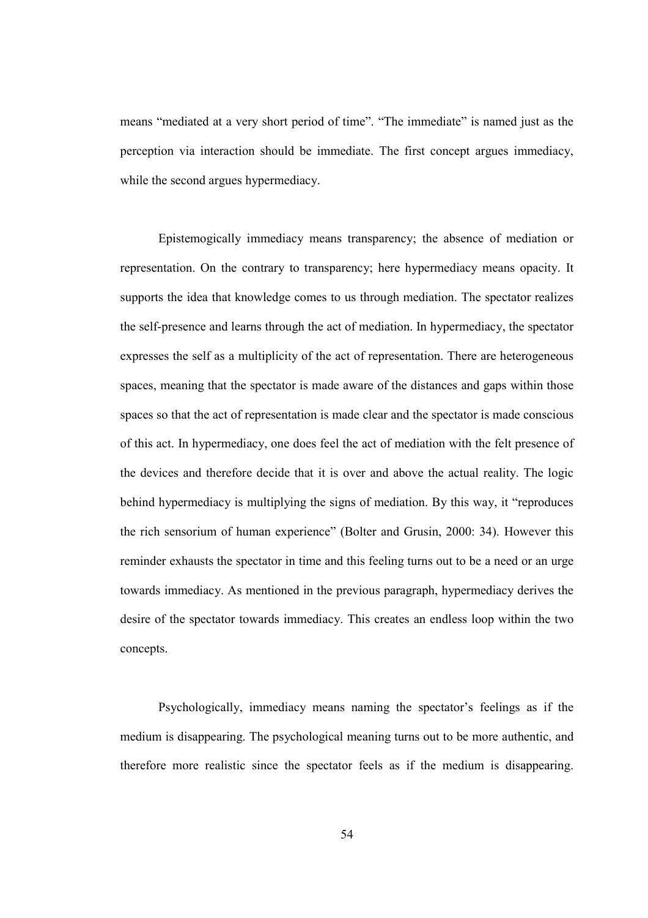means "mediated at a very short period of time". "The immediate" is named just as the perception via interaction should be immediate. The first concept argues immediacy, while the second argues hypermediacy.

Epistemogically immediacy means transparency; the absence of mediation or representation. On the contrary to transparency; here hypermediacy means opacity. It supports the idea that knowledge comes to us through mediation. The spectator realizes the self-presence and learns through the act of mediation. In hypermediacy, the spectator expresses the self as a multiplicity of the act of representation. There are heterogeneous spaces, meaning that the spectator is made aware of the distances and gaps within those spaces so that the act of representation is made clear and the spectator is made conscious of this act. In hypermediacy, one does feel the act of mediation with the felt presence of the devices and therefore decide that it is over and above the actual reality. The logic behind hypermediacy is multiplying the signs of mediation. By this way, it "reproduces the rich sensorium of human experience" (Bolter and Grusin, 2000: 34). However this reminder exhausts the spectator in time and this feeling turns out to be a need or an urge towards immediacy. As mentioned in the previous paragraph, hypermediacy derives the desire of the spectator towards immediacy. This creates an endless loop within the two concepts.

Psychologically, immediacy means naming the spectator's feelings as if the medium is disappearing. The psychological meaning turns out to be more authentic, and therefore more realistic since the spectator feels as if the medium is disappearing.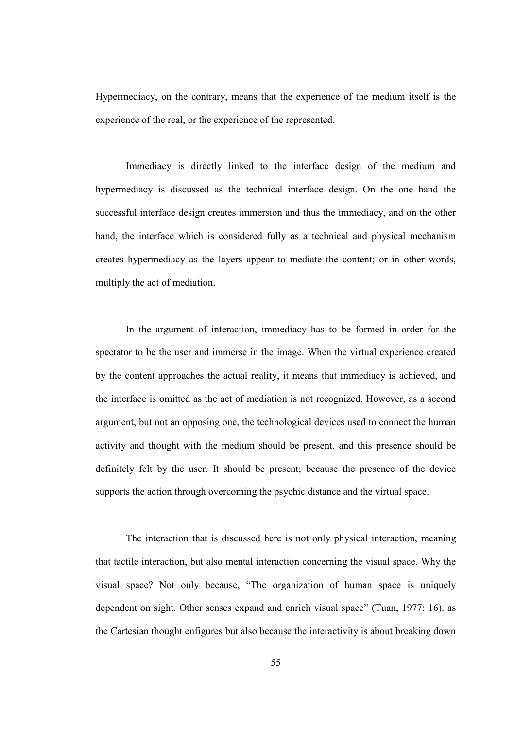Hypermediacy, on the contrary, means that the experience of the medium itself is the experience of the real, or the experience of the represented.

Immediacy is directly linked to the interface design of the medium and hypermediacy is discussed as the technical interface design. On the one hand the successful interface design creates immersion and thus the immediacy, and on the other hand, the interface which is considered fully as a technical and physical mechanism creates hypermediacy as the layers appear to mediate the content; or in other words, multiply the act of mediation.

In the argument of interaction, immediacy has to be formed in order for the spectator to be the user and immerse in the image. When the virtual experience created by the content approaches the actual reality, it means that immediacy is achieved, and the interface is omitted as the act of mediation is not recognized. However, as a second argument, but not an opposing one, the technological devices used to connect the human activity and thought with the medium should be present, and this presence should be definitely felt by the user. It should be present; because the presence of the device supports the action through overcoming the psychic distance and the virtual space.

The interaction that is discussed here is not only physical interaction, meaning that tactile interaction, but also mental interaction concerning the visual space. Why the visual space? Not only because, "The organization of human space is uniquely dependent on sight. Other senses expand and enrich visual space" (Tuan, 1977: 16). as the Cartesian thought enfigures but also because the interactivity is about breaking down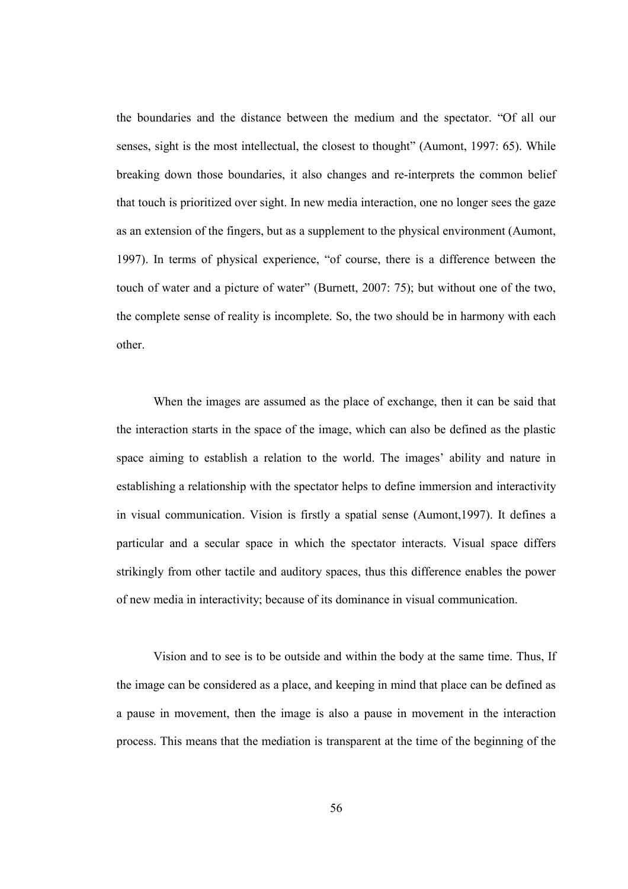the boundaries and the distance between the medium and the spectator. "Of all our senses, sight is the most intellectual, the closest to thought" (Aumont, 1997: 65). While breaking down those boundaries, it also changes and re-interprets the common belief that touch is prioritized over sight. In new media interaction, one no longer sees the gaze as an extension of the fingers, but as a supplement to the physical environment (Aumont, 1997). In terms of physical experience, "of course, there is a difference between the touch of water and a picture of water" (Burnett, 2007: 75); but without one of the two, the complete sense of reality is incomplete. So, the two should be in harmony with each other.

When the images are assumed as the place of exchange, then it can be said that the interaction starts in the space of the image, which can also be defined as the plastic space aiming to establish a relation to the world. The images' ability and nature in establishing a relationship with the spectator helps to define immersion and interactivity in visual communication. Vision is firstly a spatial sense (Aumont,1997). It defines a particular and a secular space in which the spectator interacts. Visual space differs strikingly from other tactile and auditory spaces, thus this difference enables the power of new media in interactivity; because of its dominance in visual communication.

Vision and to see is to be outside and within the body at the same time. Thus, If the image can be considered as a place, and keeping in mind that place can be defined as a pause in movement, then the image is also a pause in movement in the interaction process. This means that the mediation is transparent at the time of the beginning of the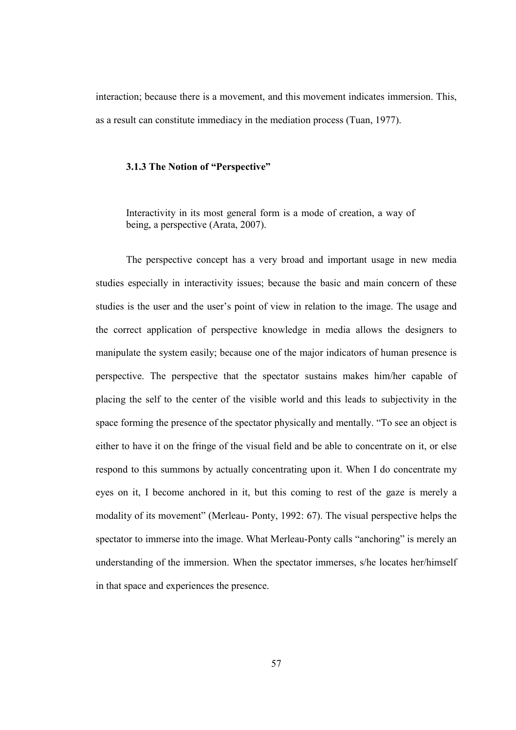interaction; because there is a movement, and this movement indicates immersion. This, as a result can constitute immediacy in the mediation process (Tuan, 1977).

### 3.1.3 The Notion of "Perspective"

> Interactivity in its most general form is a mode of creation, a way of being, a perspective (Arata, 2007).

The perspective concept has a very broad and important usage in new media studies especially in interactivity issues; because the basic and main concern of these studies is the user and the user's point of view in relation to the image. The usage and the correct application of perspective knowledge in media allows the designers to manipulate the system easily; because one of the major indicators of human presence is perspective. The perspective that the spectator sustains makes him/her capable of placing the self to the center of the visible world and this leads to subjectivity in the space forming the presence of the spectator physically and mentally. "To see an object is either to have it on the fringe of the visual field and be able to concentrate on it, or else respond to this summons by actually concentrating upon it. When I do concentrate my eyes on it, I become anchored in it, but this coming to rest of the gaze is merely a modality of its movement" (Merleau- Ponty, 1992: 67). The visual perspective helps the spectator to immerse into the image. What Merleau-Ponty calls "anchoring" is merely an understanding of the immersion. When the spectator immerses, s/he locates her/himself in that space and experiences the presence.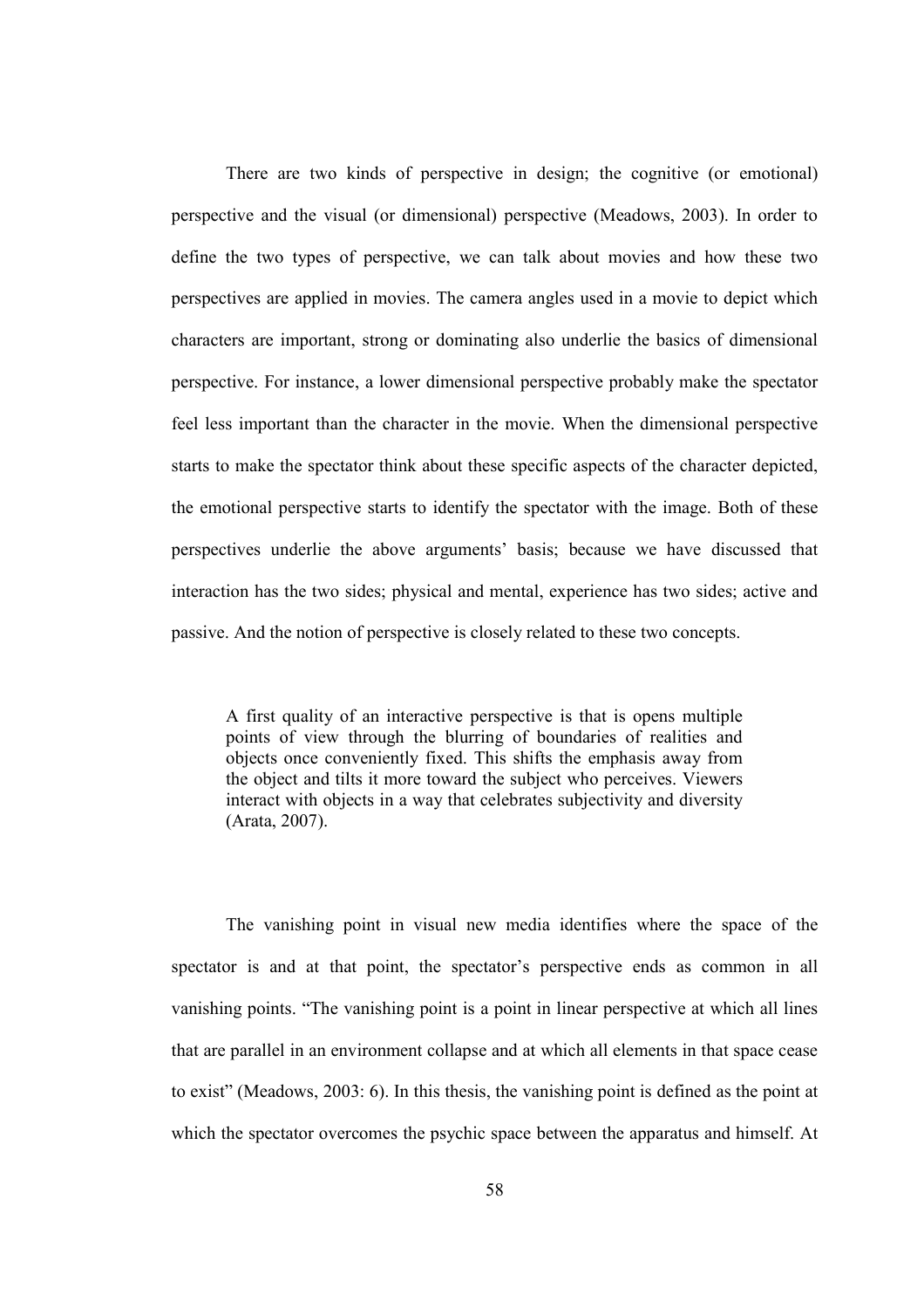There are two kinds of perspective in design; the cognitive (or emotional) perspective and the visual (or dimensional) perspective (Meadows, 2003). In order to define the two types of perspective, we can talk about movies and how these two perspectives are applied in movies. The camera angles used in a movie to depict which characters are important, strong or dominating also underlie the basics of dimensional perspective. For instance, a lower dimensional perspective probably make the spectator feel less important than the character in the movie. When the dimensional perspective starts to make the spectator think about these specific aspects of the character depicted, the emotional perspective starts to identify the spectator with the image. Both of these perspectives underlie the above arguments' basis; because we have discussed that interaction has the two sides; physical and mental, experience has two sides; active and passive. And the notion of perspective is closely related to these two concepts.

> A first quality of an interactive perspective is that is opens multiple points of view through the blurring of boundaries of realities and objects once conveniently fixed. This shifts the emphasis away from the object and tilts it more toward the subject who perceives. Viewers interact with objects in a way that celebrates subjectivity and diversity (Arata, 2007).

The vanishing point in visual new media identifies where the space of the spectator is and at that point, the spectator's perspective ends as common in all vanishing points. "The vanishing point is a point in linear perspective at which all lines that are parallel in an environment collapse and at which all elements in that space cease to exist" (Meadows, 2003: 6). In this thesis, the vanishing point is defined as the point at which the spectator overcomes the psychic space between the apparatus and himself. At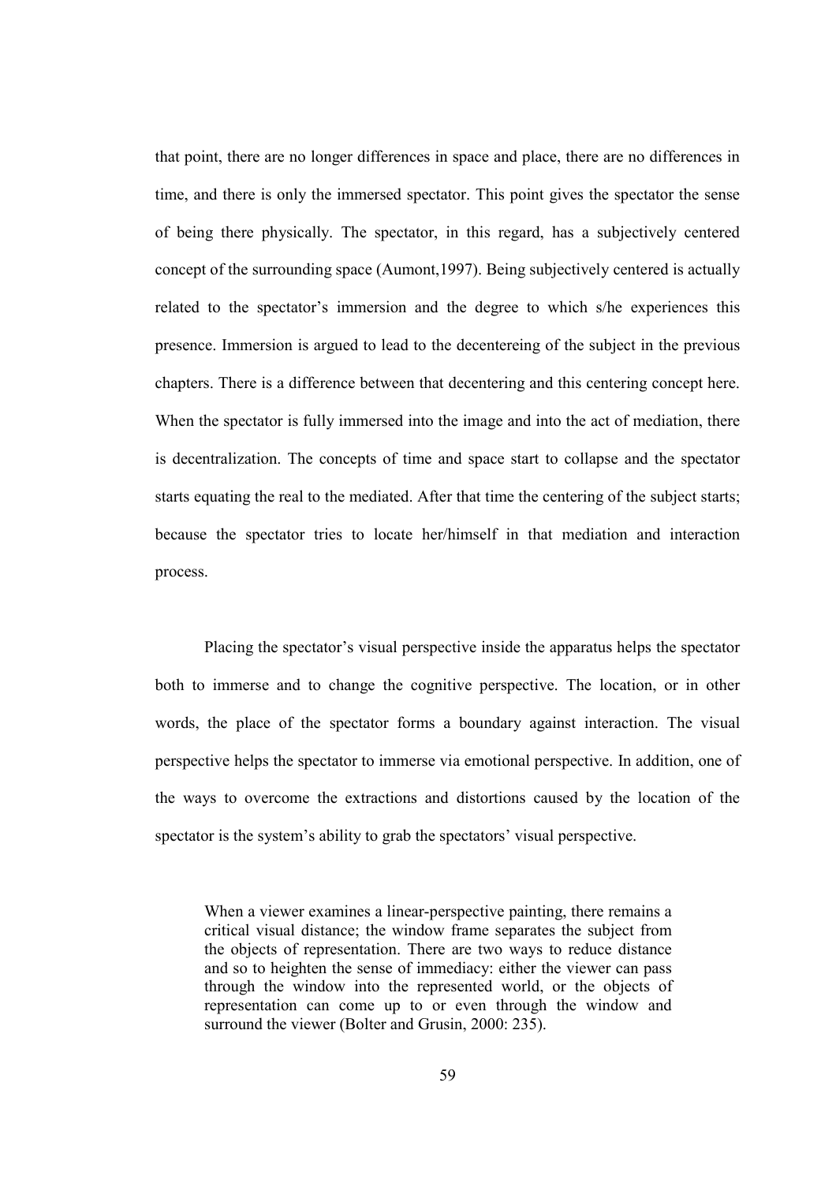that point, there are no longer differences in space and place, there are no differences in time, and there is only the immersed spectator. This point gives the spectator the sense of being there physically. The spectator, in this regard, has a subjectively centered concept of the surrounding space (Aumont,1997). Being subjectively centered is actually related to the spectator's immersion and the degree to which s/he experiences this presence. Immersion is argued to lead to the decentereing of the subject in the previous chapters. There is a difference between that decentering and this centering concept here. When the spectator is fully immersed into the image and into the act of mediation, there is decentralization. The concepts of time and space start to collapse and the spectator starts equating the real to the mediated. After that time the centering of the subject starts; because the spectator tries to locate her/himself in that mediation and interaction process.

Placing the spectator's visual perspective inside the apparatus helps the spectator both to immerse and to change the cognitive perspective. The location, or in other words, the place of the spectator forms a boundary against interaction. The visual perspective helps the spectator to immerse via emotional perspective. In addition, one of the ways to overcome the extractions and distortions caused by the location of the spectator is the system's ability to grab the spectators' visual perspective.

> When a viewer examines a linear-perspective painting, there remains a critical visual distance; the window frame separates the subject from the objects of representation. There are two ways to reduce distance and so to heighten the sense of immediacy: either the viewer can pass through the window into the represented world, or the objects of representation can come up to or even through the window and surround the viewer (Bolter and Grusin, 2000: 235).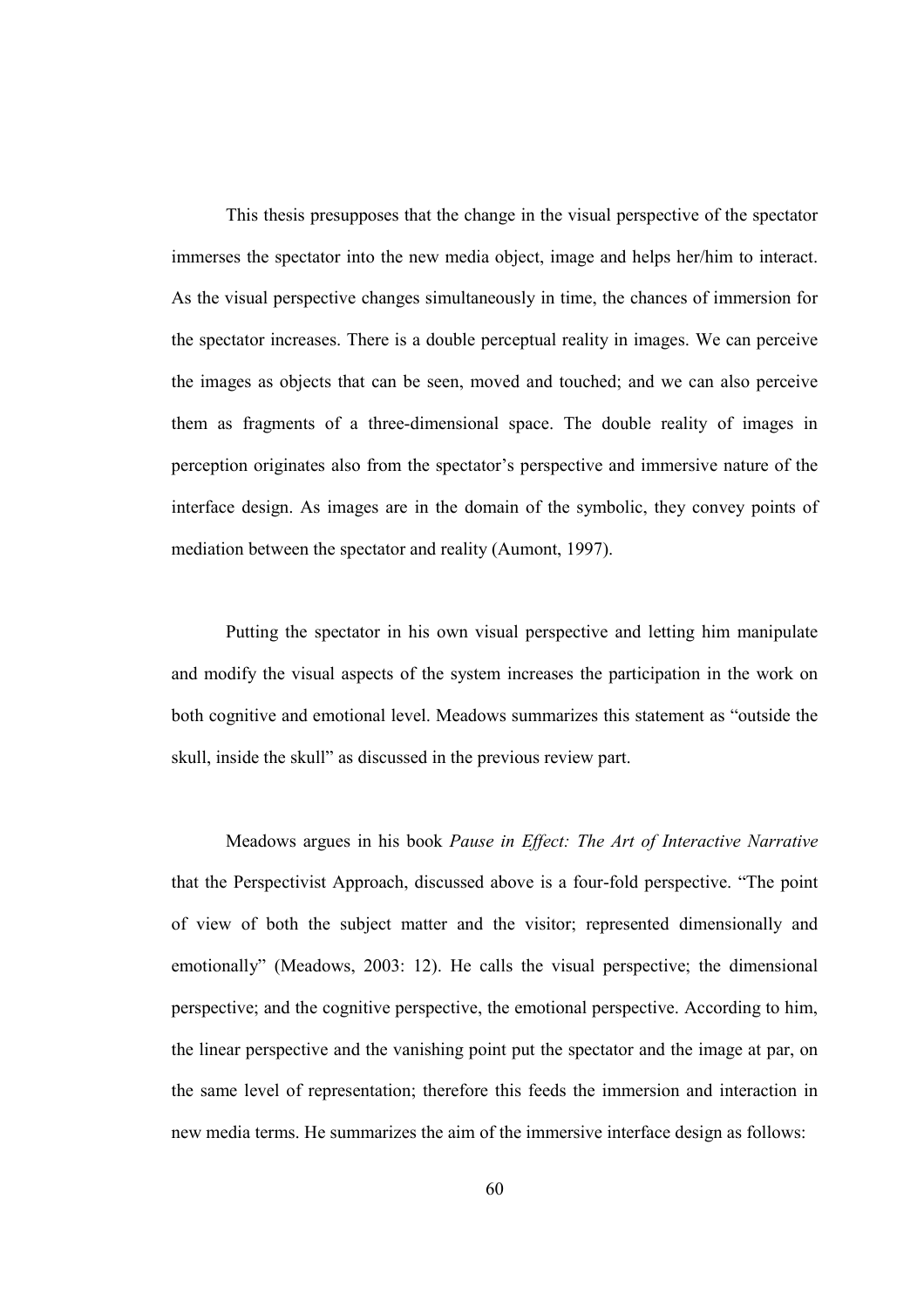This thesis presupposes that the change in the visual perspective of the spectator immerses the spectator into the new media object, image and helps her/him to interact. As the visual perspective changes simultaneously in time, the chances of immersion for the spectator increases. There is a double perceptual reality in images. We can perceive the images as objects that can be seen, moved and touched; and we can also perceive them as fragments of a three-dimensional space. The double reality of images in perception originates also from the spectator's perspective and immersive nature of the interface design. As images are in the domain of the symbolic, they convey points of mediation between the spectator and reality (Aumont, 1997).

Putting the spectator in his own visual perspective and letting him manipulate and modify the visual aspects of the system increases the participation in the work on both cognitive and emotional level. Meadows summarizes this statement as "outside the skull, inside the skull" as discussed in the previous review part.

Meadows argues in his book *Pause in Effect: The Art of Interactive Narrative* that the Perspectivist Approach, discussed above is a four-fold perspective. "The point of view of both the subject matter and the visitor; represented dimensionally and emotionally" (Meadows, 2003: 12). He calls the visual perspective; the dimensional perspective; and the cognitive perspective, the emotional perspective. According to him, the linear perspective and the vanishing point put the spectator and the image at par, on the same level of representation; therefore this feeds the immersion and interaction in new media terms. He summarizes the aim of the immersive interface design as follows: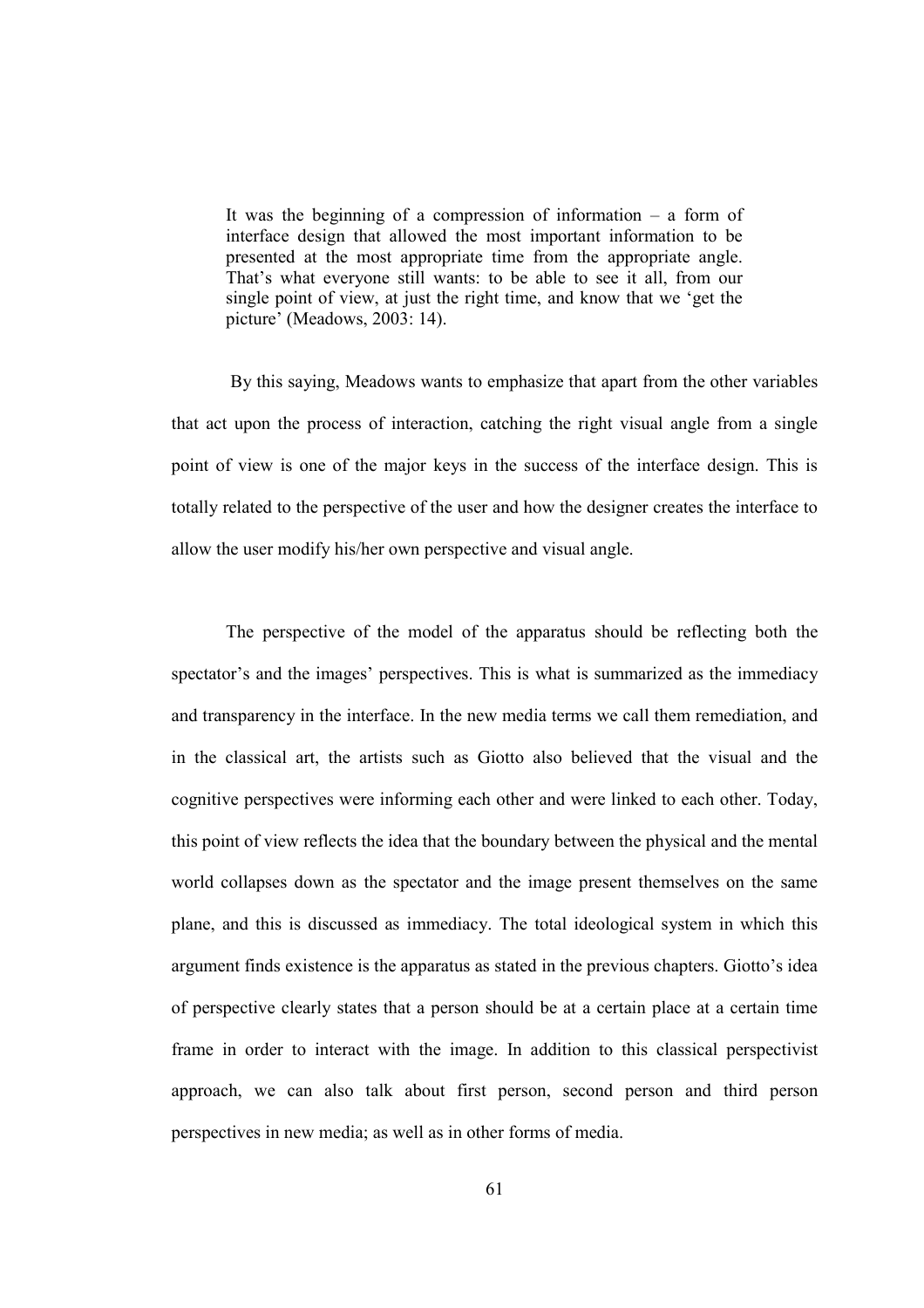> It was the beginning of a compression of information – a form of interface design that allowed the most important information to be presented at the most appropriate time from the appropriate angle. That's what everyone still wants: to be able to see it all, from our single point of view, at just the right time, and know that we 'get the picture' (Meadows, 2003: 14).

By this saying, Meadows wants to emphasize that apart from the other variables that act upon the process of interaction, catching the right visual angle from a single point of view is one of the major keys in the success of the interface design. This is totally related to the perspective of the user and how the designer creates the interface to allow the user modify his/her own perspective and visual angle.

The perspective of the model of the apparatus should be reflecting both the spectator's and the images' perspectives. This is what is summarized as the immediacy and transparency in the interface. In the new media terms we call them remediation, and in the classical art, the artists such as Giotto also believed that the visual and the cognitive perspectives were informing each other and were linked to each other. Today, this point of view reflects the idea that the boundary between the physical and the mental world collapses down as the spectator and the image present themselves on the same plane, and this is discussed as immediacy. The total ideological system in which this argument finds existence is the apparatus as stated in the previous chapters. Giotto's idea of perspective clearly states that a person should be at a certain place at a certain time frame in order to interact with the image. In addition to this classical perspectivist approach, we can also talk about first person, second person and third person perspectives in new media; as well as in other forms of media.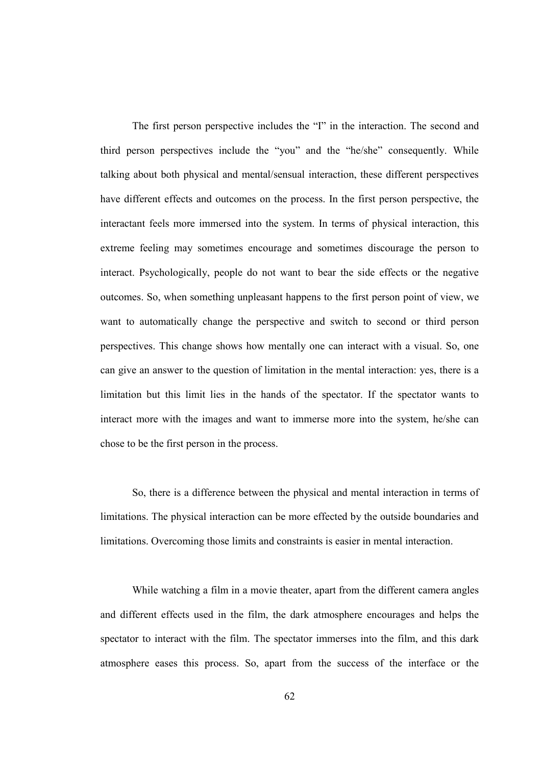The first person perspective includes the “I” in the interaction. The second and third person perspectives include the “you” and the “he/she” consequently. While talking about both physical and mental/sensual interaction, these different perspectives have different effects and outcomes on the process. In the first person perspective, the interactant feels more immersed into the system. In terms of physical interaction, this extreme feeling may sometimes encourage and sometimes discourage the person to interact. Psychologically, people do not want to bear the side effects or the negative outcomes. So, when something unpleasant happens to the first person point of view, we want to automatically change the perspective and switch to second or third person perspectives. This change shows how mentally one can interact with a visual. So, one can give an answer to the question of limitation in the mental interaction: yes, there is a limitation but this limit lies in the hands of the spectator. If the spectator wants to interact more with the images and want to immerse more into the system, he/she can chose to be the first person in the process.

So, there is a difference between the physical and mental interaction in terms of limitations. The physical interaction can be more effected by the outside boundaries and limitations. Overcoming those limits and constraints is easier in mental interaction.

While watching a film in a movie theater, apart from the different camera angles and different effects used in the film, the dark atmosphere encourages and helps the spectator to interact with the film. The spectator immerses into the film, and this dark atmosphere eases this process. So, apart from the success of the interface or the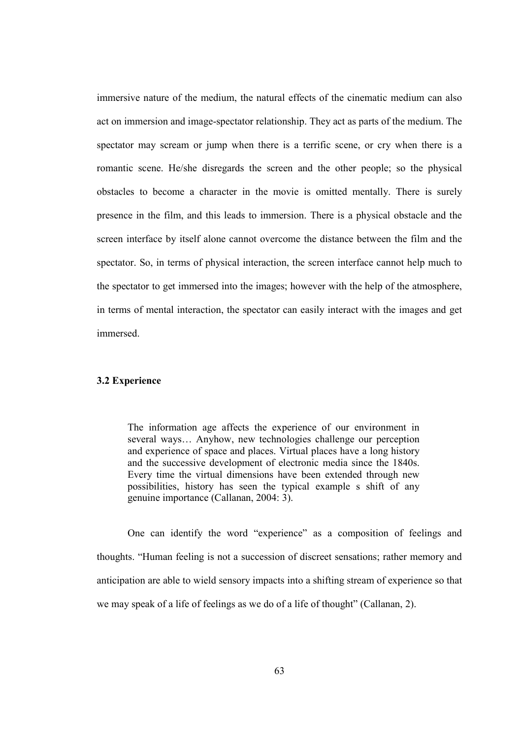immersive nature of the medium, the natural effects of the cinematic medium can also act on immersion and image-spectator relationship. They act as parts of the medium. The spectator may scream or jump when there is a terrific scene, or cry when there is a romantic scene. He/she disregards the screen and the other people; so the physical obstacles to become a character in the movie is omitted mentally. There is surely presence in the film, and this leads to immersion. There is a physical obstacle and the screen interface by itself alone cannot overcome the distance between the film and the spectator. So, in terms of physical interaction, the screen interface cannot help much to the spectator to get immersed into the images; however with the help of the atmosphere, in terms of mental interaction, the spectator can easily interact with the images and get immersed.

### 3.2 Experience

> The information age affects the experience of our environment in several ways… Anyhow, new technologies challenge our perception and experience of space and places. Virtual places have a long history and the successive development of electronic media since the 1840s. Every time the virtual dimensions have been extended through new possibilities, history has seen the typical example s shift of any genuine importance (Callanan, 2004: 3).

One can identify the word "experience" as a composition of feelings and thoughts. "Human feeling is not a succession of discreet sensations; rather memory and anticipation are able to wield sensory impacts into a shifting stream of experience so that we may speak of a life of feelings as we do of a life of thought" (Callanan, 2).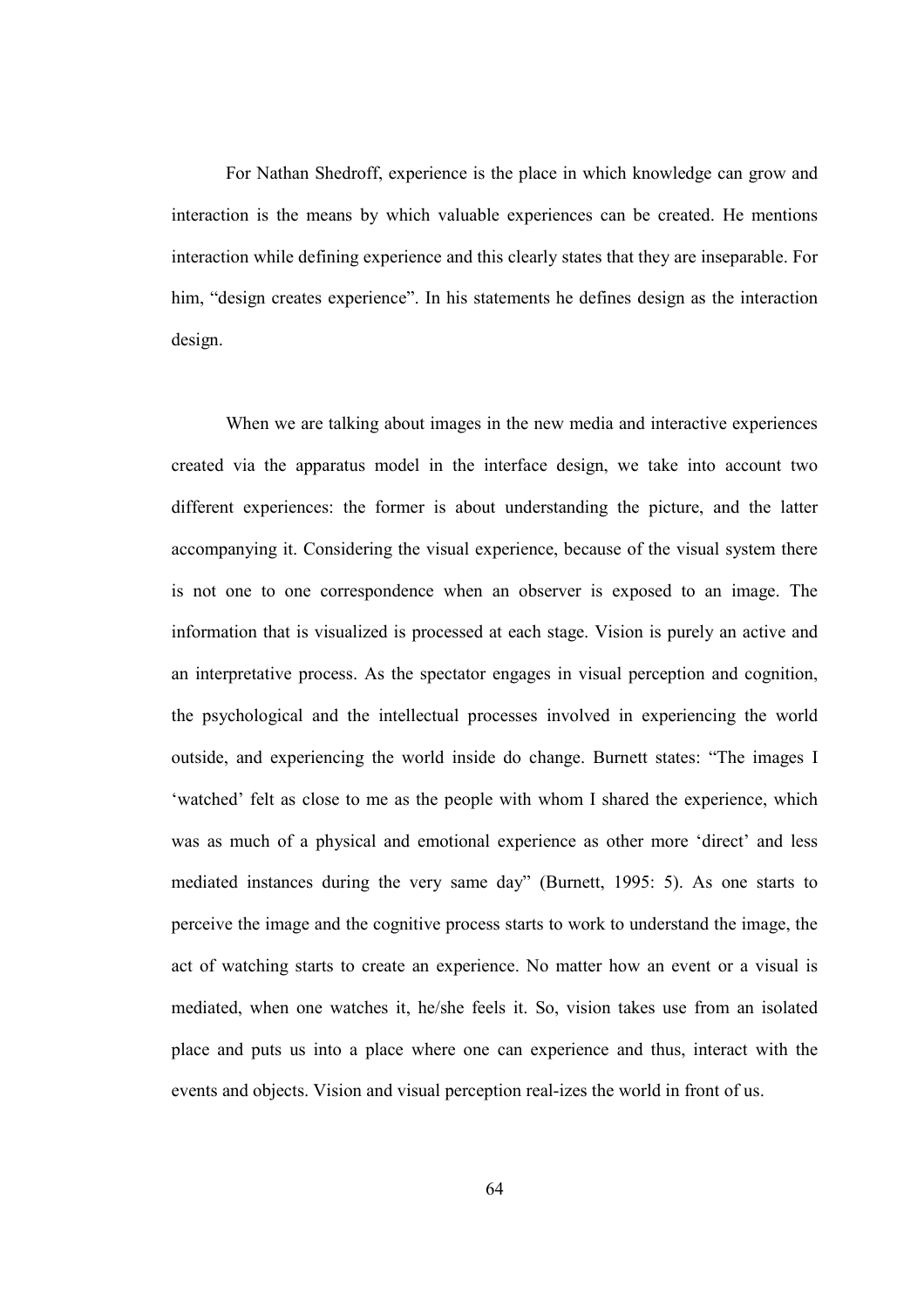For Nathan Shedroff, experience is the place in which knowledge can grow and interaction is the means by which valuable experiences can be created. He mentions interaction while defining experience and this clearly states that they are inseparable. For him, “design creates experience”. In his statements he defines design as the interaction design.

When we are talking about images in the new media and interactive experiences created via the apparatus model in the interface design, we take into account two different experiences: the former is about understanding the picture, and the latter accompanying it. Considering the visual experience, because of the visual system there is not one to one correspondence when an observer is exposed to an image. The information that is visualized is processed at each stage. Vision is purely an active and an interpretative process. As the spectator engages in visual perception and cognition, the psychological and the intellectual processes involved in experiencing the world outside, and experiencing the world inside do change. Burnett states: “The images I ‘watched’ felt as close to me as the people with whom I shared the experience, which was as much of a physical and emotional experience as other more ‘direct’ and less mediated instances during the very same day” (Burnett, 1995: 5). As one starts to perceive the image and the cognitive process starts to work to understand the image, the act of watching starts to create an experience. No matter how an event or a visual is mediated, when one watches it, he/she feels it. So, vision takes use from an isolated place and puts us into a place where one can experience and thus, interact with the events and objects. Vision and visual perception real-izes the world in front of us.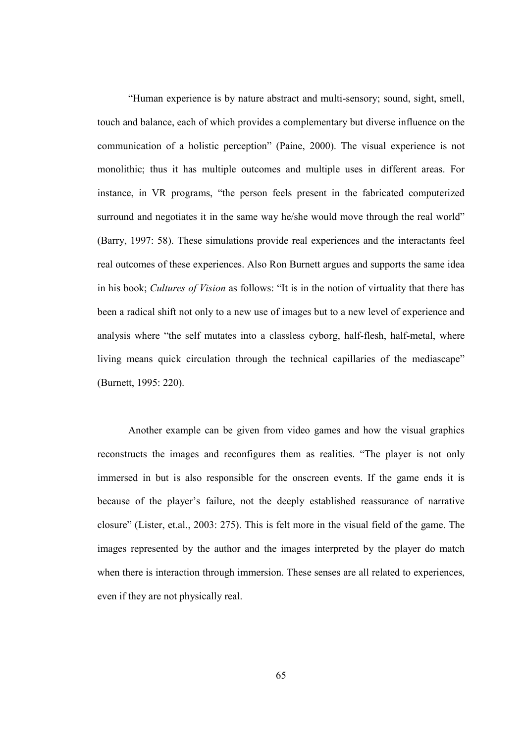"Human experience is by nature abstract and multi-sensory; sound, sight, smell, touch and balance, each of which provides a complementary but diverse influence on the communication of a holistic perception" (Paine, 2000). The visual experience is not monolithic; thus it has multiple outcomes and multiple uses in different areas. For instance, in VR programs, "the person feels present in the fabricated computerized surround and negotiates it in the same way he/she would move through the real world" (Barry, 1997: 58). These simulations provide real experiences and the interactants feel real outcomes of these experiences. Also Ron Burnett argues and supports the same idea in his book; *Cultures of Vision* as follows: "It is in the notion of virtuality that there has been a radical shift not only to a new use of images but to a new level of experience and analysis where "the self mutates into a classless cyborg, half-flesh, half-metal, where living means quick circulation through the technical capillaries of the mediascape" (Burnett, 1995: 220).

Another example can be given from video games and how the visual graphics reconstructs the images and reconfigures them as realities. "The player is not only immersed in but is also responsible for the onscreen events. If the game ends it is because of the player's failure, not the deeply established reassurance of narrative closure" (Lister, et.al., 2003: 275). This is felt more in the visual field of the game. The images represented by the author and the images interpreted by the player do match when there is interaction through immersion. These senses are all related to experiences, even if they are not physically real.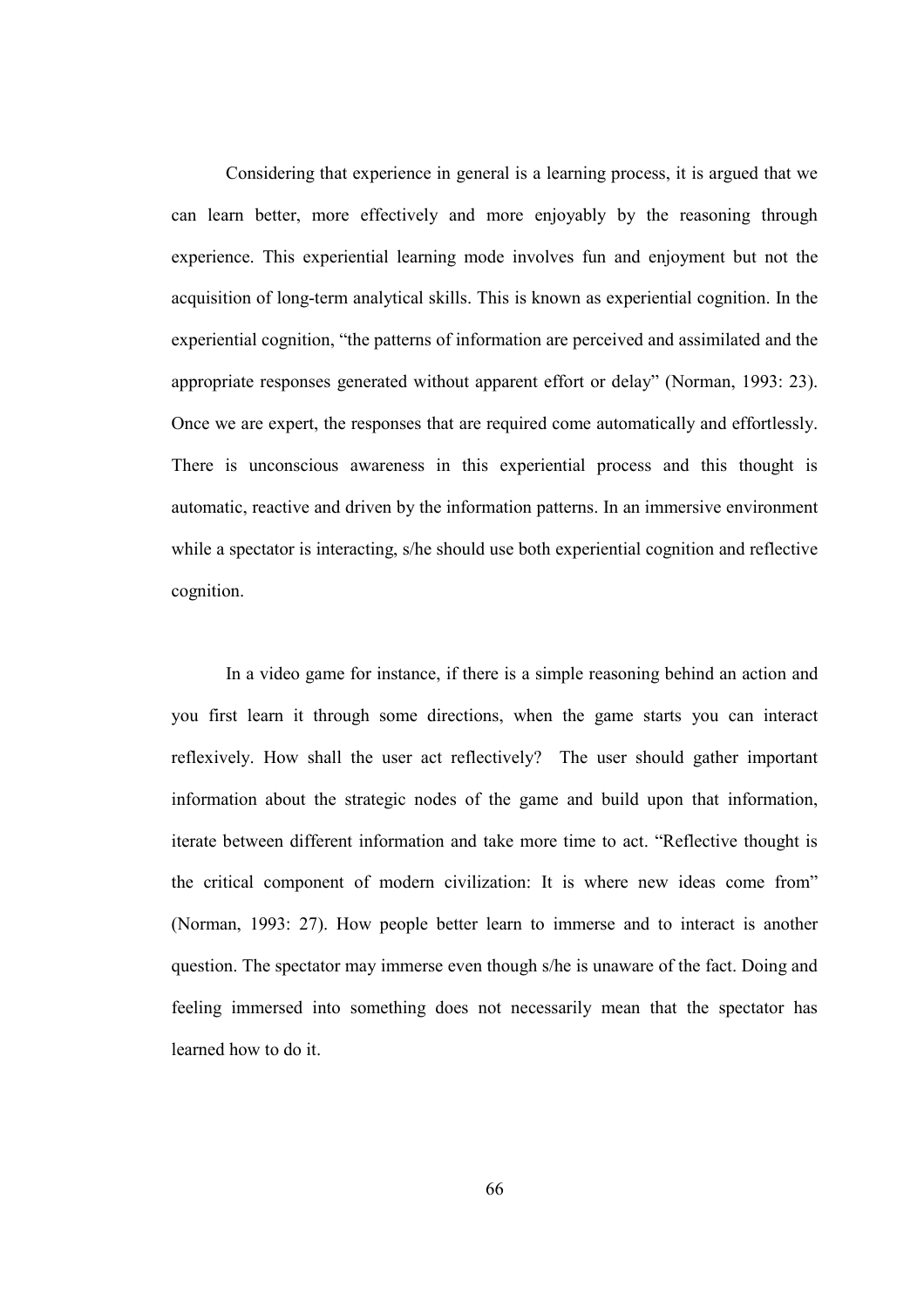Considering that experience in general is a learning process, it is argued that we can learn better, more effectively and more enjoyably by the reasoning through experience. This experiential learning mode involves fun and enjoyment but not the acquisition of long-term analytical skills. This is known as experiential cognition. In the experiential cognition, "the patterns of information are perceived and assimilated and the appropriate responses generated without apparent effort or delay" (Norman, 1993: 23). Once we are expert, the responses that are required come automatically and effortlessly. There is unconscious awareness in this experiential process and this thought is automatic, reactive and driven by the information patterns. In an immersive environment while a spectator is interacting, s/he should use both experiential cognition and reflective cognition.

In a video game for instance, if there is a simple reasoning behind an action and you first learn it through some directions, when the game starts you can interact reflexively. How shall the user act reflectively? The user should gather important information about the strategic nodes of the game and build upon that information, iterate between different information and take more time to act. "Reflective thought is the critical component of modern civilization: It is where new ideas come from" (Norman, 1993: 27). How people better learn to immerse and to interact is another question. The spectator may immerse even though s/he is unaware of the fact. Doing and feeling immersed into something does not necessarily mean that the spectator has learned how to do it.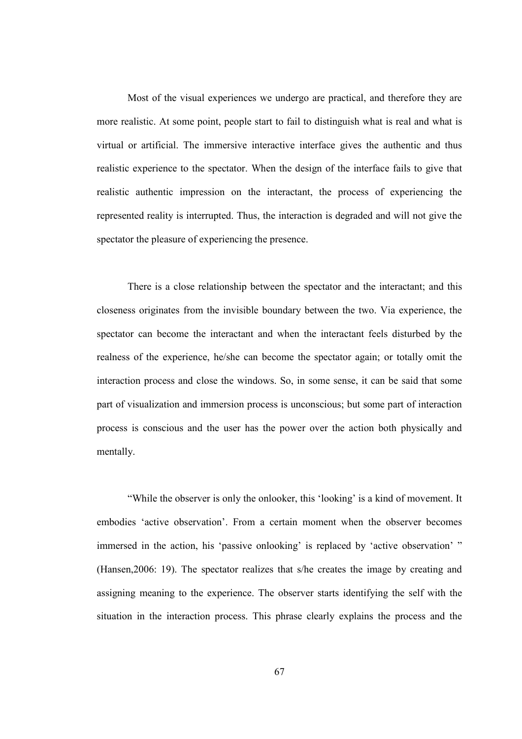Most of the visual experiences we undergo are practical, and therefore they are more realistic. At some point, people start to fail to distinguish what is real and what is virtual or artificial. The immersive interactive interface gives the authentic and thus realistic experience to the spectator. When the design of the interface fails to give that realistic authentic impression on the interactant, the process of experiencing the represented reality is interrupted. Thus, the interaction is degraded and will not give the spectator the pleasure of experiencing the presence.

There is a close relationship between the spectator and the interactant; and this closeness originates from the invisible boundary between the two. Via experience, the spectator can become the interactant and when the interactant feels disturbed by the realness of the experience, he/she can become the spectator again; or totally omit the interaction process and close the windows. So, in some sense, it can be said that some part of visualization and immersion process is unconscious; but some part of interaction process is conscious and the user has the power over the action both physically and mentally.

"While the observer is only the onlooker, this 'looking' is a kind of movement. It embodies 'active observation'. From a certain moment when the observer becomes immersed in the action, his 'passive onlooking' is replaced by 'active observation' " (Hansen,2006: 19). The spectator realizes that s/he creates the image by creating and assigning meaning to the experience. The observer starts identifying the self with the situation in the interaction process. This phrase clearly explains the process and the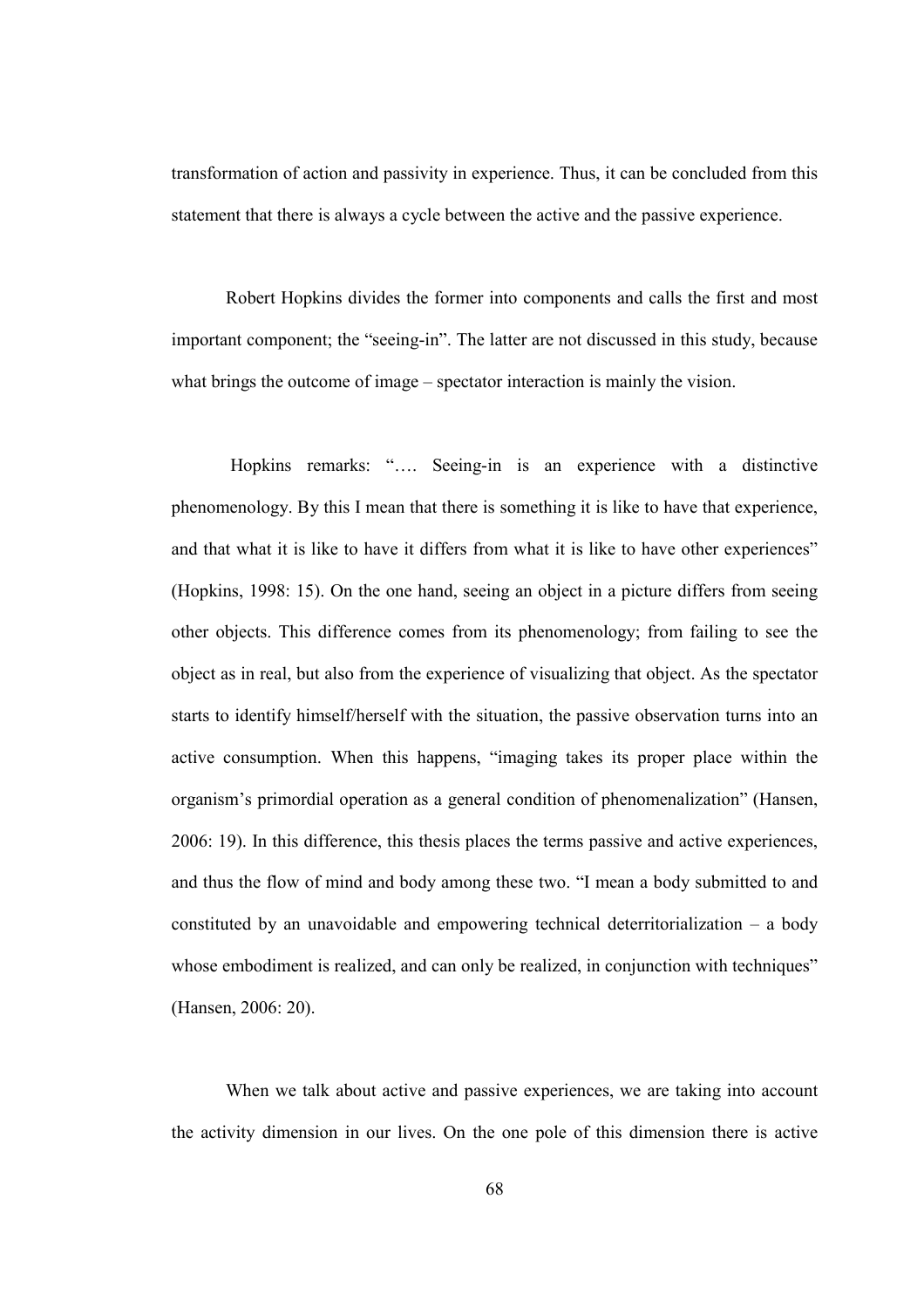transformation of action and passivity in experience. Thus, it can be concluded from this statement that there is always a cycle between the active and the passive experience.

Robert Hopkins divides the former into components and calls the first and most important component; the "seeing-in". The latter are not discussed in this study, because what brings the outcome of image – spectator interaction is mainly the vision.

Hopkins remarks: "…. Seeing-in is an experience with a distinctive phenomenology. By this I mean that there is something it is like to have that experience, and that what it is like to have it differs from what it is like to have other experiences" (Hopkins, 1998: 15). On the one hand, seeing an object in a picture differs from seeing other objects. This difference comes from its phenomenology; from failing to see the object as in real, but also from the experience of visualizing that object. As the spectator starts to identify himself/herself with the situation, the passive observation turns into an active consumption. When this happens, "imaging takes its proper place within the organism's primordial operation as a general condition of phenomenalization" (Hansen, 2006: 19). In this difference, this thesis places the terms passive and active experiences, and thus the flow of mind and body among these two. "I mean a body submitted to and constituted by an unavoidable and empowering technical deterritorialization – a body whose embodiment is realized, and can only be realized, in conjunction with techniques" (Hansen, 2006: 20).

When we talk about active and passive experiences, we are taking into account the activity dimension in our lives. On the one pole of this dimension there is active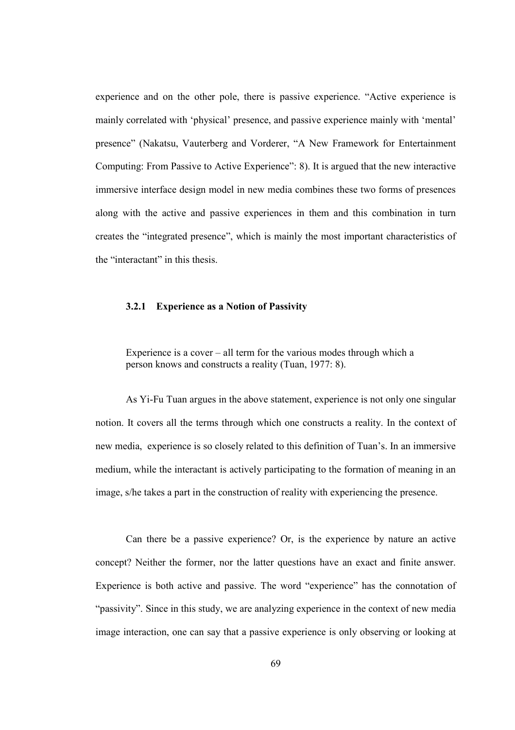experience and on the other pole, there is passive experience. “Active experience is mainly correlated with ‘physical’ presence, and passive experience mainly with ‘mental’ presence” (Nakatsu, Vauterberg and Vorderer, “A New Framework for Entertainment Computing: From Passive to Active Experience”: 8). It is argued that the new interactive immersive interface design model in new media combines these two forms of presences along with the active and passive experiences in them and this combination in turn creates the “integrated presence”, which is mainly the most important characteristics of the “interactant” in this thesis.

### 3.2.1 Experience as a Notion of Passivity

> Experience is a cover – all term for the various modes through which a person knows and constructs a reality (Tuan, 1977: 8).

As Yi-Fu Tuan argues in the above statement, experience is not only one singular notion. It covers all the terms through which one constructs a reality. In the context of new media, experience is so closely related to this definition of Tuan’s. In an immersive medium, while the interactant is actively participating to the formation of meaning in an image, s/he takes a part in the construction of reality with experiencing the presence.

Can there be a passive experience? Or, is the experience by nature an active concept? Neither the former, nor the latter questions have an exact and finite answer. Experience is both active and passive. The word “experience” has the connotation of “passivity”. Since in this study, we are analyzing experience in the context of new media image interaction, one can say that a passive experience is only observing or looking at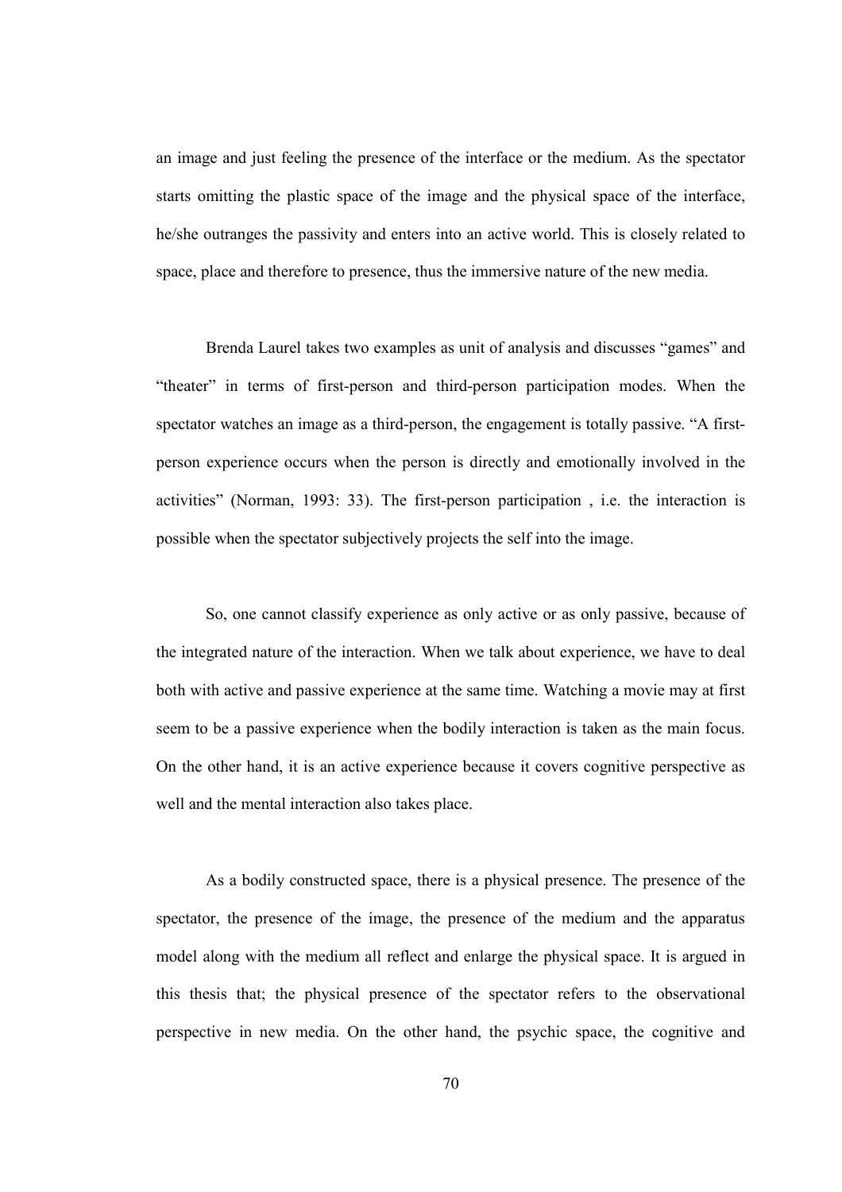an image and just feeling the presence of the interface or the medium. As the spectator starts omitting the plastic space of the image and the physical space of the interface, he/she outranges the passivity and enters into an active world. This is closely related to space, place and therefore to presence, thus the immersive nature of the new media.

Brenda Laurel takes two examples as unit of analysis and discusses "games" and "theater" in terms of first-person and third-person participation modes. When the spectator watches an image as a third-person, the engagement is totally passive. "A first-person experience occurs when the person is directly and emotionally involved in the activities" (Norman, 1993: 33). The first-person participation , i.e. the interaction is possible when the spectator subjectively projects the self into the image.

So, one cannot classify experience as only active or as only passive, because of the integrated nature of the interaction. When we talk about experience, we have to deal both with active and passive experience at the same time. Watching a movie may at first seem to be a passive experience when the bodily interaction is taken as the main focus. On the other hand, it is an active experience because it covers cognitive perspective as well and the mental interaction also takes place.

As a bodily constructed space, there is a physical presence. The presence of the spectator, the presence of the image, the presence of the medium and the apparatus model along with the medium all reflect and enlarge the physical space. It is argued in this thesis that; the physical presence of the spectator refers to the observational perspective in new media. On the other hand, the psychic space, the cognitive and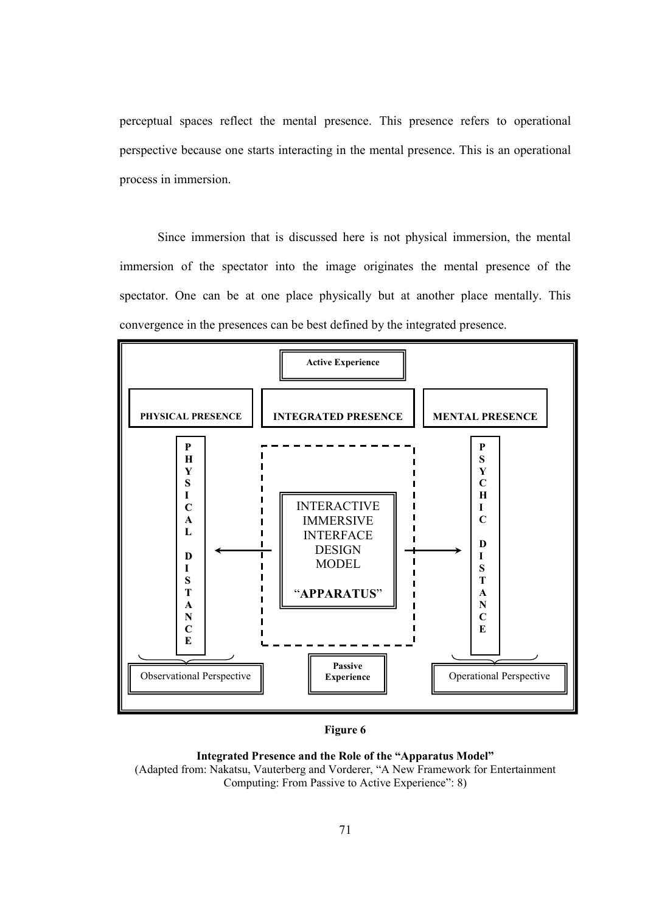perceptual spaces reflect the mental presence. This presence refers to operational perspective because one starts interacting in the mental presence. This is an operational process in immersion.

Since immersion that is discussed here is not physical immersion, the mental immersion of the spectator into the image originates the mental presence of the spectator. One can be at one place physically but at another place mentally. This convergence in the presences can be best defined by the integrated presence.

**Active Experience**

**PHYSICAL PRESENCE** | **INTEGRATED PRESENCE** | **MENTAL PRESENCE**

**PHYSICAL DISTANCE** ← INTERACTIVE IMMERSIVE INTERFACE DESIGN MODEL "**APPARATUS**" → **PSYCHIC DISTANCE**

Observational Perspective | **Passive Experience** | Operational Perspective

**Figure 6**

**Integrated Presence and the Role of the "Apparatus Model"**
(Adapted from: Nakatsu, Vauterberg and Vorderer, "A New Framework for Entertainment Computing: From Passive to Active Experience": 8)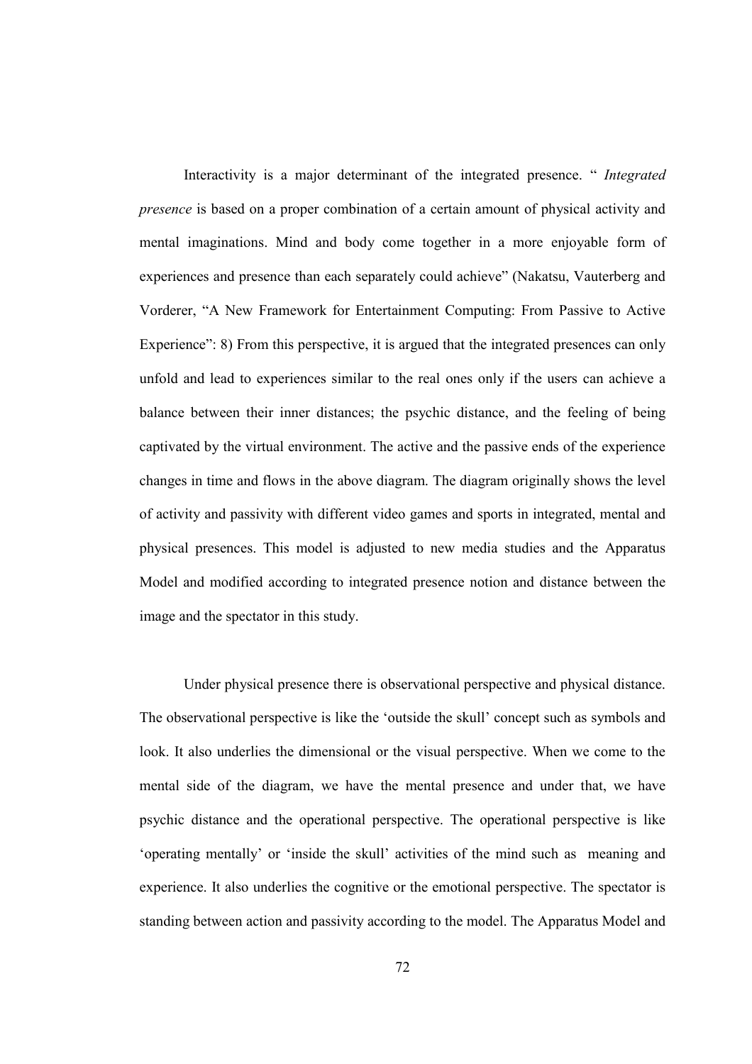Interactivity is a major determinant of the integrated presence. " *Integrated presence* is based on a proper combination of a certain amount of physical activity and mental imaginations. Mind and body come together in a more enjoyable form of experiences and presence than each separately could achieve" (Nakatsu, Vauterberg and Vorderer, "A New Framework for Entertainment Computing: From Passive to Active Experience": 8) From this perspective, it is argued that the integrated presences can only unfold and lead to experiences similar to the real ones only if the users can achieve a balance between their inner distances; the psychic distance, and the feeling of being captivated by the virtual environment. The active and the passive ends of the experience changes in time and flows in the above diagram. The diagram originally shows the level of activity and passivity with different video games and sports in integrated, mental and physical presences. This model is adjusted to new media studies and the Apparatus Model and modified according to integrated presence notion and distance between the image and the spectator in this study.

Under physical presence there is observational perspective and physical distance. The observational perspective is like the 'outside the skull' concept such as symbols and look. It also underlies the dimensional or the visual perspective. When we come to the mental side of the diagram, we have the mental presence and under that, we have psychic distance and the operational perspective. The operational perspective is like 'operating mentally' or 'inside the skull' activities of the mind such as meaning and experience. It also underlies the cognitive or the emotional perspective. The spectator is standing between action and passivity according to the model. The Apparatus Model and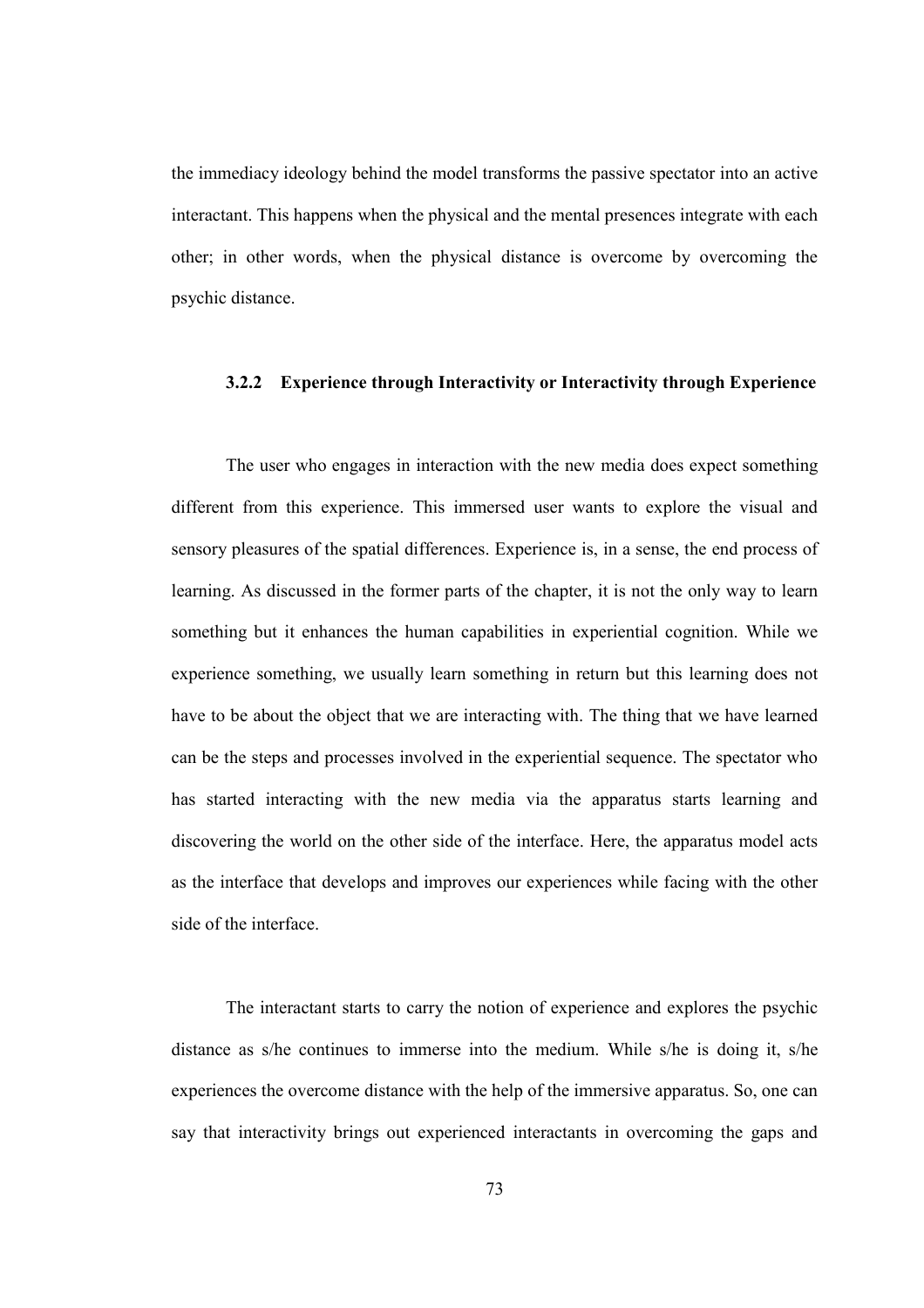the immediacy ideology behind the model transforms the passive spectator into an active interactant. This happens when the physical and the mental presences integrate with each other; in other words, when the physical distance is overcome by overcoming the psychic distance.

### 3.2.2 Experience through Interactivity or Interactivity through Experience

The user who engages in interaction with the new media does expect something different from this experience. This immersed user wants to explore the visual and sensory pleasures of the spatial differences. Experience is, in a sense, the end process of learning. As discussed in the former parts of the chapter, it is not the only way to learn something but it enhances the human capabilities in experiential cognition. While we experience something, we usually learn something in return but this learning does not have to be about the object that we are interacting with. The thing that we have learned can be the steps and processes involved in the experiential sequence. The spectator who has started interacting with the new media via the apparatus starts learning and discovering the world on the other side of the interface. Here, the apparatus model acts as the interface that develops and improves our experiences while facing with the other side of the interface.

The interactant starts to carry the notion of experience and explores the psychic distance as s/he continues to immerse into the medium. While s/he is doing it, s/he experiences the overcome distance with the help of the immersive apparatus. So, one can say that interactivity brings out experienced interactants in overcoming the gaps and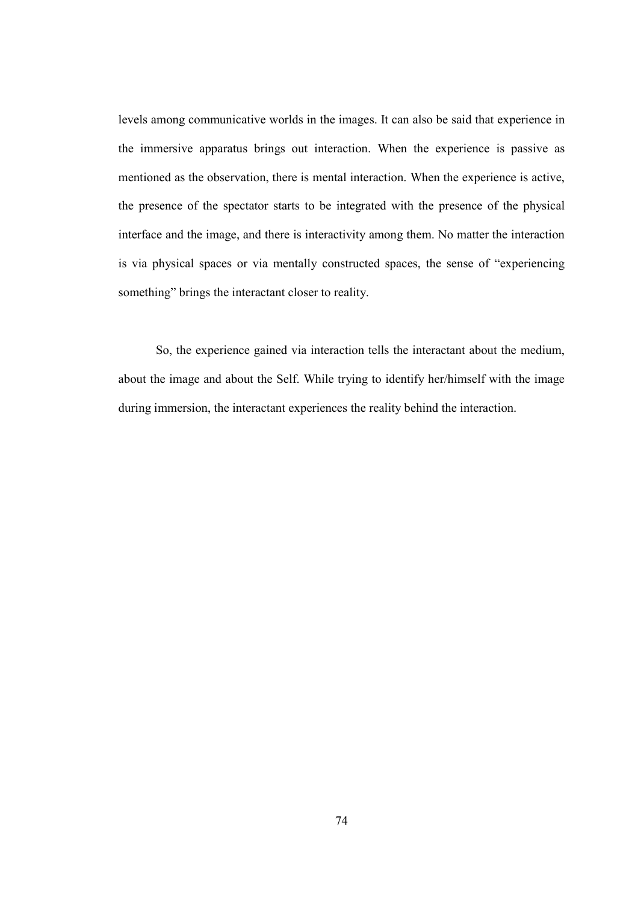levels among communicative worlds in the images. It can also be said that experience in the immersive apparatus brings out interaction. When the experience is passive as mentioned as the observation, there is mental interaction. When the experience is active, the presence of the spectator starts to be integrated with the presence of the physical interface and the image, and there is interactivity among them. No matter the interaction is via physical spaces or via mentally constructed spaces, the sense of "experiencing something" brings the interactant closer to reality.

So, the experience gained via interaction tells the interactant about the medium, about the image and about the Self. While trying to identify her/himself with the image during immersion, the interactant experiences the reality behind the interaction.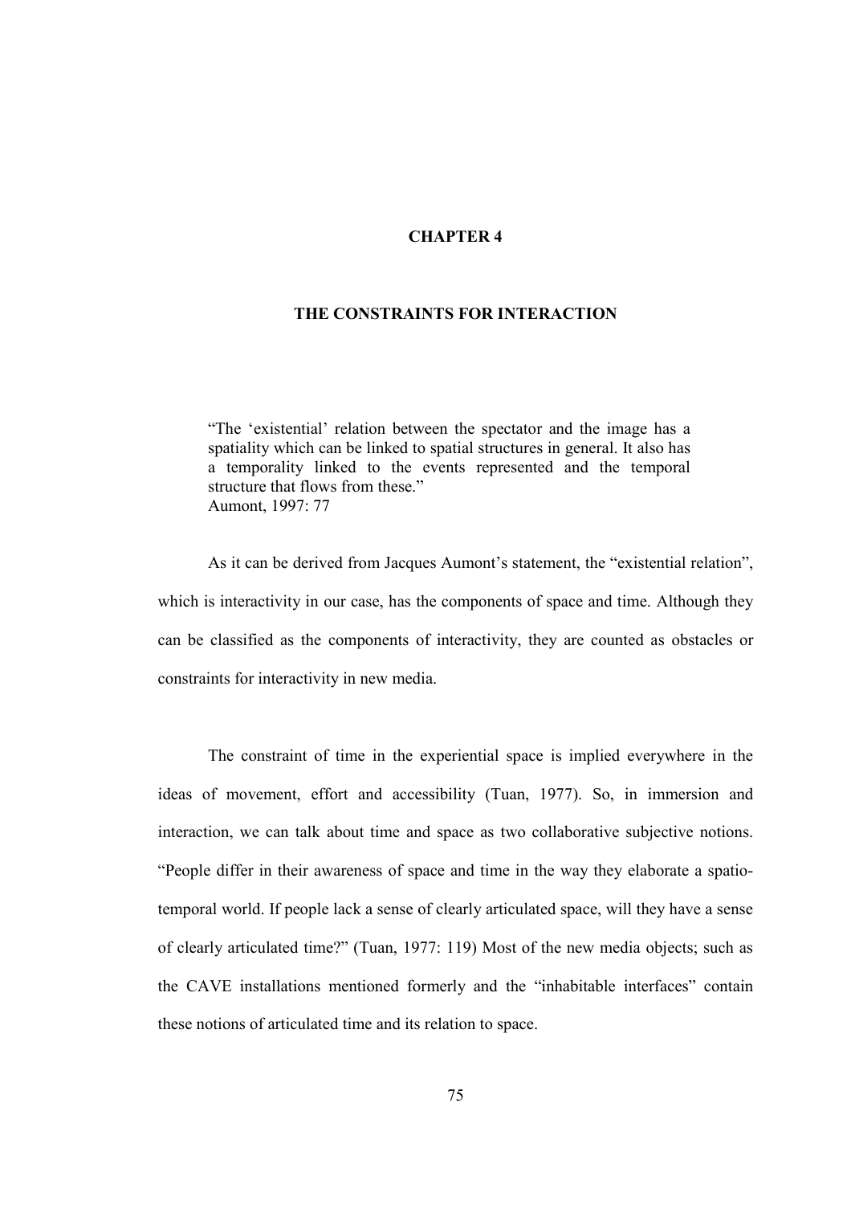# CHAPTER 4

## THE CONSTRAINTS FOR INTERACTION

> "The 'existential' relation between the spectator and the image has a spatiality which can be linked to spatial structures in general. It also has a temporality linked to the events represented and the temporal structure that flows from these."
> Aumont, 1997: 77

As it can be derived from Jacques Aumont's statement, the "existential relation", which is interactivity in our case, has the components of space and time. Although they can be classified as the components of interactivity, they are counted as obstacles or constraints for interactivity in new media.

The constraint of time in the experiential space is implied everywhere in the ideas of movement, effort and accessibility (Tuan, 1977). So, in immersion and interaction, we can talk about time and space as two collaborative subjective notions. "People differ in their awareness of space and time in the way they elaborate a spatio-temporal world. If people lack a sense of clearly articulated space, will they have a sense of clearly articulated time?" (Tuan, 1977: 119) Most of the new media objects; such as the CAVE installations mentioned formerly and the "inhabitable interfaces" contain these notions of articulated time and its relation to space.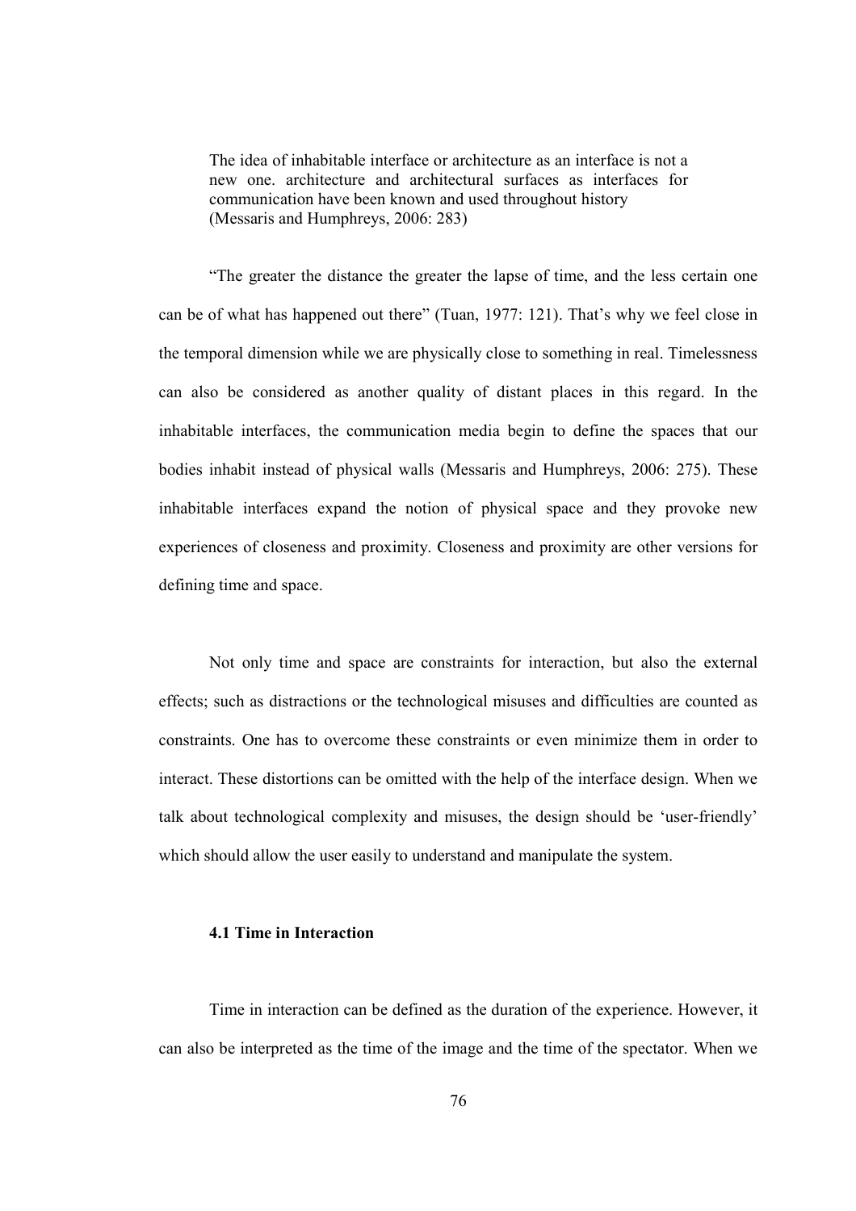> The idea of inhabitable interface or architecture as an interface is not a new one. architecture and architectural surfaces as interfaces for communication have been known and used throughout history (Messaris and Humphreys, 2006: 283)

"The greater the distance the greater the lapse of time, and the less certain one can be of what has happened out there" (Tuan, 1977: 121). That's why we feel close in the temporal dimension while we are physically close to something in real. Timelessness can also be considered as another quality of distant places in this regard. In the inhabitable interfaces, the communication media begin to define the spaces that our bodies inhabit instead of physical walls (Messaris and Humphreys, 2006: 275). These inhabitable interfaces expand the notion of physical space and they provoke new experiences of closeness and proximity. Closeness and proximity are other versions for defining time and space.

Not only time and space are constraints for interaction, but also the external effects; such as distractions or the technological misuses and difficulties are counted as constraints. One has to overcome these constraints or even minimize them in order to interact. These distortions can be omitted with the help of the interface design. When we talk about technological complexity and misuses, the design should be 'user-friendly' which should allow the user easily to understand and manipulate the system.

### 4.1 Time in Interaction

Time in interaction can be defined as the duration of the experience. However, it can also be interpreted as the time of the image and the time of the spectator. When we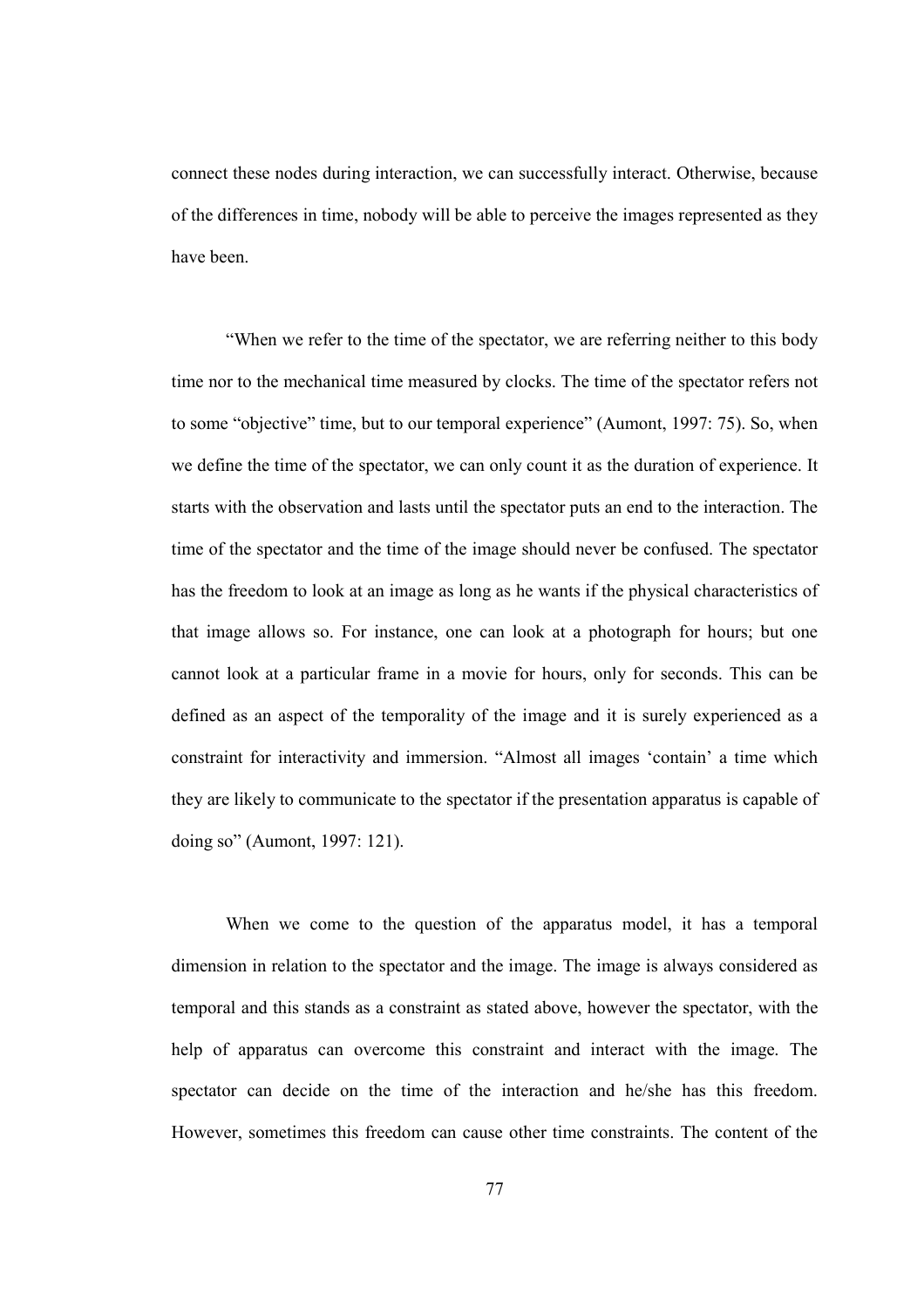connect these nodes during interaction, we can successfully interact. Otherwise, because of the differences in time, nobody will be able to perceive the images represented as they have been.

"When we refer to the time of the spectator, we are referring neither to this body time nor to the mechanical time measured by clocks. The time of the spectator refers not to some "objective" time, but to our temporal experience" (Aumont, 1997: 75). So, when we define the time of the spectator, we can only count it as the duration of experience. It starts with the observation and lasts until the spectator puts an end to the interaction. The time of the spectator and the time of the image should never be confused. The spectator has the freedom to look at an image as long as he wants if the physical characteristics of that image allows so. For instance, one can look at a photograph for hours; but one cannot look at a particular frame in a movie for hours, only for seconds. This can be defined as an aspect of the temporality of the image and it is surely experienced as a constraint for interactivity and immersion. "Almost all images 'contain' a time which they are likely to communicate to the spectator if the presentation apparatus is capable of doing so" (Aumont, 1997: 121).

When we come to the question of the apparatus model, it has a temporal dimension in relation to the spectator and the image. The image is always considered as temporal and this stands as a constraint as stated above, however the spectator, with the help of apparatus can overcome this constraint and interact with the image. The spectator can decide on the time of the interaction and he/she has this freedom. However, sometimes this freedom can cause other time constraints. The content of the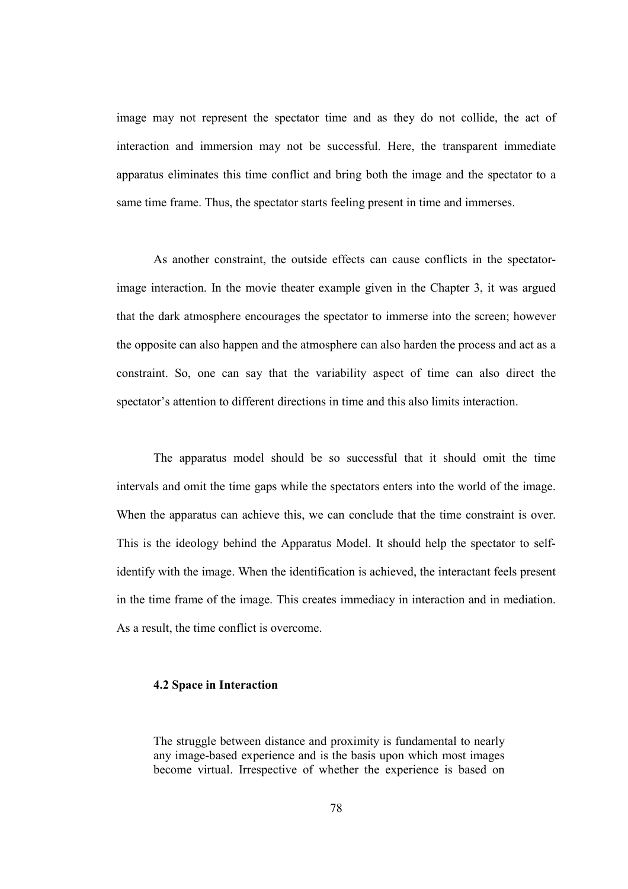image may not represent the spectator time and as they do not collide, the act of interaction and immersion may not be successful. Here, the transparent immediate apparatus eliminates this time conflict and bring both the image and the spectator to a same time frame. Thus, the spectator starts feeling present in time and immerses.

As another constraint, the outside effects can cause conflicts in the spectator-image interaction. In the movie theater example given in the Chapter 3, it was argued that the dark atmosphere encourages the spectator to immerse into the screen; however the opposite can also happen and the atmosphere can also harden the process and act as a constraint. So, one can say that the variability aspect of time can also direct the spectator's attention to different directions in time and this also limits interaction.

The apparatus model should be so successful that it should omit the time intervals and omit the time gaps while the spectators enters into the world of the image. When the apparatus can achieve this, we can conclude that the time constraint is over. This is the ideology behind the Apparatus Model. It should help the spectator to self-identify with the image. When the identification is achieved, the interactant feels present in the time frame of the image. This creates immediacy in interaction and in mediation. As a result, the time conflict is overcome.

### 4.2 Space in Interaction

> The struggle between distance and proximity is fundamental to nearly any image-based experience and is the basis upon which most images become virtual. Irrespective of whether the experience is based on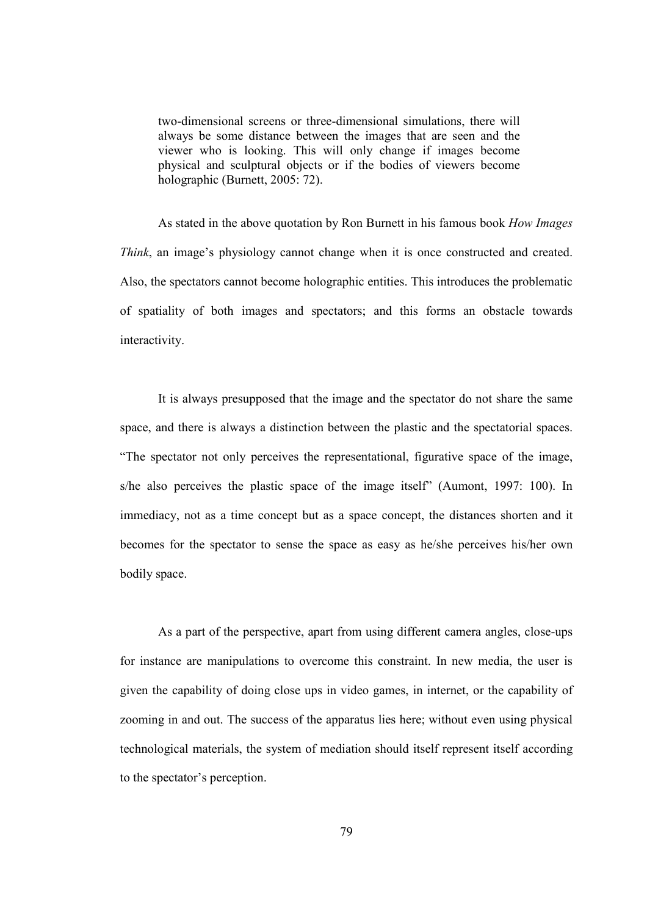> two-dimensional screens or three-dimensional simulations, there will always be some distance between the images that are seen and the viewer who is looking. This will only change if images become physical and sculptural objects or if the bodies of viewers become holographic (Burnett, 2005: 72).

As stated in the above quotation by Ron Burnett in his famous book *How Images Think*, an image's physiology cannot change when it is once constructed and created. Also, the spectators cannot become holographic entities. This introduces the problematic of spatiality of both images and spectators; and this forms an obstacle towards interactivity.

It is always presupposed that the image and the spectator do not share the same space, and there is always a distinction between the plastic and the spectatorial spaces. "The spectator not only perceives the representational, figurative space of the image, s/he also perceives the plastic space of the image itself" (Aumont, 1997: 100). In immediacy, not as a time concept but as a space concept, the distances shorten and it becomes for the spectator to sense the space as easy as he/she perceives his/her own bodily space.

As a part of the perspective, apart from using different camera angles, close-ups for instance are manipulations to overcome this constraint. In new media, the user is given the capability of doing close ups in video games, in internet, or the capability of zooming in and out. The success of the apparatus lies here; without even using physical technological materials, the system of mediation should itself represent itself according to the spectator's perception.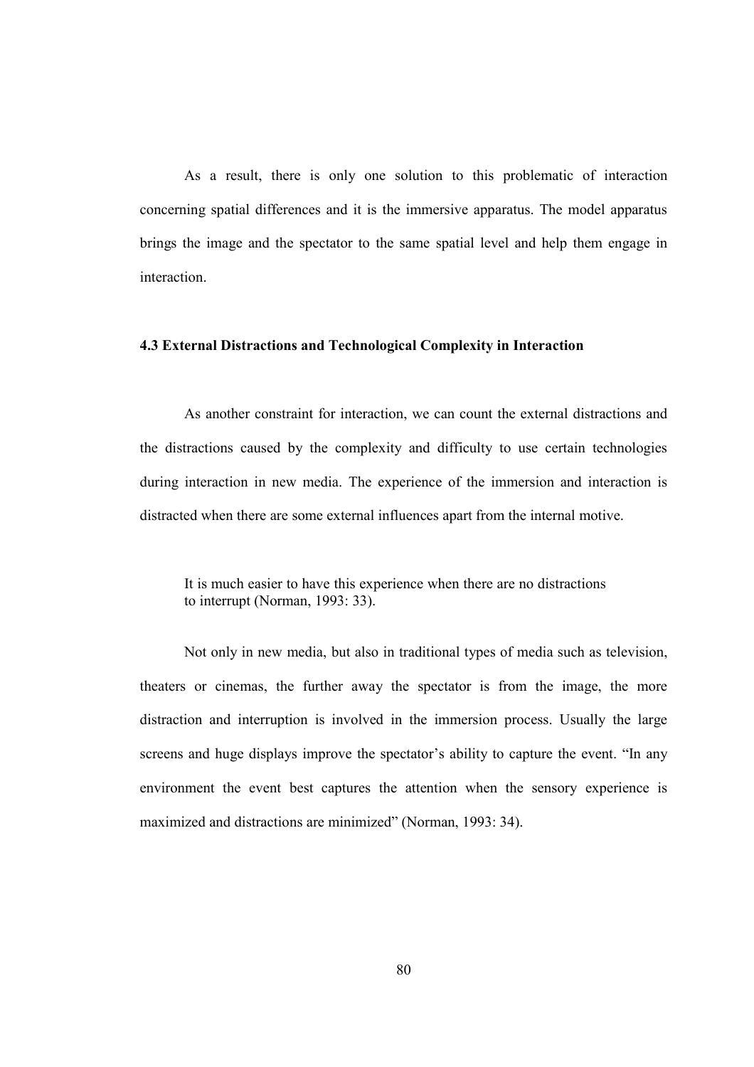As a result, there is only one solution to this problematic of interaction concerning spatial differences and it is the immersive apparatus. The model apparatus brings the image and the spectator to the same spatial level and help them engage in interaction.

### 4.3 External Distractions and Technological Complexity in Interaction

As another constraint for interaction, we can count the external distractions and the distractions caused by the complexity and difficulty to use certain technologies during interaction in new media. The experience of the immersion and interaction is distracted when there are some external influences apart from the internal motive.

> It is much easier to have this experience when there are no distractions to interrupt (Norman, 1993: 33).

Not only in new media, but also in traditional types of media such as television, theaters or cinemas, the further away the spectator is from the image, the more distraction and interruption is involved in the immersion process. Usually the large screens and huge displays improve the spectator's ability to capture the event. "In any environment the event best captures the attention when the sensory experience is maximized and distractions are minimized" (Norman, 1993: 34).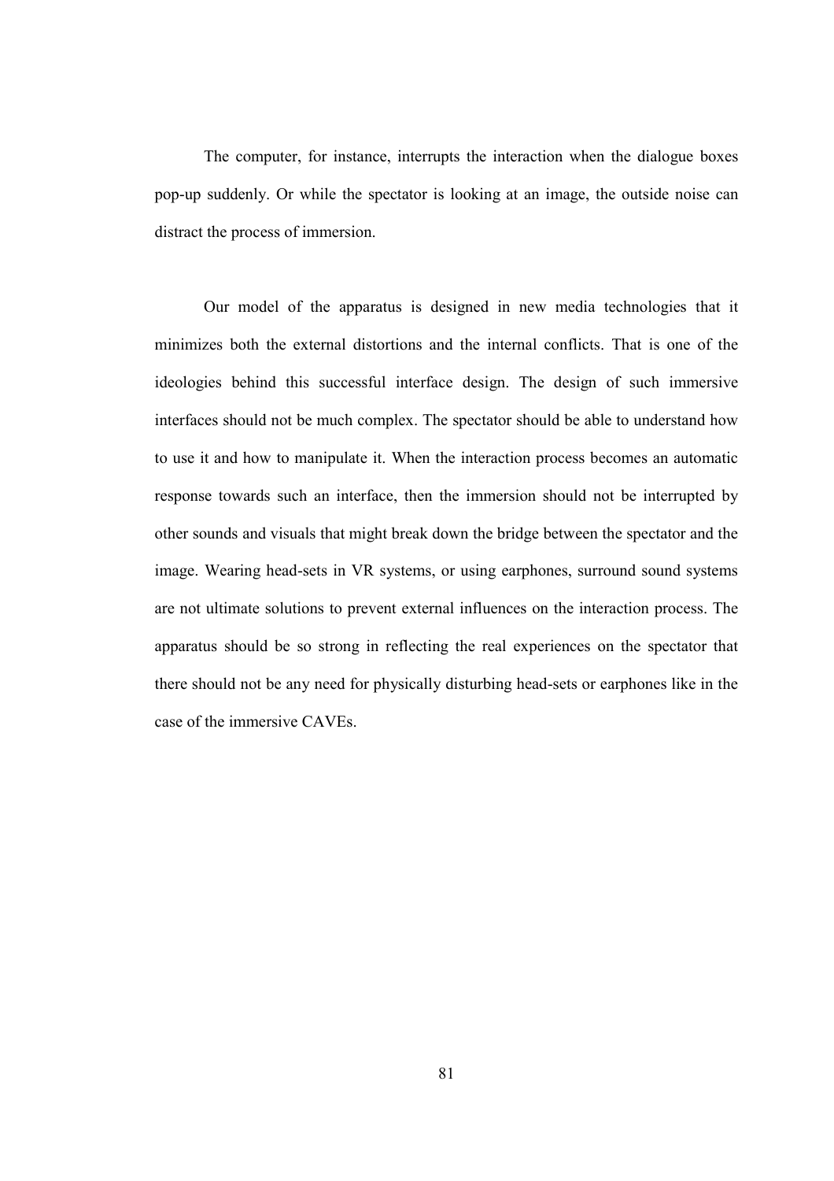The computer, for instance, interrupts the interaction when the dialogue boxes pop-up suddenly. Or while the spectator is looking at an image, the outside noise can distract the process of immersion.

Our model of the apparatus is designed in new media technologies that it minimizes both the external distortions and the internal conflicts. That is one of the ideologies behind this successful interface design. The design of such immersive interfaces should not be much complex. The spectator should be able to understand how to use it and how to manipulate it. When the interaction process becomes an automatic response towards such an interface, then the immersion should not be interrupted by other sounds and visuals that might break down the bridge between the spectator and the image. Wearing head-sets in VR systems, or using earphones, surround sound systems are not ultimate solutions to prevent external influences on the interaction process. The apparatus should be so strong in reflecting the real experiences on the spectator that there should not be any need for physically disturbing head-sets or earphones like in the case of the immersive CAVEs.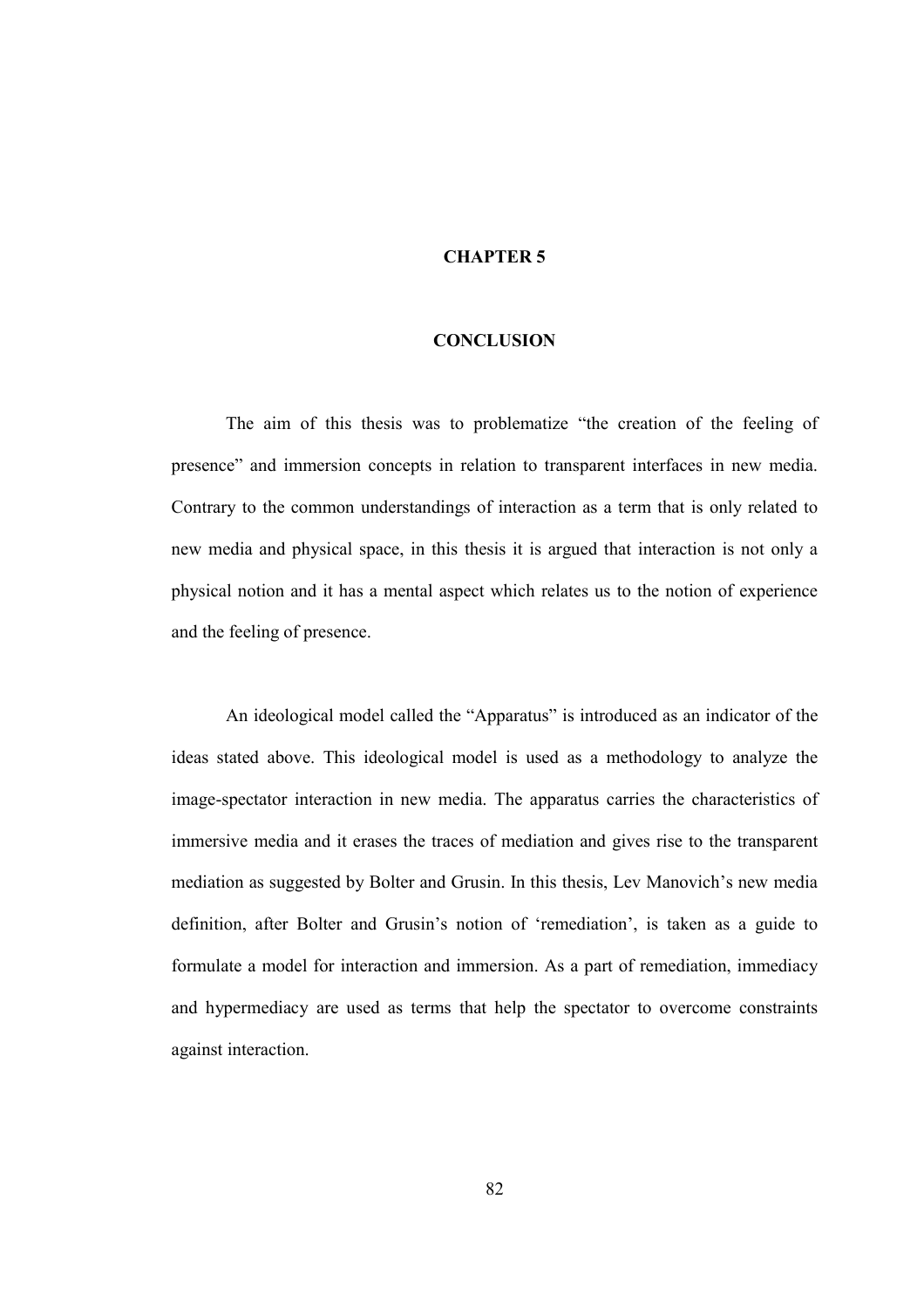# CHAPTER 5

# CONCLUSION

The aim of this thesis was to problematize “the creation of the feeling of presence” and immersion concepts in relation to transparent interfaces in new media. Contrary to the common understandings of interaction as a term that is only related to new media and physical space, in this thesis it is argued that interaction is not only a physical notion and it has a mental aspect which relates us to the notion of experience and the feeling of presence.

An ideological model called the “Apparatus” is introduced as an indicator of the ideas stated above. This ideological model is used as a methodology to analyze the image-spectator interaction in new media. The apparatus carries the characteristics of immersive media and it erases the traces of mediation and gives rise to the transparent mediation as suggested by Bolter and Grusin. In this thesis, Lev Manovich’s new media definition, after Bolter and Grusin’s notion of ‘remediation’, is taken as a guide to formulate a model for interaction and immersion. As a part of remediation, immediacy and hypermediacy are used as terms that help the spectator to overcome constraints against interaction.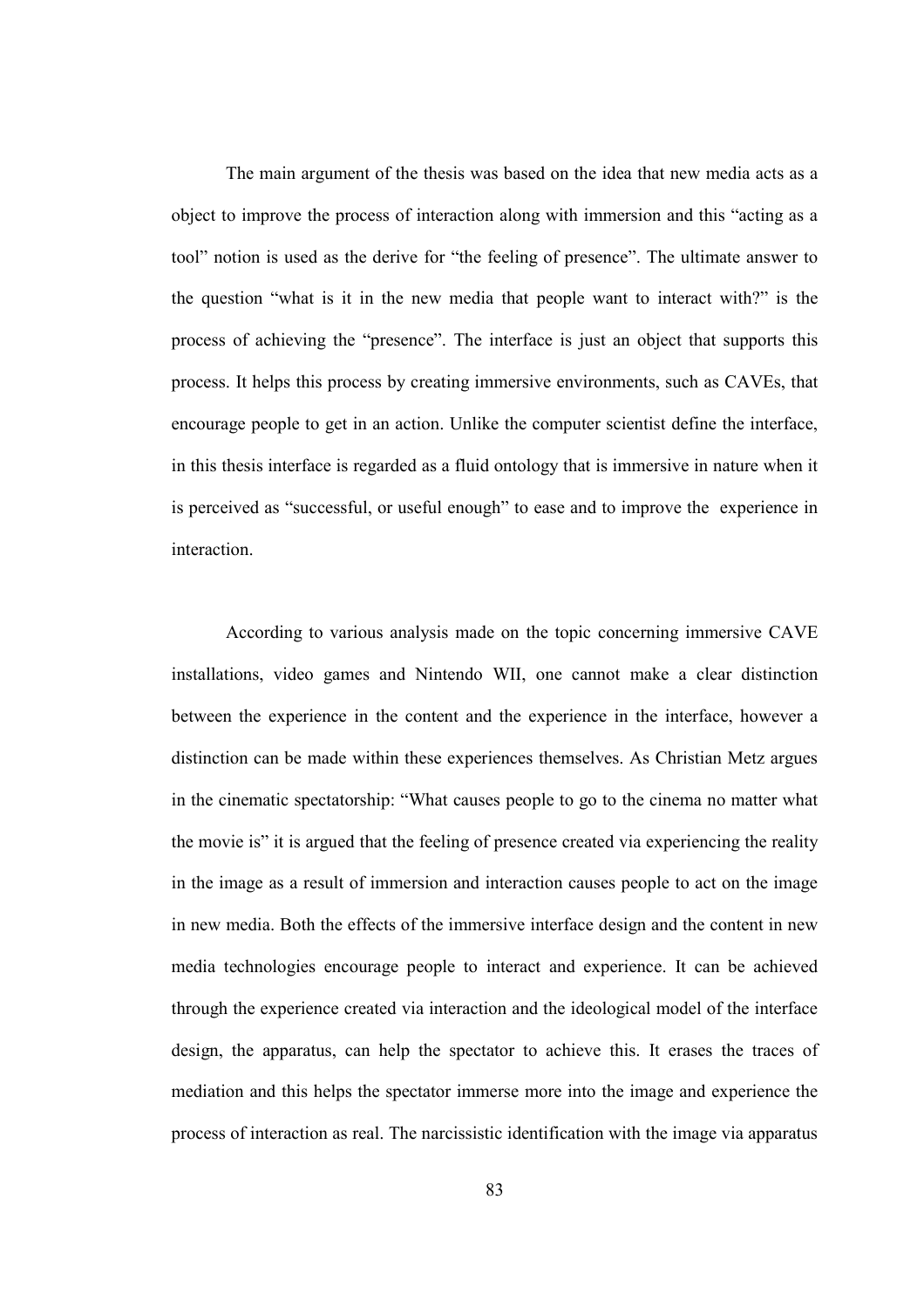The main argument of the thesis was based on the idea that new media acts as a object to improve the process of interaction along with immersion and this "acting as a tool" notion is used as the derive for "the feeling of presence". The ultimate answer to the question "what is it in the new media that people want to interact with?" is the process of achieving the "presence". The interface is just an object that supports this process. It helps this process by creating immersive environments, such as CAVEs, that encourage people to get in an action. Unlike the computer scientist define the interface, in this thesis interface is regarded as a fluid ontology that is immersive in nature when it is perceived as "successful, or useful enough" to ease and to improve the experience in interaction.

According to various analysis made on the topic concerning immersive CAVE installations, video games and Nintendo WII, one cannot make a clear distinction between the experience in the content and the experience in the interface, however a distinction can be made within these experiences themselves. As Christian Metz argues in the cinematic spectatorship: "What causes people to go to the cinema no matter what the movie is" it is argued that the feeling of presence created via experiencing the reality in the image as a result of immersion and interaction causes people to act on the image in new media. Both the effects of the immersive interface design and the content in new media technologies encourage people to interact and experience. It can be achieved through the experience created via interaction and the ideological model of the interface design, the apparatus, can help the spectator to achieve this. It erases the traces of mediation and this helps the spectator immerse more into the image and experience the process of interaction as real. The narcissistic identification with the image via apparatus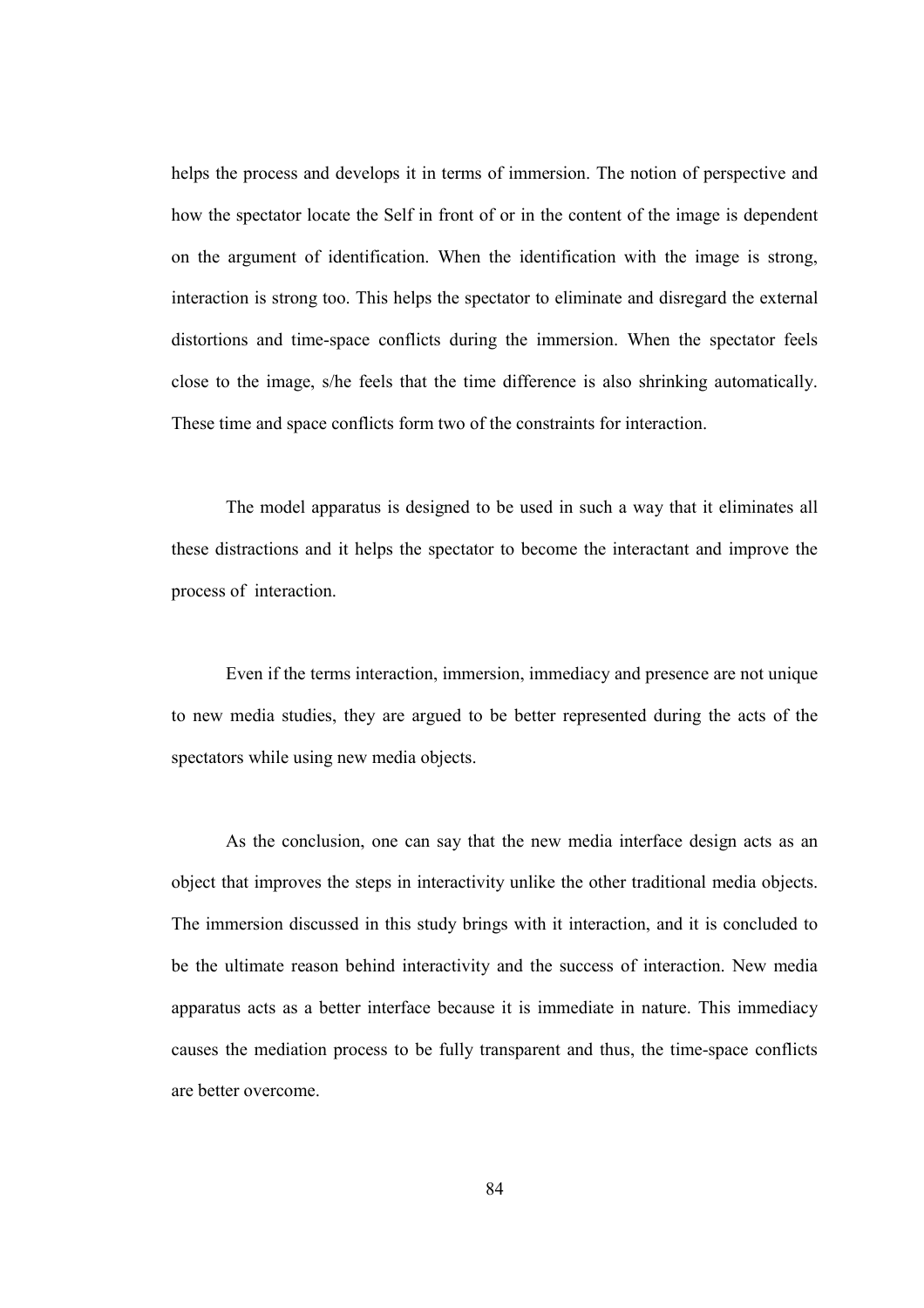helps the process and develops it in terms of immersion. The notion of perspective and how the spectator locate the Self in front of or in the content of the image is dependent on the argument of identification. When the identification with the image is strong, interaction is strong too. This helps the spectator to eliminate and disregard the external distortions and time-space conflicts during the immersion. When the spectator feels close to the image, s/he feels that the time difference is also shrinking automatically. These time and space conflicts form two of the constraints for interaction.

The model apparatus is designed to be used in such a way that it eliminates all these distractions and it helps the spectator to become the interactant and improve the process of interaction.

Even if the terms interaction, immersion, immediacy and presence are not unique to new media studies, they are argued to be better represented during the acts of the spectators while using new media objects.

As the conclusion, one can say that the new media interface design acts as an object that improves the steps in interactivity unlike the other traditional media objects. The immersion discussed in this study brings with it interaction, and it is concluded to be the ultimate reason behind interactivity and the success of interaction. New media apparatus acts as a better interface because it is immediate in nature. This immediacy causes the mediation process to be fully transparent and thus, the time-space conflicts are better overcome.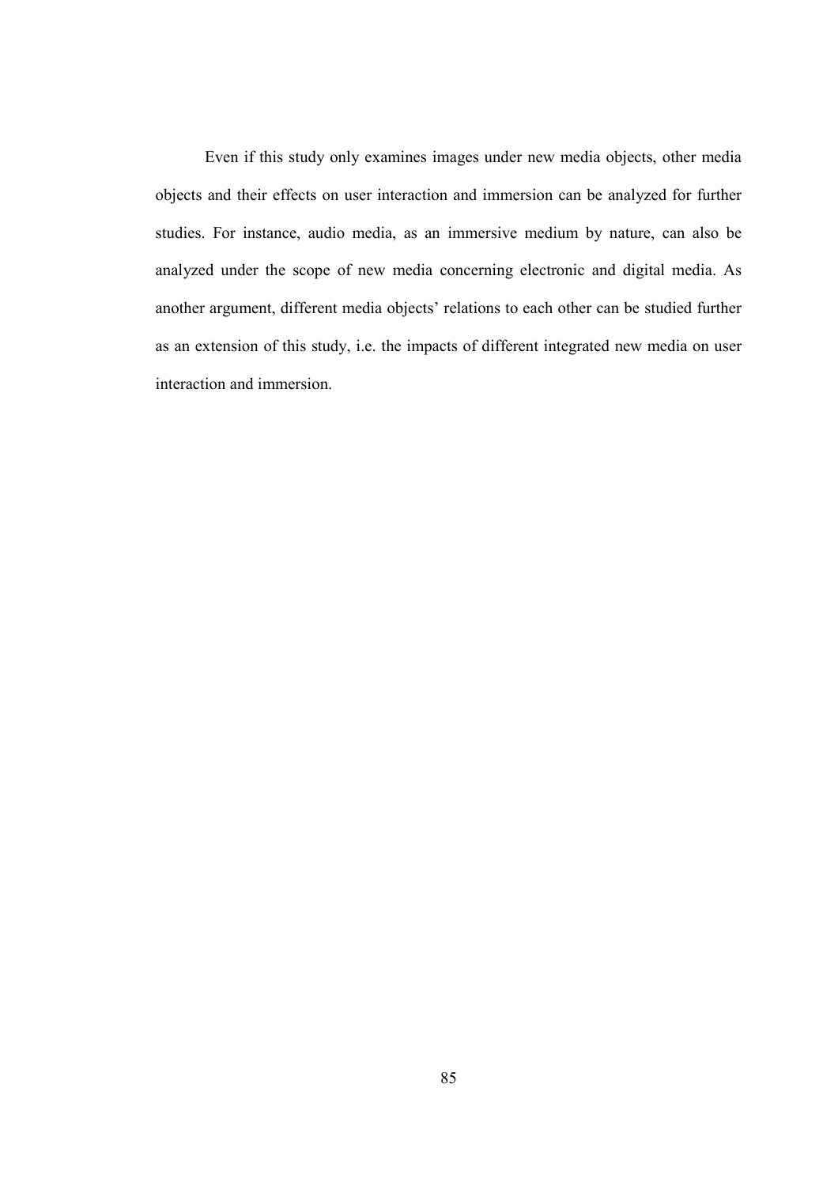Even if this study only examines images under new media objects, other media objects and their effects on user interaction and immersion can be analyzed for further studies. For instance, audio media, as an immersive medium by nature, can also be analyzed under the scope of new media concerning electronic and digital media. As another argument, different media objects' relations to each other can be studied further as an extension of this study, i.e. the impacts of different integrated new media on user interaction and immersion.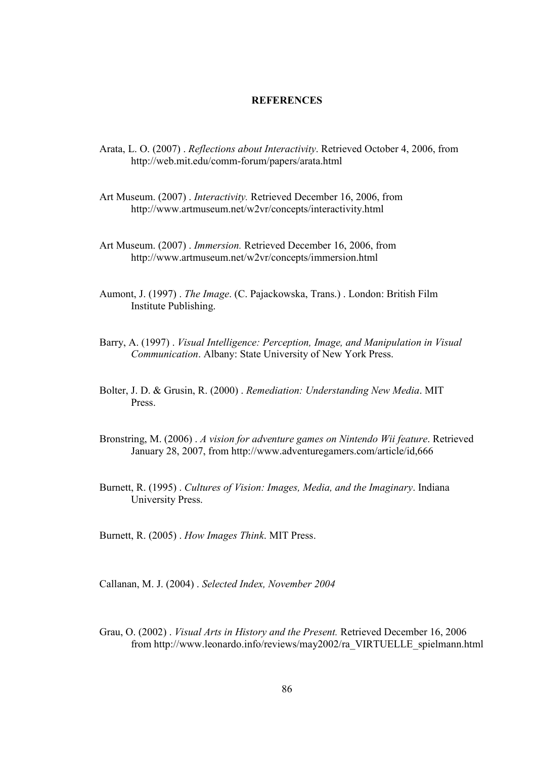## REFERENCES

Arata, L. O. (2007) . *Reflections about Interactivity*. Retrieved October 4, 2006, from http://web.mit.edu/comm-forum/papers/arata.html

Art Museum. (2007) . *Interactivity.* Retrieved December 16, 2006, from http://www.artmuseum.net/w2vr/concepts/interactivity.html

Art Museum. (2007) . *Immersion.* Retrieved December 16, 2006, from http://www.artmuseum.net/w2vr/concepts/immersion.html

Aumont, J. (1997) . *The Image*. (C. Pajackowska, Trans.) . London: British Film Institute Publishing.

Barry, A. (1997) . *Visual Intelligence: Perception, Image, and Manipulation in Visual Communication*. Albany: State University of New York Press.

Bolter, J. D. & Grusin, R. (2000) . *Remediation: Understanding New Media*. MIT Press.

Bronstring, M. (2006) . *A vision for adventure games on Nintendo Wii feature*. Retrieved January 28, 2007, from http://www.adventuregamers.com/article/id,666

Burnett, R. (1995) . *Cultures of Vision: Images, Media, and the Imaginary*. Indiana University Press.

Burnett, R. (2005) . *How Images Think*. MIT Press.

Callanan, M. J. (2004) . *Selected Index, November 2004*

Grau, O. (2002) . *Visual Arts in History and the Present.* Retrieved December 16, 2006 from http://www.leonardo.info/reviews/may2002/ra_VIRTUELLE_spielmann.html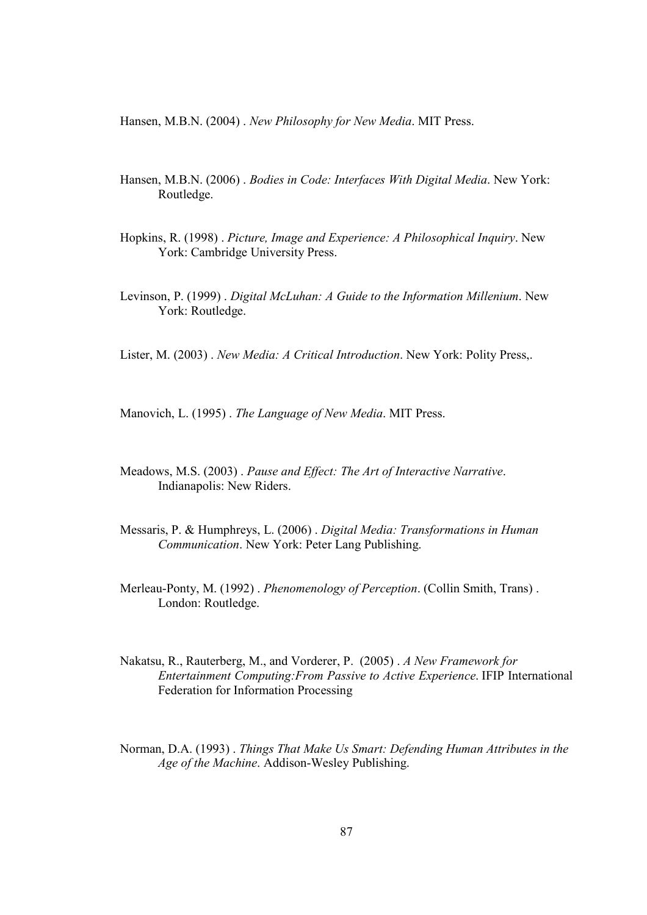Hansen, M.B.N. (2004) . *New Philosophy for New Media*. MIT Press.

Hansen, M.B.N. (2006) . *Bodies in Code: Interfaces With Digital Media*. New York: Routledge.

Hopkins, R. (1998) . *Picture, Image and Experience: A Philosophical Inquiry*. New York: Cambridge University Press.

Levinson, P. (1999) . *Digital McLuhan: A Guide to the Information Millenium*. New York: Routledge.

Lister, M. (2003) . *New Media: A Critical Introduction*. New York: Polity Press,.

Manovich, L. (1995) . *The Language of New Media*. MIT Press.

Meadows, M.S. (2003) . *Pause and Effect: The Art of Interactive Narrative*. Indianapolis: New Riders.

Messaris, P. & Humphreys, L. (2006) . *Digital Media: Transformations in Human Communication*. New York: Peter Lang Publishing.

Merleau-Ponty, M. (1992) . *Phenomenology of Perception*. (Collin Smith, Trans) . London: Routledge.

Nakatsu, R., Rauterberg, M., and Vorderer, P. (2005) . *A New Framework for Entertainment Computing:From Passive to Active Experience*. IFIP International Federation for Information Processing

Norman, D.A. (1993) . *Things That Make Us Smart: Defending Human Attributes in the Age of the Machine*. Addison-Wesley Publishing.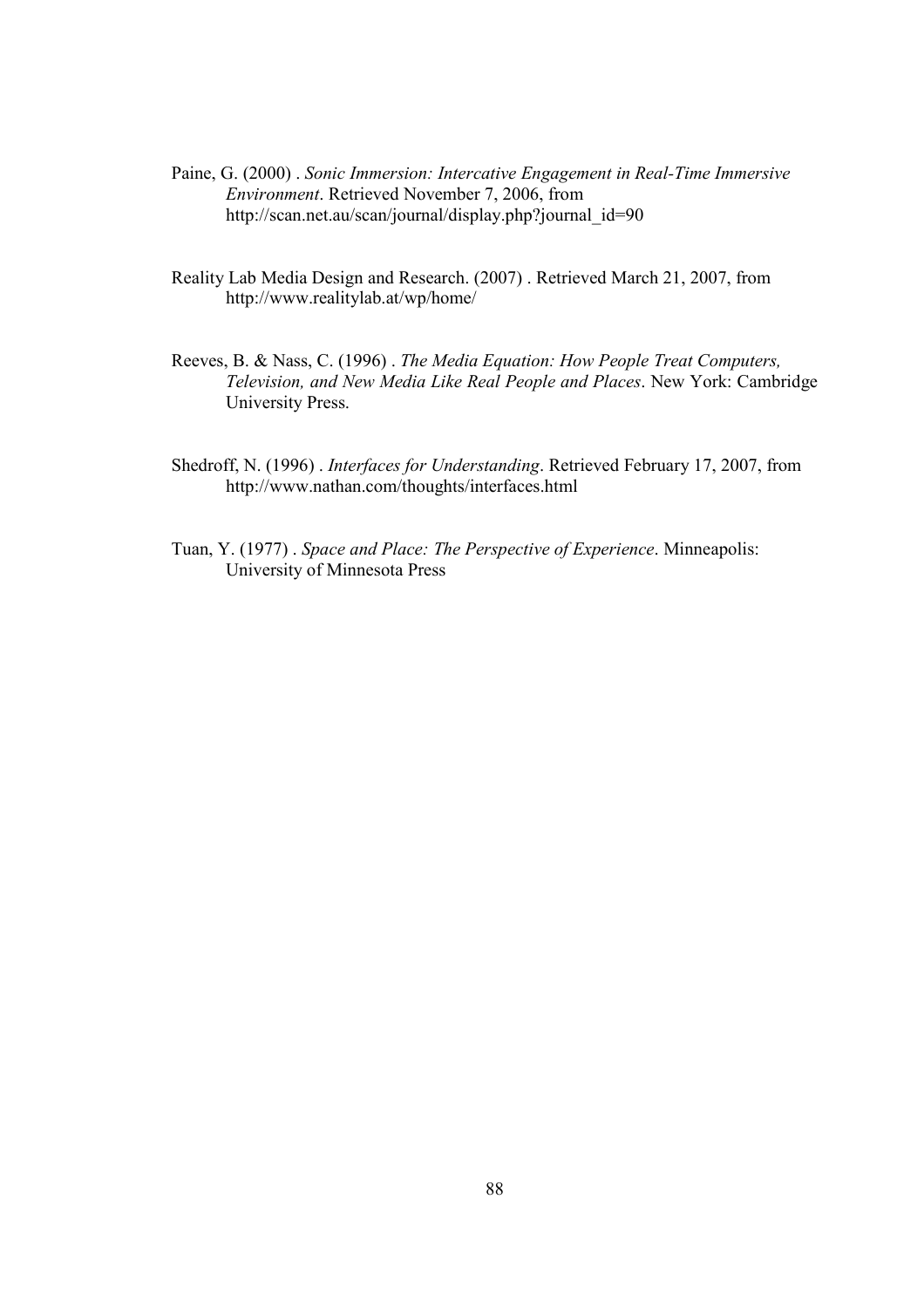Paine, G. (2000) . *Sonic Immersion: Intercative Engagement in Real-Time Immersive Environment*. Retrieved November 7, 2006, from http://scan.net.au/scan/journal/display.php?journal_id=90

Reality Lab Media Design and Research. (2007) . Retrieved March 21, 2007, from http://www.realitylab.at/wp/home/

Reeves, B. & Nass, C. (1996) . *The Media Equation: How People Treat Computers, Television, and New Media Like Real People and Places*. New York: Cambridge University Press.

Shedroff, N. (1996) . *Interfaces for Understanding*. Retrieved February 17, 2007, from http://www.nathan.com/thoughts/interfaces.html

Tuan, Y. (1977) . *Space and Place: The Perspective of Experience*. Minneapolis: University of Minnesota Press